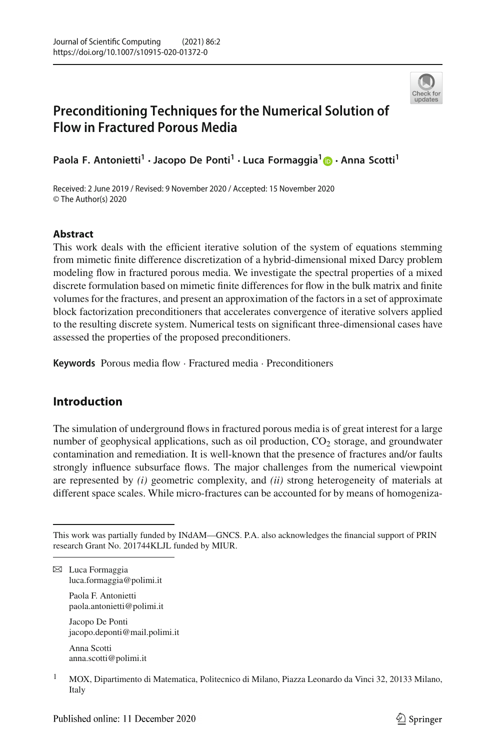# Preconditioning Techniques for the Numerical Solution of Flow in Fractured Porous Media

**Paola F. Antonietti[1] · Jacopo De Ponti[1] · Luca Formaggia[1] · Anna Scotti[1]**

Received: 2 June 2019 / Revised: 9 November 2020 / Accepted: 15 November 2020
© The Author(s) 2020

## Abstract

This work deals with the efficient iterative solution of the system of equations stemming from mimetic finite difference discretization of a hybrid-dimensional mixed Darcy problem modeling flow in fractured porous media. We investigate the spectral properties of a mixed discrete formulation based on mimetic finite differences for flow in the bulk matrix and finite volumes for the fractures, and present an approximation of the factors in a set of approximate block factorization preconditioners that accelerates convergence of iterative solvers applied to the resulting discrete system. Numerical tests on significant three-dimensional cases have assessed the properties of the proposed preconditioners.

**Keywords** Porous media flow · Fractured media · Preconditioners

## Introduction

The simulation of underground flows in fractured porous media is of great interest for a large number of geophysical applications, such as oil production, $CO_2$ storage, and groundwater contamination and remediation. It is well-known that the presence of fractures and/or faults strongly influence subsurface flows. The major challenges from the numerical viewpoint are represented by *(i)* geometric complexity, and *(ii)* strong heterogeneity of materials at different space scales. While micro-fractures can be accounted for by means of homogeniza-

---

This work was partially funded by INdAM—GNCS. P.A. also acknowledges the financial support of PRIN research Grant No. 201744KLJL funded by MIUR.

✉ Luca Formaggia
luca.formaggia@polimi.it

Paola F. Antonietti
paola.antonietti@polimi.it

Jacopo De Ponti
jacopo.deponti@mail.polimi.it

Anna Scotti
anna.scotti@polimi.it

[1] MOX, Dipartimento di Matematica, Politecnico di Milano, Piazza Leonardo da Vinci 32, 20133 Milano, Italy

Published online: 11 December 2020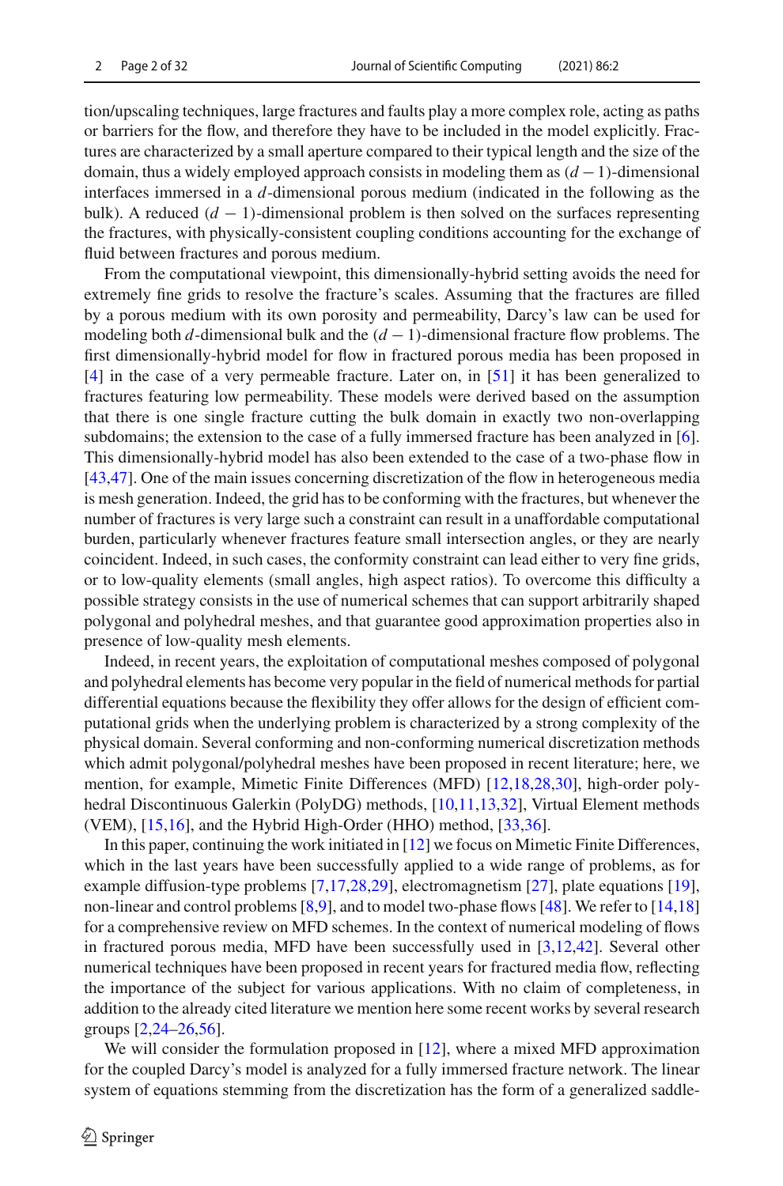tion/upscaling techniques, large fractures and faults play a more complex role, acting as paths or barriers for the flow, and therefore they have to be included in the model explicitly. Fractures are characterized by a small aperture compared to their typical length and the size of the domain, thus a widely employed approach consists in modeling them as $(d-1)$-dimensional interfaces immersed in a $d$-dimensional porous medium (indicated in the following as the bulk). A reduced $(d-1)$-dimensional problem is then solved on the surfaces representing the fractures, with physically-consistent coupling conditions accounting for the exchange of fluid between fractures and porous medium.

From the computational viewpoint, this dimensionally-hybrid setting avoids the need for extremely fine grids to resolve the fracture's scales. Assuming that the fractures are filled by a porous medium with its own porosity and permeability, Darcy's law can be used for modeling both $d$-dimensional bulk and the $(d-1)$-dimensional fracture flow problems. The first dimensionally-hybrid model for flow in fractured porous media has been proposed in [4] in the case of a very permeable fracture. Later on, in [51] it has been generalized to fractures featuring low permeability. These models were derived based on the assumption that there is one single fracture cutting the bulk domain in exactly two non-overlapping subdomains; the extension to the case of a fully immersed fracture has been analyzed in [6]. This dimensionally-hybrid model has also been extended to the case of a two-phase flow in [43,47]. One of the main issues concerning discretization of the flow in heterogeneous media is mesh generation. Indeed, the grid has to be conforming with the fractures, but whenever the number of fractures is very large such a constraint can result in a unaffordable computational burden, particularly whenever fractures feature small intersection angles, or they are nearly coincident. Indeed, in such cases, the conformity constraint can lead either to very fine grids, or to low-quality elements (small angles, high aspect ratios). To overcome this difficulty a possible strategy consists in the use of numerical schemes that can support arbitrarily shaped polygonal and polyhedral meshes, and that guarantee good approximation properties also in presence of low-quality mesh elements.

Indeed, in recent years, the exploitation of computational meshes composed of polygonal and polyhedral elements has become very popular in the field of numerical methods for partial differential equations because the flexibility they offer allows for the design of efficient computational grids when the underlying problem is characterized by a strong complexity of the physical domain. Several conforming and non-conforming numerical discretization methods which admit polygonal/polyhedral meshes have been proposed in recent literature; here, we mention, for example, Mimetic Finite Differences (MFD) [12,18,28,30], high-order polyhedral Discontinuous Galerkin (PolyDG) methods, [10,11,13,32], Virtual Element methods (VEM), [15,16], and the Hybrid High-Order (HHO) method, [33,36].

In this paper, continuing the work initiated in [12] we focus on Mimetic Finite Differences, which in the last years have been successfully applied to a wide range of problems, as for example diffusion-type problems [7,17,28,29], electromagnetism [27], plate equations [19], non-linear and control problems [8,9], and to model two-phase flows [48]. We refer to [14,18] for a comprehensive review on MFD schemes. In the context of numerical modeling of flows in fractured porous media, MFD have been successfully used in [3,12,42]. Several other numerical techniques have been proposed in recent years for fractured media flow, reflecting the importance of the subject for various applications. With no claim of completeness, in addition to the already cited literature we mention here some recent works by several research groups [2,24–26,56].

We will consider the formulation proposed in [12], where a mixed MFD approximation for the coupled Darcy's model is analyzed for a fully immersed fracture network. The linear system of equations stemming from the discretization has the form of a generalized saddle-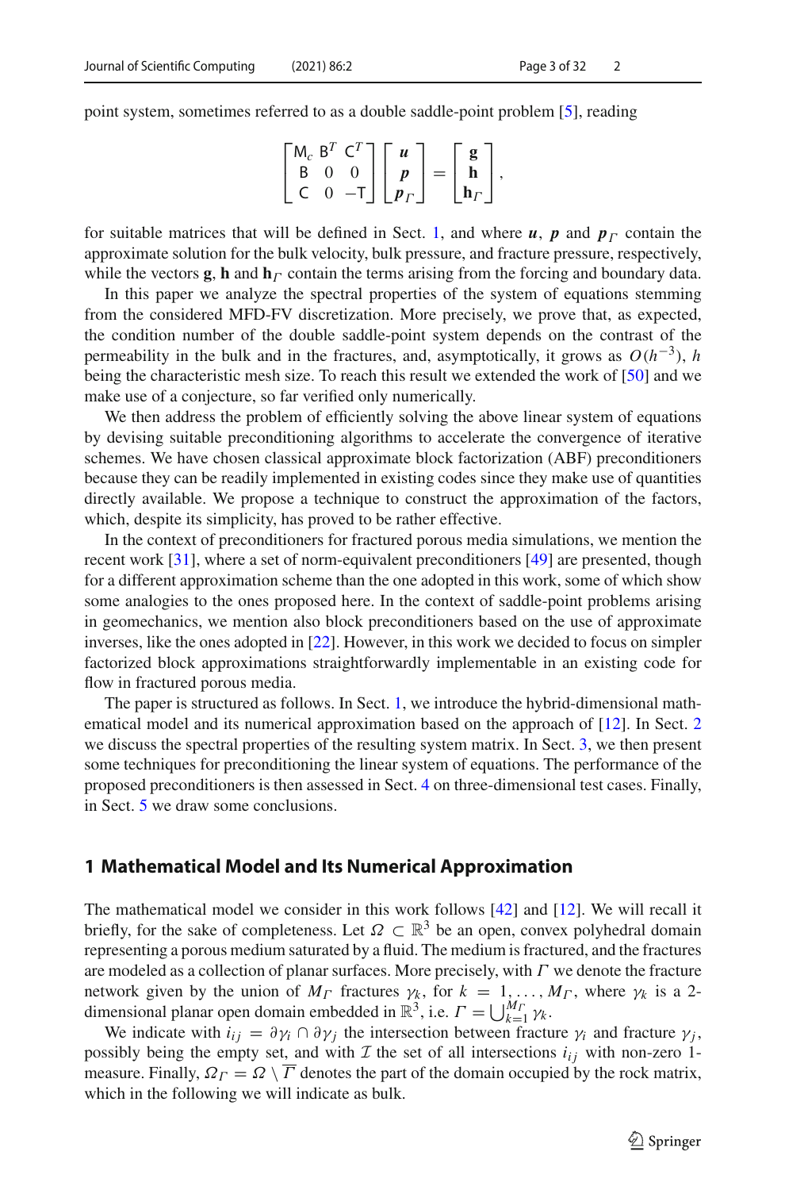point system, sometimes referred to as a double saddle-point problem [5], reading

$$\begin{bmatrix} \mathsf{M}_c & \mathsf{B}^T & \mathsf{C}^T \\ \mathsf{B} & 0 & 0 \\ \mathsf{C} & 0 & -\mathsf{T} \end{bmatrix} \begin{bmatrix} \boldsymbol{u} \\ \boldsymbol{p} \\ \boldsymbol{p}_\Gamma \end{bmatrix} = \begin{bmatrix} \mathbf{g} \\ \mathbf{h} \\ \mathbf{h}_\Gamma \end{bmatrix},$$

for suitable matrices that will be defined in Sect. 1, and where $\boldsymbol{u}$, $\boldsymbol{p}$ and $\boldsymbol{p}_\Gamma$ contain the approximate solution for the bulk velocity, bulk pressure, and fracture pressure, respectively, while the vectors $\mathbf{g}$, $\mathbf{h}$ and $\mathbf{h}_\Gamma$ contain the terms arising from the forcing and boundary data.

In this paper we analyze the spectral properties of the system of equations stemming from the considered MFD-FV discretization. More precisely, we prove that, as expected, the condition number of the double saddle-point system depends on the contrast of the permeability in the bulk and in the fractures, and, asymptotically, it grows as $O(h^{-3})$, $h$ being the characteristic mesh size. To reach this result we extended the work of [50] and we make use of a conjecture, so far verified only numerically.

We then address the problem of efficiently solving the above linear system of equations by devising suitable preconditioning algorithms to accelerate the convergence of iterative schemes. We have chosen classical approximate block factorization (ABF) preconditioners because they can be readily implemented in existing codes since they make use of quantities directly available. We propose a technique to construct the approximation of the factors, which, despite its simplicity, has proved to be rather effective.

In the context of preconditioners for fractured porous media simulations, we mention the recent work [31], where a set of norm-equivalent preconditioners [49] are presented, though for a different approximation scheme than the one adopted in this work, some of which show some analogies to the ones proposed here. In the context of saddle-point problems arising in geomechanics, we mention also block preconditioners based on the use of approximate inverses, like the ones adopted in [22]. However, in this work we decided to focus on simpler factorized block approximations straightforwardly implementable in an existing code for flow in fractured porous media.

The paper is structured as follows. In Sect. 1, we introduce the hybrid-dimensional mathematical model and its numerical approximation based on the approach of [12]. In Sect. 2 we discuss the spectral properties of the resulting system matrix. In Sect. 3, we then present some techniques for preconditioning the linear system of equations. The performance of the proposed preconditioners is then assessed in Sect. 4 on three-dimensional test cases. Finally, in Sect. 5 we draw some conclusions.

## 1 Mathematical Model and Its Numerical Approximation

The mathematical model we consider in this work follows [42] and [12]. We will recall it briefly, for the sake of completeness. Let $\Omega \subset \mathbb{R}^3$ be an open, convex polyhedral domain representing a porous medium saturated by a fluid. The medium is fractured, and the fractures are modeled as a collection of planar surfaces. More precisely, with $\Gamma$ we denote the fracture network given by the union of $M_\Gamma$ fractures $\gamma_k$, for $k = 1, \ldots, M_\Gamma$, where $\gamma_k$ is a 2-dimensional planar open domain embedded in $\mathbb{R}^3$, i.e. $\Gamma = \bigcup_{k=1}^{M_\Gamma} \gamma_k$.

We indicate with $i_{ij} = \partial\gamma_i \cap \partial\gamma_j$ the intersection between fracture $\gamma_i$ and fracture $\gamma_j$, possibly being the empty set, and with $\mathcal{I}$ the set of all intersections $i_{ij}$ with non-zero 1-measure. Finally, $\Omega_\Gamma = \Omega \setminus \overline{\Gamma}$ denotes the part of the domain occupied by the rock matrix, which in the following we will indicate as bulk.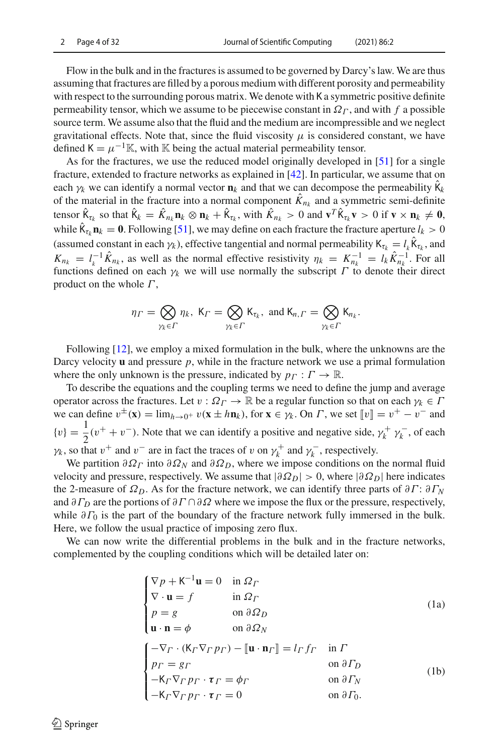Flow in the bulk and in the fractures is assumed to be governed by Darcy's law. We are thus assuming that fractures are filled by a porous medium with different porosity and permeability with respect to the surrounding porous matrix. We denote with $\mathsf{K}$ a symmetric positive definite permeability tensor, which we assume to be piecewise constant in $\Omega_\Gamma$, and with $f$ a possible source term. We assume also that the fluid and the medium are incompressible and we neglect gravitational effects. Note that, since the fluid viscosity $\mu$ is considered constant, we have defined $\mathsf{K} = \mu^{-1}\mathbb{K}$, with $\mathbb{K}$ being the actual material permeability tensor.

As for the fractures, we use the reduced model originally developed in [51] for a single fracture, extended to fracture networks as explained in [42]. In particular, we assume that on each $\gamma_k$ we can identify a normal vector $\mathbf{n}_k$ and that we can decompose the permeability $\hat{\mathsf{K}}_k$ of the material in the fracture into a normal component $\hat{K}_{n_k}$ and a symmetric semi-definite tensor $\hat{\mathsf{K}}_{\tau_k}$ so that $\hat{\mathsf{K}}_k = \hat{K}_{n_k}\mathbf{n}_k \otimes \mathbf{n}_k + \hat{\mathsf{K}}_{\tau_k}$, with $\hat{K}_{n_k} > 0$ and $\mathbf{v}^T\hat{\mathsf{K}}_{\tau_k}\mathbf{v} > 0$ if $\mathbf{v} \times \mathbf{n}_k \neq \mathbf{0}$, while $\hat{\mathsf{K}}_{\tau_k}\mathbf{n}_k = \mathbf{0}$. Following [51], we may define on each fracture the fracture aperture $l_k > 0$ (assumed constant in each $\gamma_k$), effective tangential and normal permeability $\mathsf{K}_{\tau_k} = l_k\hat{\mathsf{K}}_{\tau_k}$, and $K_{n_k} = l_k^{-1}\hat{K}_{n_k}$, as well as the normal effective resistivity $\eta_k = K_{n_k}^{-1} = l_k\hat{K}_{n_k}^{-1}$. For all functions defined on each $\gamma_k$ we will use normally the subscript $\Gamma$ to denote their direct product on the whole $\Gamma$,

$$\eta_\Gamma = \bigotimes_{\gamma_k\in\Gamma}\eta_k,\ \mathsf{K}_\Gamma = \bigotimes_{\gamma_k\in\Gamma}\mathsf{K}_{\tau_k},\ \text{and } \mathsf{K}_{n,\Gamma} = \bigotimes_{\gamma_k\in\Gamma}\mathsf{K}_{n_k}.$$

Following [12], we employ a mixed formulation in the bulk, where the unknowns are the Darcy velocity $\mathbf{u}$ and pressure $p$, while in the fracture network we use a primal formulation where the only unknown is the pressure, indicated by $p_\Gamma : \Gamma \to \mathbb{R}$.

To describe the equations and the coupling terms we need to define the jump and average operator across the fractures. Let $v : \Omega_\Gamma \to \mathbb{R}$ be a regular function so that on each $\gamma_k \in \Gamma$ we can define $v^\pm(\mathbf{x}) = \lim_{h\to 0^+} v(\mathbf{x} \pm h\mathbf{n}_k)$, for $\mathbf{x} \in \gamma_k$. On $\Gamma$, we set $[\![v]\!] = v^+ - v^-$ and $\{v\} = \frac{1}{2}(v^+ + v^-)$. Note that we can identify a positive and negative side, $\gamma_k^+$ $\gamma_k^-$, of each $\gamma_k$, so that $v^+$ and $v^-$ are in fact the traces of $v$ on $\gamma_k^+$ and $\gamma_k^-$, respectively.

We partition $\partial\Omega_\Gamma$ into $\partial\Omega_N$ and $\partial\Omega_D$, where we impose conditions on the normal fluid velocity and pressure, respectively. We assume that $|\partial\Omega_D| > 0$, where $|\partial\Omega_D|$ here indicates the 2-measure of $\Omega_D$. As for the fracture network, we can identify three parts of $\partial\Gamma$: $\partial\Gamma_N$ and $\partial\Gamma_D$ are the portions of $\partial\Gamma \cap \partial\Omega$ where we impose the flux or the pressure, respectively, while $\partial\Gamma_0$ is the part of the boundary of the fracture network fully immersed in the bulk. Here, we follow the usual practice of imposing zero flux.

We can now write the differential problems in the bulk and in the fracture networks, complemented by the coupling conditions which will be detailed later on:

$$\begin{cases} \nabla p + \mathsf{K}^{-1}\mathbf{u} = 0 & \text{in } \Omega_\Gamma \\ \nabla \cdot \mathbf{u} = f & \text{in } \Omega_\Gamma \\ p = g & \text{on } \partial\Omega_D \\ \mathbf{u}\cdot\mathbf{n} = \phi & \text{on } \partial\Omega_N \end{cases} \tag{1a}$$

$$\begin{cases} -\nabla_\Gamma \cdot (\mathsf{K}_\Gamma \nabla_\Gamma p_\Gamma) - [\![\mathbf{u}\cdot\mathbf{n}_\Gamma]\!] = l_\Gamma f_\Gamma & \text{in } \Gamma \\ p_\Gamma = g_\Gamma & \text{on } \partial\Gamma_D \\ -\mathsf{K}_\Gamma \nabla_\Gamma p_\Gamma \cdot \boldsymbol{\tau}_\Gamma = \phi_\Gamma & \text{on } \partial\Gamma_N \\ -\mathsf{K}_\Gamma \nabla_\Gamma p_\Gamma \cdot \boldsymbol{\tau}_\Gamma = 0 & \text{on } \partial\Gamma_0. \end{cases} \tag{1b}$$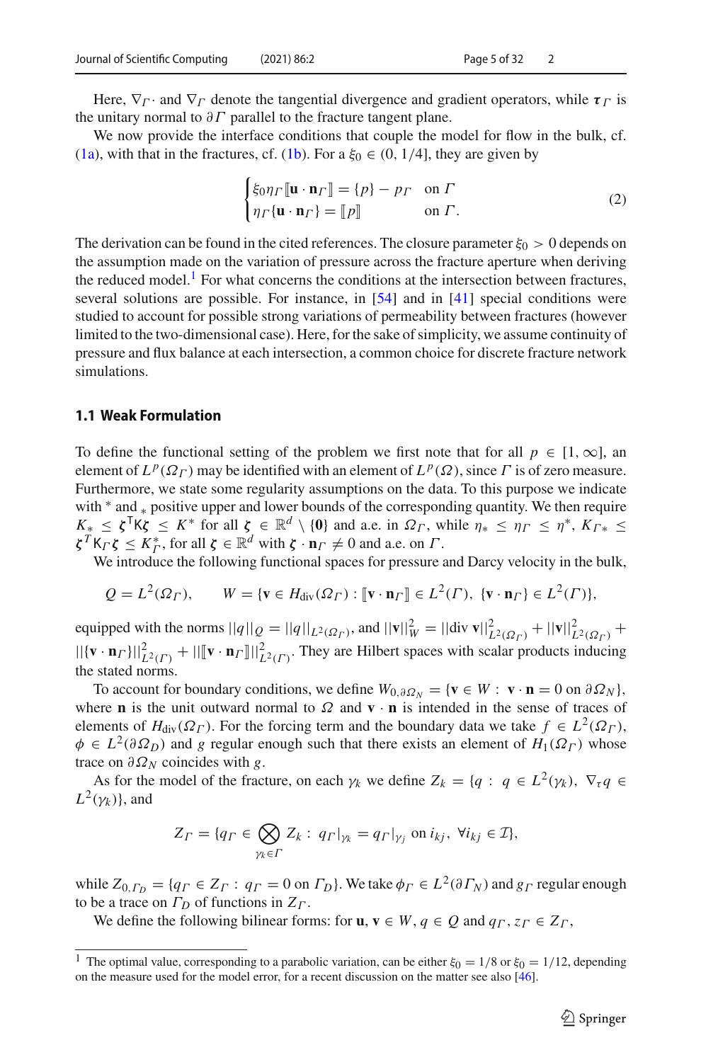Here, $\nabla_\Gamma \cdot$ and $\nabla_\Gamma$ denote the tangential divergence and gradient operators, while $\boldsymbol{\tau}_\Gamma$ is the unitary normal to $\partial\Gamma$ parallel to the fracture tangent plane.

We now provide the interface conditions that couple the model for flow in the bulk, cf. (1a), with that in the fractures, cf. (1b). For a $\xi_0 \in (0, 1/4]$, they are given by

$$
\begin{cases}
\xi_0 \eta_\Gamma [\![\mathbf{u}\cdot\mathbf{n}_\Gamma]\!] = \{p\} - p_\Gamma & \text{on } \Gamma \\
\eta_\Gamma \{\mathbf{u}\cdot\mathbf{n}_\Gamma\} = [\![p]\!] & \text{on } \Gamma.
\end{cases}
\tag{2}
$$

The derivation can be found in the cited references. The closure parameter $\xi_0 > 0$ depends on the assumption made on the variation of pressure across the fracture aperture when deriving the reduced model.[1] For what concerns the conditions at the intersection between fractures, several solutions are possible. For instance, in [54] and in [41] special conditions were studied to account for possible strong variations of permeability between fractures (however limited to the two-dimensional case). Here, for the sake of simplicity, we assume continuity of pressure and flux balance at each intersection, a common choice for discrete fracture network simulations.

### 1.1 Weak Formulation

To define the functional setting of the problem we first note that for all $p \in [1, \infty]$, an element of $L^p(\Omega_\Gamma)$ may be identified with an element of $L^p(\Omega)$, since $\Gamma$ is of zero measure. Furthermore, we state some regularity assumptions on the data. To this purpose we indicate with $^*$ and $_*$ positive upper and lower bounds of the corresponding quantity. We then require $K_* \le \boldsymbol{\zeta}^\mathsf{T}\mathsf{K}\boldsymbol{\zeta} \le K^*$ for all $\boldsymbol{\zeta} \in \mathbb{R}^d \setminus \{\mathbf{0}\}$ and a.e. in $\Omega_\Gamma$, while $\eta_* \le \eta_\Gamma \le \eta^*$, $K_{\Gamma *} \le \boldsymbol{\zeta}^T \mathsf{K}_\Gamma \boldsymbol{\zeta} \le K_\Gamma^*$, for all $\boldsymbol{\zeta} \in \mathbb{R}^d$ with $\boldsymbol{\zeta}\cdot\mathbf{n}_\Gamma \neq 0$ and a.e. on $\Gamma$.

We introduce the following functional spaces for pressure and Darcy velocity in the bulk,

$$
Q = L^2(\Omega_\Gamma), \qquad W = \{\mathbf{v} \in H_{\text{div}}(\Omega_\Gamma) : [\![\mathbf{v}\cdot\mathbf{n}_\Gamma]\!] \in L^2(\Gamma),\ \{\mathbf{v}\cdot\mathbf{n}_\Gamma\} \in L^2(\Gamma)\},
$$

equipped with the norms $||q||_Q = ||q||_{L^2(\Omega_\Gamma)}$, and $||\mathbf{v}||_W^2 = ||\text{div}\,\mathbf{v}||^2_{L^2(\Omega_\Gamma)} + ||\mathbf{v}||^2_{L^2(\Omega_\Gamma)} + ||\{\mathbf{v}\cdot\mathbf{n}_\Gamma\}||^2_{L^2(\Gamma)} + ||[\![\mathbf{v}\cdot\mathbf{n}_\Gamma]\!]||^2_{L^2(\Gamma)}$. They are Hilbert spaces with scalar products inducing the stated norms.

To account for boundary conditions, we define $W_{0,\partial\Omega_N} = \{\mathbf{v} \in W : \ \mathbf{v}\cdot\mathbf{n} = 0 \text{ on } \partial\Omega_N\}$, where $\mathbf{n}$ is the unit outward normal to $\Omega$ and $\mathbf{v}\cdot\mathbf{n}$ is intended in the sense of traces of elements of $H_{\text{div}}(\Omega_\Gamma)$. For the forcing term and the boundary data we take $f \in L^2(\Omega_\Gamma)$, $\phi \in L^2(\partial\Omega_D)$ and $g$ regular enough such that there exists an element of $H_1(\Omega_\Gamma)$ whose trace on $\partial\Omega_N$ coincides with $g$.

As for the model of the fracture, on each $\gamma_k$ we define $Z_k = \{q : \ q \in L^2(\gamma_k),\ \nabla_\tau q \in L^2(\gamma_k)\}$, and

$$
Z_\Gamma = \{q_\Gamma \in \bigotimes_{\gamma_k \in \Gamma} Z_k : \ q_\Gamma|_{\gamma_k} = q_\Gamma|_{\gamma_j} \text{ on } i_{kj},\ \forall i_{kj} \in \mathcal{I}\},
$$

while $Z_{0,\Gamma_D} = \{q_\Gamma \in Z_\Gamma : \ q_\Gamma = 0 \text{ on } \Gamma_D\}$. We take $\phi_\Gamma \in L^2(\partial\Gamma_N)$ and $g_\Gamma$ regular enough to be a trace on $\Gamma_D$ of functions in $Z_\Gamma$.

We define the following bilinear forms: for $\mathbf{u}, \mathbf{v} \in W$, $q \in Q$ and $q_\Gamma, z_\Gamma \in Z_\Gamma$,

---

[1] The optimal value, corresponding to a parabolic variation, can be either $\xi_0 = 1/8$ or $\xi_0 = 1/12$, depending on the measure used for the model error, for a recent discussion on the matter see also [46].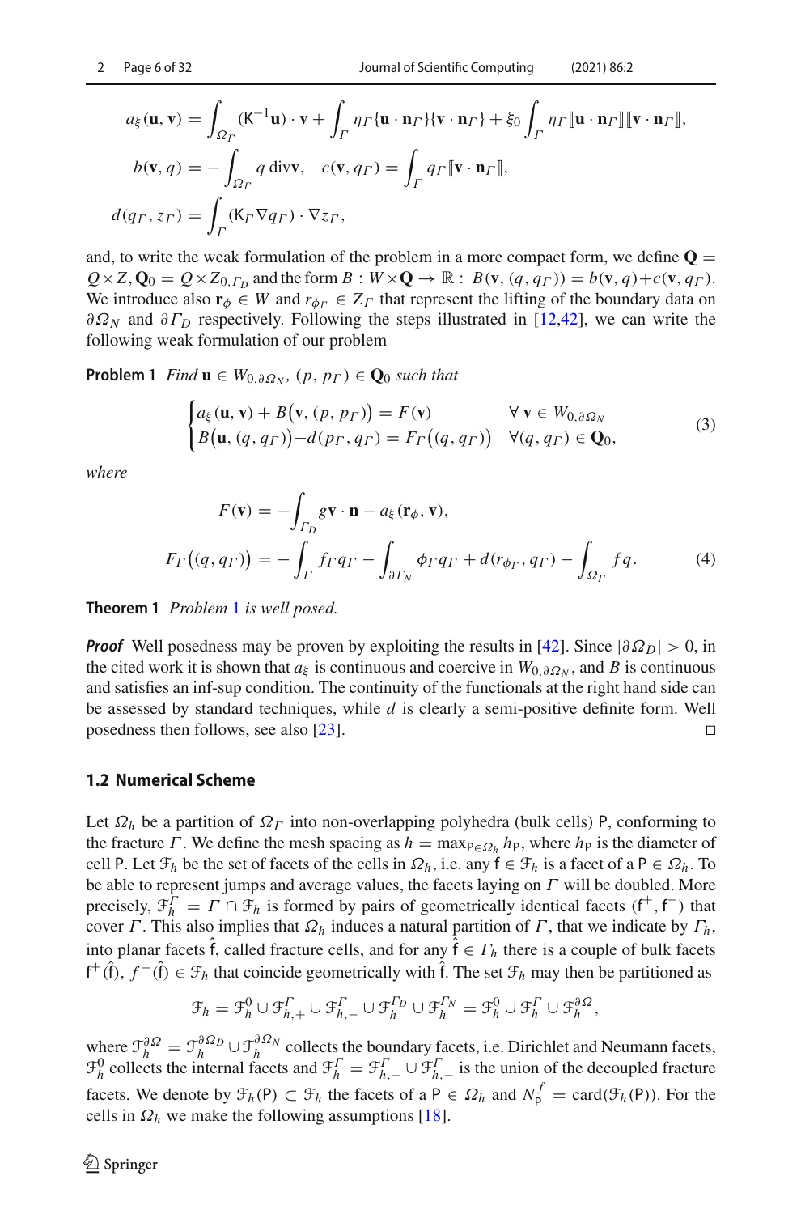$$a_\xi(\mathbf{u},\mathbf{v}) = \int_{\Omega_\Gamma} (\mathsf{K}^{-1}\mathbf{u})\cdot\mathbf{v} + \int_\Gamma \eta_\Gamma \{\mathbf{u}\cdot\mathbf{n}_\Gamma\}\{\mathbf{v}\cdot\mathbf{n}_\Gamma\} + \xi_0 \int_\Gamma \eta_\Gamma [\![\mathbf{u}\cdot\mathbf{n}_\Gamma]\!][\![\mathbf{v}\cdot\mathbf{n}_\Gamma]\!],$$

$$b(\mathbf{v},q) = -\int_{\Omega_\Gamma} q \,\mathrm{div}\mathbf{v}, \quad c(\mathbf{v},q_\Gamma) = \int_\Gamma q_\Gamma [\![\mathbf{v}\cdot\mathbf{n}_\Gamma]\!],$$

$$d(q_\Gamma, z_\Gamma) = \int_\Gamma (\mathsf{K}_\Gamma \nabla q_\Gamma)\cdot\nabla z_\Gamma,$$

and, to write the weak formulation of the problem in a more compact form, we define $\mathbf{Q} = Q\times Z, \mathbf{Q}_0 = Q\times Z_{0,\Gamma_D}$ and the form $B : W\times\mathbf{Q}\to\mathbb{R} :\ B(\mathbf{v},(q,q_\Gamma)) = b(\mathbf{v},q)+c(\mathbf{v},q_\Gamma)$. We introduce also $\mathbf{r}_\phi \in W$ and $r_{\phi_\Gamma}\in Z_\Gamma$ that represent the lifting of the boundary data on $\partial\Omega_N$ and $\partial\Gamma_D$ respectively. Following the steps illustrated in [12,42], we can write the following weak formulation of our problem

**Problem 1** *Find* $\mathbf{u}\in W_{0,\partial\Omega_N}$, $(p,p_\Gamma)\in\mathbf{Q}_0$ *such that*

$$\begin{cases} a_\xi(\mathbf{u},\mathbf{v}) + B\big(\mathbf{v},(p,p_\Gamma)\big) = F(\mathbf{v}) & \forall\, \mathbf{v}\in W_{0,\partial\Omega_N}\\ B\big(\mathbf{u},(q,q_\Gamma)\big) - d(p_\Gamma,q_\Gamma) = F_\Gamma\big((q,q_\Gamma)\big) & \forall (q,q_\Gamma)\in\mathbf{Q}_0,\end{cases} \tag{3}$$

*where*

$$F(\mathbf{v}) = -\int_{\Gamma_D} g\mathbf{v}\cdot\mathbf{n} - a_\xi(\mathbf{r}_\phi,\mathbf{v}),$$
$$F_\Gamma\big((q,q_\Gamma)\big) = -\int_\Gamma f_\Gamma q_\Gamma - \int_{\partial\Gamma_N}\phi_\Gamma q_\Gamma + d(r_{\phi_\Gamma},q_\Gamma) - \int_{\Omega_\Gamma} f q. \tag{4}$$

**Theorem 1** *Problem 1 is well posed.*

***Proof*** Well posedness may be proven by exploiting the results in [42]. Since $|\partial\Omega_D|>0$, in the cited work it is shown that $a_\xi$ is continuous and coercive in $W_{0,\partial\Omega_N}$, and $B$ is continuous and satisfies an inf-sup condition. The continuity of the functionals at the right hand side can be assessed by standard techniques, while $d$ is clearly a semi-positive definite form. Well posedness then follows, see also [23]. □

### 1.2 Numerical Scheme

Let $\Omega_h$ be a partition of $\Omega_\Gamma$ into non-overlapping polyhedra (bulk cells) $\mathsf{P}$, conforming to the fracture $\Gamma$. We define the mesh spacing as $h = \max_{\mathsf{P}\in\Omega_h} h_\mathsf{P}$, where $h_\mathsf{P}$ is the diameter of cell $\mathsf{P}$. Let $\mathfrak{F}_h$ be the set of facets of the cells in $\Omega_h$, i.e. any $\mathsf{f}\in\mathfrak{F}_h$ is a facet of a $\mathsf{P}\in\Omega_h$. To be able to represent jumps and average values, the facets laying on $\Gamma$ will be doubled. More precisely, $\mathfrak{F}_h^\Gamma = \Gamma\cap\mathfrak{F}_h$ is formed by pairs of geometrically identical facets $(\mathsf{f}^+,\mathsf{f}^-)$ that cover $\Gamma$. This also implies that $\Omega_h$ induces a natural partition of $\Gamma$, that we indicate by $\Gamma_h$, into planar facets $\hat{\mathsf{f}}$, called fracture cells, and for any $\hat{\mathsf{f}}\in\Gamma_h$ there is a couple of bulk facets $\mathsf{f}^+(\hat{\mathsf{f}}),\ f^-(\hat{\mathsf{f}})\in\mathfrak{F}_h$ that coincide geometrically with $\hat{\mathsf{f}}$. The set $\mathfrak{F}_h$ may then be partitioned as

$$\mathfrak{F}_h = \mathfrak{F}_h^0\cup\mathfrak{F}_{h,+}^\Gamma\cup\mathfrak{F}_{h,-}^\Gamma\cup\mathfrak{F}_h^{\Gamma_D}\cup\mathfrak{F}_h^{\Gamma_N} = \mathfrak{F}_h^0\cup\mathfrak{F}_h^\Gamma\cup\mathfrak{F}_h^{\partial\Omega},$$

where $\mathfrak{F}_h^{\partial\Omega} = \mathfrak{F}_h^{\partial\Omega_D}\cup\mathfrak{F}_h^{\partial\Omega_N}$ collects the boundary facets, i.e. Dirichlet and Neumann facets, $\mathfrak{F}_h^0$ collects the internal facets and $\mathfrak{F}_h^\Gamma = \mathfrak{F}_{h,+}^\Gamma\cup\mathfrak{F}_{h,-}^\Gamma$ is the union of the decoupled fracture facets. We denote by $\mathfrak{F}_h(\mathsf{P})\subset\mathfrak{F}_h$ the facets of a $\mathsf{P}\in\Omega_h$ and $N_\mathsf{P}^f = \mathrm{card}(\mathfrak{F}_h(\mathsf{P}))$. For the cells in $\Omega_h$ we make the following assumptions [18].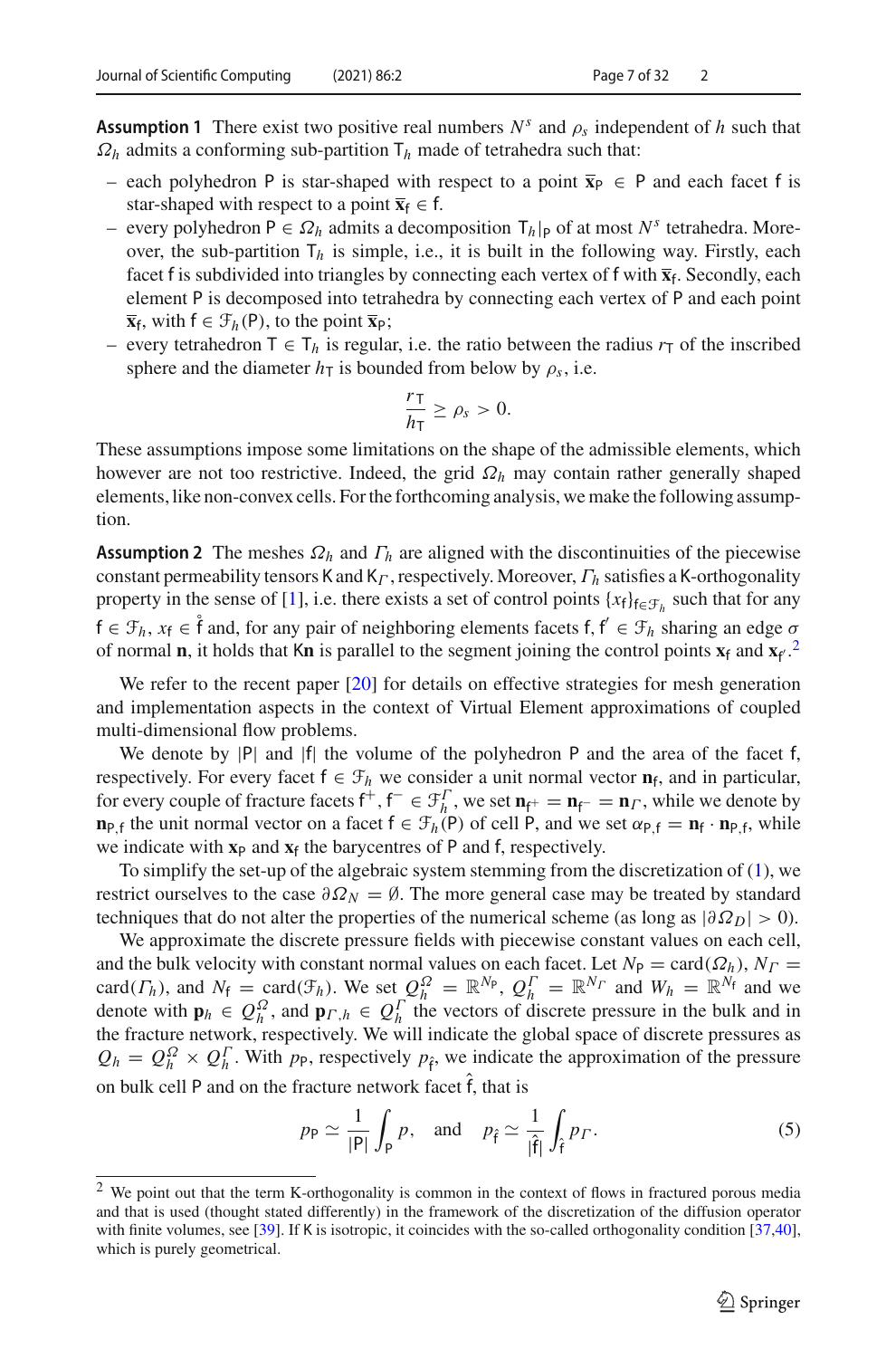**Assumption 1** There exist two positive real numbers $N^s$ and $\rho_s$ independent of $h$ such that $\Omega_h$ admits a conforming sub-partition $\mathsf{T}_h$ made of tetrahedra such that:

- each polyhedron $\mathsf{P}$ is star-shaped with respect to a point $\overline{\mathbf{x}}_\mathsf{P} \in \mathsf{P}$ and each facet $\mathsf{f}$ is star-shaped with respect to a point $\overline{\mathbf{x}}_\mathsf{f} \in \mathsf{f}$.
- every polyhedron $\mathsf{P} \in \Omega_h$ admits a decomposition $\mathsf{T}_h|_\mathsf{P}$ of at most $N^s$ tetrahedra. Moreover, the sub-partition $\mathsf{T}_h$ is simple, i.e., it is built in the following way. Firstly, each facet $\mathsf{f}$ is subdivided into triangles by connecting each vertex of $\mathsf{f}$ with $\overline{\mathbf{x}}_\mathsf{f}$. Secondly, each element $\mathsf{P}$ is decomposed into tetrahedra by connecting each vertex of $\mathsf{P}$ and each point $\overline{\mathbf{x}}_\mathsf{f}$, with $\mathsf{f} \in \mathcal{F}_h(\mathsf{P})$, to the point $\overline{\mathbf{x}}_\mathsf{P}$;
- every tetrahedron $\mathsf{T} \in \mathsf{T}_h$ is regular, i.e. the ratio between the radius $r_\mathsf{T}$ of the inscribed sphere and the diameter $h_\mathsf{T}$ is bounded from below by $\rho_s$, i.e.

$$\frac{r_\mathsf{T}}{h_\mathsf{T}} \geq \rho_s > 0.$$

These assumptions impose some limitations on the shape of the admissible elements, which however are not too restrictive. Indeed, the grid $\Omega_h$ may contain rather generally shaped elements, like non-convex cells. For the forthcoming analysis, we make the following assumption.

**Assumption 2** The meshes $\Omega_h$ and $\Gamma_h$ are aligned with the discontinuities of the piecewise constant permeability tensors $\mathsf{K}$ and $\mathsf{K}_\Gamma$, respectively. Moreover, $\Gamma_h$ satisfies a $\mathsf{K}$-orthogonality property in the sense of [1], i.e. there exists a set of control points $\{x_\mathsf{f}\}_{\mathsf{f}\in\mathcal{F}_h}$ such that for any $\mathsf{f} \in \mathcal{F}_h$, $x_\mathsf{f} \in \mathring{\mathsf{f}}$ and, for any pair of neighboring elements facets $\mathsf{f}, \mathsf{f}' \in \mathcal{F}_h$ sharing an edge $\sigma$ of normal $\mathbf{n}$, it holds that $\mathsf{K}\mathbf{n}$ is parallel to the segment joining the control points $\mathbf{x}_\mathsf{f}$ and $\mathbf{x}_{\mathsf{f}'}$.[2]

We refer to the recent paper [20] for details on effective strategies for mesh generation and implementation aspects in the context of Virtual Element approximations of coupled multi-dimensional flow problems.

We denote by $|\mathsf{P}|$ and $|\mathsf{f}|$ the volume of the polyhedron $\mathsf{P}$ and the area of the facet $\mathsf{f}$, respectively. For every facet $\mathsf{f} \in \mathcal{F}_h$ we consider a unit normal vector $\mathbf{n}_\mathsf{f}$, and in particular, for every couple of fracture facets $\mathsf{f}^+, \mathsf{f}^- \in \mathcal{F}_h^\Gamma$, we set $\mathbf{n}_{\mathsf{f}^+} = \mathbf{n}_{\mathsf{f}^-} = \mathbf{n}_\Gamma$, while we denote by $\mathbf{n}_{\mathsf{P},\mathsf{f}}$ the unit normal vector on a facet $\mathsf{f} \in \mathcal{F}_h(\mathsf{P})$ of cell $\mathsf{P}$, and we set $\alpha_{\mathsf{P},\mathsf{f}} = \mathbf{n}_\mathsf{f} \cdot \mathbf{n}_{\mathsf{P},\mathsf{f}}$, while we indicate with $\mathbf{x}_\mathsf{P}$ and $\mathbf{x}_\mathsf{f}$ the barycentres of $\mathsf{P}$ and $\mathsf{f}$, respectively.

To simplify the set-up of the algebraic system stemming from the discretization of (1), we restrict ourselves to the case $\partial\Omega_N = \emptyset$. The more general case may be treated by standard techniques that do not alter the properties of the numerical scheme (as long as $|\partial\Omega_D| > 0$).

We approximate the discrete pressure fields with piecewise constant values on each cell, and the bulk velocity with constant normal values on each facet. Let $N_\mathsf{P} = \mathrm{card}(\Omega_h)$, $N_\Gamma = \mathrm{card}(\Gamma_h)$, and $N_\mathsf{f} = \mathrm{card}(\mathcal{F}_h)$. We set $Q_h^\Omega = \mathbb{R}^{N_\mathsf{P}}$, $Q_h^\Gamma = \mathbb{R}^{N_\Gamma}$ and $W_h = \mathbb{R}^{N_\mathsf{f}}$ and we denote with $\mathbf{p}_h \in Q_h^\Omega$, and $\mathbf{p}_{\Gamma,h} \in Q_h^\Gamma$ the vectors of discrete pressure in the bulk and in the fracture network, respectively. We will indicate the global space of discrete pressures as $Q_h = Q_h^\Omega \times Q_h^\Gamma$. With $p_\mathsf{P}$, respectively $p_{\hat{\mathsf{f}}}$, we indicate the approximation of the pressure on bulk cell $\mathsf{P}$ and on the fracture network facet $\hat{\mathsf{f}}$, that is

$$p_\mathsf{P} \simeq \frac{1}{|\mathsf{P}|}\int_\mathsf{P} p, \quad \text{and} \quad p_{\hat{\mathsf{f}}} \simeq \frac{1}{|\hat{\mathsf{f}}|}\int_{\hat{\mathsf{f}}} p_\Gamma. \tag{5}$$

---

[2] We point out that the term K-orthogonality is common in the context of flows in fractured porous media and that is used (thought stated differently) in the framework of the discretization of the diffusion operator with finite volumes, see [39]. If K is isotropic, it coincides with the so-called orthogonality condition [37,40], which is purely geometrical.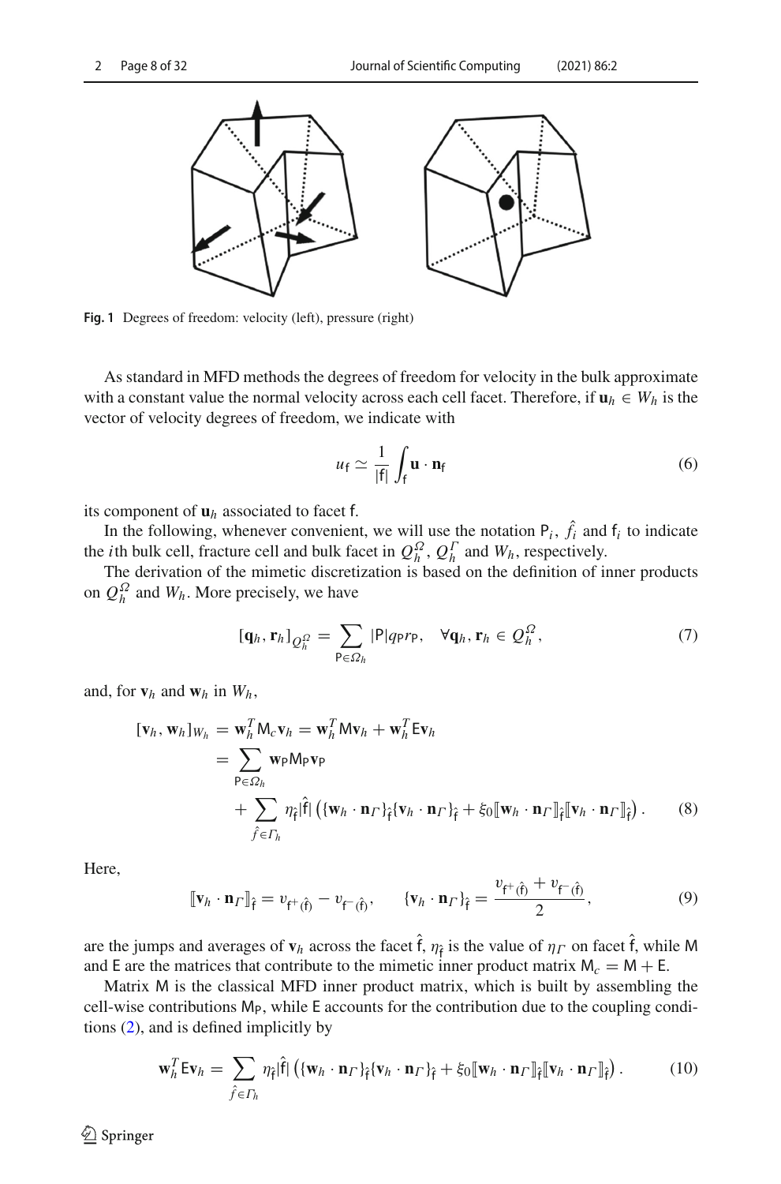**Fig. 1** Degrees of freedom: velocity (left), pressure (right)

As standard in MFD methods the degrees of freedom for velocity in the bulk approximate with a constant value the normal velocity across each cell facet. Therefore, if $\mathbf{u}_h \in W_h$ is the vector of velocity degrees of freedom, we indicate with

$$u_{\mathsf{f}} \simeq \frac{1}{|\mathsf{f}|} \int_{\mathsf{f}} \mathbf{u} \cdot \mathbf{n}_{\mathsf{f}} \tag{6}$$

its component of $\mathbf{u}_h$ associated to facet $\mathsf{f}$.

In the following, whenever convenient, we will use the notation $\mathsf{P}_i$, $\hat{f}_i$ and $\mathsf{f}_i$ to indicate the $i$th bulk cell, fracture cell and bulk facet in $Q_h^{\Omega}$, $Q_h^{\Gamma}$ and $W_h$, respectively.

The derivation of the mimetic discretization is based on the definition of inner products on $Q_h^{\Omega}$ and $W_h$. More precisely, we have

$$[\mathbf{q}_h, \mathbf{r}_h]_{Q_h^{\Omega}} = \sum_{\mathsf{P} \in \Omega_h} |\mathsf{P}| q_{\mathsf{P}} r_{\mathsf{P}}, \quad \forall \mathbf{q}_h, \mathbf{r}_h \in Q_h^{\Omega}, \tag{7}$$

and, for $\mathbf{v}_h$ and $\mathbf{w}_h$ in $W_h$,

$$\begin{aligned}
[\mathbf{v}_h, \mathbf{w}_h]_{W_h} &= \mathbf{w}_h^T \mathsf{M}_c \mathbf{v}_h = \mathbf{w}_h^T \mathsf{M} \mathbf{v}_h + \mathbf{w}_h^T \mathsf{E} \mathbf{v}_h \\
&= \sum_{\mathsf{P} \in \Omega_h} \mathbf{w}_{\mathsf{P}} \mathsf{M}_{\mathsf{P}} \mathbf{v}_{\mathsf{P}} \\
&\quad + \sum_{\hat{f} \in \Gamma_h} \eta_{\hat{\mathsf{f}}} |\hat{\mathsf{f}}| \left( \{\mathbf{w}_h \cdot \mathbf{n}_{\Gamma}\}_{\hat{\mathsf{f}}} \{\mathbf{v}_h \cdot \mathbf{n}_{\Gamma}\}_{\hat{\mathsf{f}}} + \xi_0 [\![\mathbf{w}_h \cdot \mathbf{n}_{\Gamma}]\!]_{\hat{\mathsf{f}}} [\![\mathbf{v}_h \cdot \mathbf{n}_{\Gamma}]\!]_{\hat{\mathsf{f}}} \right).
\end{aligned} \tag{8}$$

Here,

$$[\![\mathbf{v}_h \cdot \mathbf{n}_{\Gamma}]\!]_{\hat{\mathsf{f}}} = v_{\mathsf{f}^+(\hat{\mathsf{f}})} - v_{\mathsf{f}^-(\hat{\mathsf{f}})}, \qquad \{\mathbf{v}_h \cdot \mathbf{n}_{\Gamma}\}_{\hat{\mathsf{f}}} = \frac{v_{\mathsf{f}^+(\hat{\mathsf{f}})} + v_{\mathsf{f}^-(\hat{\mathsf{f}})}}{2}, \tag{9}$$

are the jumps and averages of $\mathbf{v}_h$ across the facet $\hat{\mathsf{f}}$, $\eta_{\hat{\mathsf{f}}}$ is the value of $\eta_{\Gamma}$ on facet $\hat{\mathsf{f}}$, while $\mathsf{M}$ and $\mathsf{E}$ are the matrices that contribute to the mimetic inner product matrix $\mathsf{M}_c = \mathsf{M} + \mathsf{E}$.

Matrix $\mathsf{M}$ is the classical MFD inner product matrix, which is built by assembling the cell-wise contributions $\mathsf{M}_{\mathsf{P}}$, while $\mathsf{E}$ accounts for the contribution due to the coupling conditions (2), and is defined implicitly by

$$\mathbf{w}_h^T \mathsf{E} \mathbf{v}_h = \sum_{\hat{f} \in \Gamma_h} \eta_{\hat{\mathsf{f}}} |\hat{\mathsf{f}}| \left( \{\mathbf{w}_h \cdot \mathbf{n}_{\Gamma}\}_{\hat{\mathsf{f}}} \{\mathbf{v}_h \cdot \mathbf{n}_{\Gamma}\}_{\hat{\mathsf{f}}} + \xi_0 [\![\mathbf{w}_h \cdot \mathbf{n}_{\Gamma}]\!]_{\hat{\mathsf{f}}} [\![\mathbf{v}_h \cdot \mathbf{n}_{\Gamma}]\!]_{\hat{\mathsf{f}}} \right). \tag{10}$$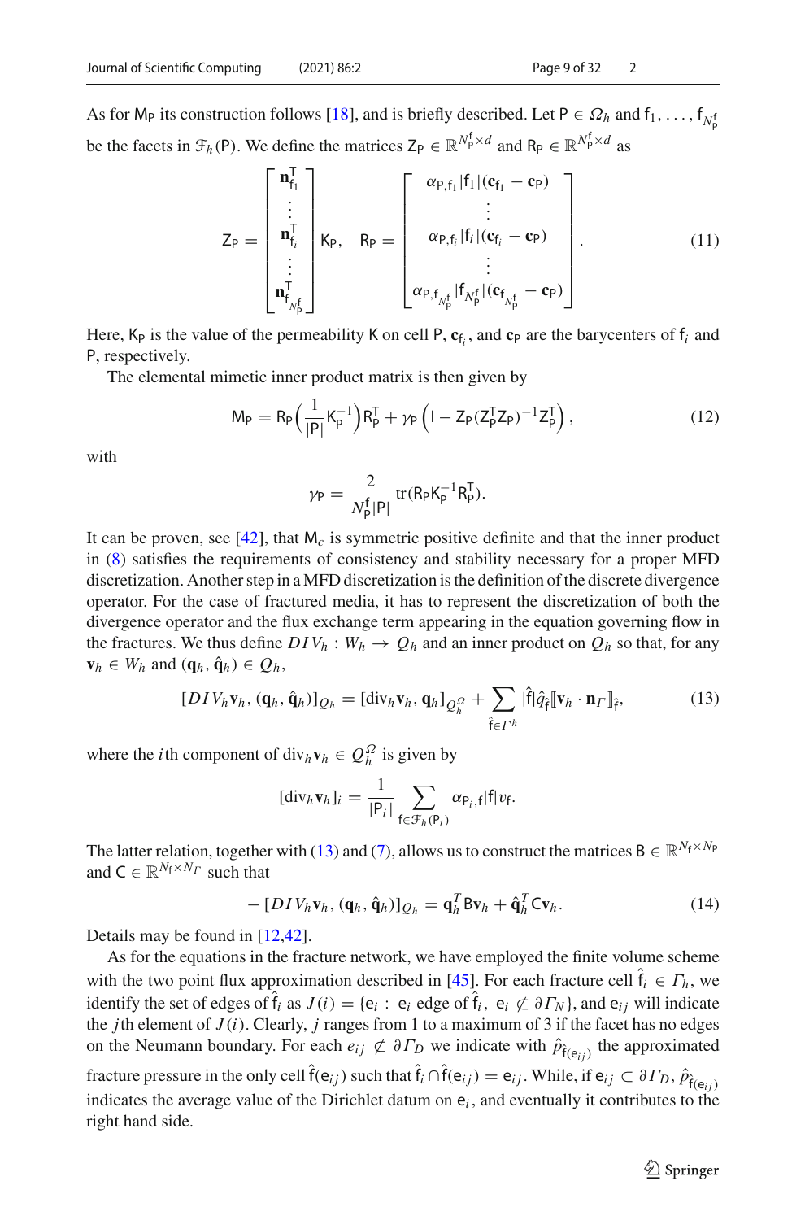As for $\mathsf{M}_\mathsf{P}$ its construction follows [18], and is briefly described. Let $\mathsf{P} \in \Omega_h$ and $\mathsf{f}_1, \ldots, \mathsf{f}_{N_\mathsf{P}^\mathsf{f}}$ be the facets in $\mathcal{F}_h(\mathsf{P})$. We define the matrices $\mathsf{Z}_\mathsf{P} \in \mathbb{R}^{N_\mathsf{P}^\mathsf{f} \times d}$ and $\mathsf{R}_\mathsf{P} \in \mathbb{R}^{N_\mathsf{P}^\mathsf{f} \times d}$ as

$$
\mathsf{Z}_\mathsf{P} = \begin{bmatrix} \mathbf{n}_{\mathsf{f}_1}^\mathsf{T} \\ \vdots \\ \mathbf{n}_{\mathsf{f}_i}^\mathsf{T} \\ \vdots \\ \mathbf{n}_{\mathsf{f}_{N_\mathsf{P}^\mathsf{f}}}^\mathsf{T} \end{bmatrix} \mathsf{K}_\mathsf{P}, \quad \mathsf{R}_\mathsf{P} = \begin{bmatrix} \alpha_{\mathsf{P},\mathsf{f}_1} |\mathsf{f}_1| (\mathbf{c}_{\mathsf{f}_1} - \mathbf{c}_\mathsf{P}) \\ \vdots \\ \alpha_{\mathsf{P},\mathsf{f}_i} |\mathsf{f}_i| (\mathbf{c}_{\mathsf{f}_i} - \mathbf{c}_\mathsf{P}) \\ \vdots \\ \alpha_{\mathsf{P},\mathsf{f}_{N_\mathsf{P}^\mathsf{f}}} |\mathsf{f}_{N_\mathsf{P}^\mathsf{f}}| (\mathbf{c}_{\mathsf{f}_{N_\mathsf{P}^\mathsf{f}}} - \mathbf{c}_\mathsf{P}) \end{bmatrix}. \tag{11}
$$

Here, $\mathsf{K}_\mathsf{P}$ is the value of the permeability $\mathsf{K}$ on cell $\mathsf{P}$, $\mathbf{c}_{\mathsf{f}_i}$, and $\mathbf{c}_\mathsf{P}$ are the barycenters of $\mathsf{f}_i$ and $\mathsf{P}$, respectively.

The elemental mimetic inner product matrix is then given by

$$
\mathsf{M}_\mathsf{P} = \mathsf{R}_\mathsf{P} \Big( \frac{1}{|\mathsf{P}|} \mathsf{K}_\mathsf{P}^{-1} \Big) \mathsf{R}_\mathsf{P}^\mathsf{T} + \gamma_\mathsf{P} \left( \mathsf{I} - \mathsf{Z}_\mathsf{P} (\mathsf{Z}_\mathsf{P}^\mathsf{T} \mathsf{Z}_\mathsf{P})^{-1} \mathsf{Z}_\mathsf{P}^\mathsf{T} \right), \tag{12}
$$

with

$$
\gamma_\mathsf{P} = \frac{2}{N_\mathsf{P}^\mathsf{f} |\mathsf{P}|} \operatorname{tr}(\mathsf{R}_\mathsf{P} \mathsf{K}_\mathsf{P}^{-1} \mathsf{R}_\mathsf{P}^\mathsf{T}).
$$

It can be proven, see [42], that $\mathsf{M}_c$ is symmetric positive definite and that the inner product in (8) satisfies the requirements of consistency and stability necessary for a proper MFD discretization. Another step in a MFD discretization is the definition of the discrete divergence operator. For the case of fractured media, it has to represent the discretization of both the divergence operator and the flux exchange term appearing in the equation governing flow in the fractures. We thus define $DIV_h : W_h \to Q_h$ and an inner product on $Q_h$ so that, for any $\mathbf{v}_h \in W_h$ and $(\mathbf{q}_h, \hat{\mathbf{q}}_h) \in Q_h$,

$$
[DIV_h \mathbf{v}_h, (\mathbf{q}_h, \hat{\mathbf{q}}_h)]_{Q_h} = [\operatorname{div}_h \mathbf{v}_h, \mathbf{q}_h]_{Q_h^\Omega} + \sum_{\hat{\mathsf{f}} \in \Gamma^h} |\hat{\mathsf{f}}| \hat{q}_{\hat{\mathsf{f}}} [\![ \mathbf{v}_h \cdot \mathbf{n}_\Gamma ]\!]_{\hat{\mathsf{f}}}, \tag{13}
$$

where the $i$th component of $\operatorname{div}_h \mathbf{v}_h \in Q_h^\Omega$ is given by

$$
[\operatorname{div}_h \mathbf{v}_h]_i = \frac{1}{|\mathsf{P}_i|} \sum_{\mathsf{f} \in \mathcal{F}_h(\mathsf{P}_i)} \alpha_{\mathsf{P}_i,\mathsf{f}} |\mathsf{f}| v_\mathsf{f}.
$$

The latter relation, together with (13) and (7), allows us to construct the matrices $\mathsf{B} \in \mathbb{R}^{N_\mathsf{f} \times N_\mathsf{P}}$ and $\mathsf{C} \in \mathbb{R}^{N_\mathsf{f} \times N_\Gamma}$ such that

$$
-[DIV_h \mathbf{v}_h, (\mathbf{q}_h, \hat{\mathbf{q}}_h)]_{Q_h} = \mathbf{q}_h^T \mathsf{B} \mathbf{v}_h + \hat{\mathbf{q}}_h^T \mathsf{C} \mathbf{v}_h. \tag{14}
$$

Details may be found in [12,42].

As for the equations in the fracture network, we have employed the finite volume scheme with the two point flux approximation described in [45]. For each fracture cell $\hat{\mathsf{f}}_i \in \Gamma_h$, we identify the set of edges of $\hat{\mathsf{f}}_i$ as $J(i) = \{\mathsf{e}_i : \mathsf{e}_i \text{ edge of } \hat{\mathsf{f}}_i,\ \mathsf{e}_i \not\subset \partial\Gamma_N\}$, and $\mathsf{e}_{ij}$ will indicate the $j$th element of $J(i)$. Clearly, $j$ ranges from 1 to a maximum of 3 if the facet has no edges on the Neumann boundary. For each $e_{ij} \not\subset \partial\Gamma_D$ we indicate with $\hat{p}_{\hat{\mathsf{f}}(\mathsf{e}_{ij})}$ the approximated fracture pressure in the only cell $\hat{\mathsf{f}}(\mathsf{e}_{ij})$ such that $\hat{\mathsf{f}}_i \cap \hat{\mathsf{f}}(\mathsf{e}_{ij}) = \mathsf{e}_{ij}$. While, if $\mathsf{e}_{ij} \subset \partial\Gamma_D$, $\hat{p}_{\hat{\mathsf{f}}(\mathsf{e}_{ij})}$ indicates the average value of the Dirichlet datum on $\mathsf{e}_i$, and eventually it contributes to the right hand side.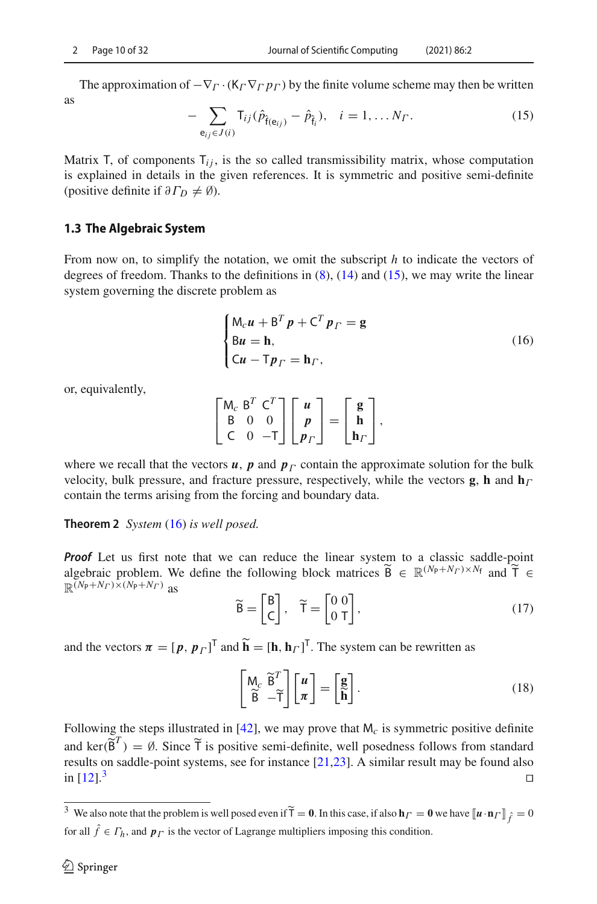The approximation of $-\nabla_\Gamma \cdot (\mathsf{K}_\Gamma \nabla_\Gamma p_\Gamma)$ by the finite volume scheme may then be written as

$$- \sum_{\mathsf{e}_{ij} \in J(i)} \mathsf{T}_{ij} (\hat{p}_{\hat{\mathsf{f}}(\mathsf{e}_{ij})} - \hat{p}_{\hat{\mathsf{f}}_i}), \quad i = 1, \ldots N_\Gamma. \tag{15}$$

Matrix $\mathsf{T}$, of components $\mathsf{T}_{ij}$, is the so called transmissibility matrix, whose computation is explained in details in the given references. It is symmetric and positive semi-definite (positive definite if $\partial \Gamma_D \neq \emptyset$).

### 1.3 The Algebraic System

From now on, to simplify the notation, we omit the subscript $h$ to indicate the vectors of degrees of freedom. Thanks to the definitions in (8), (14) and (15), we may write the linear system governing the discrete problem as

$$\begin{cases} \mathsf{M}_c \boldsymbol{u} + \mathsf{B}^T \boldsymbol{p} + \mathsf{C}^T \boldsymbol{p}_\Gamma = \mathbf{g} \\ \mathsf{B}\boldsymbol{u} = \mathbf{h}, \\ \mathsf{C}\boldsymbol{u} - \mathsf{T}\boldsymbol{p}_\Gamma = \mathbf{h}_\Gamma, \end{cases} \tag{16}$$

or, equivalently,

$$\begin{bmatrix} \mathsf{M}_c & \mathsf{B}^T & \mathsf{C}^T \\ \mathsf{B} & 0 & 0 \\ \mathsf{C} & 0 & -\mathsf{T} \end{bmatrix} \begin{bmatrix} \boldsymbol{u} \\ \boldsymbol{p} \\ \boldsymbol{p}_\Gamma \end{bmatrix} = \begin{bmatrix} \mathbf{g} \\ \mathbf{h} \\ \mathbf{h}_\Gamma \end{bmatrix},$$

where we recall that the vectors $\boldsymbol{u}$, $\boldsymbol{p}$ and $\boldsymbol{p}_\Gamma$ contain the approximate solution for the bulk velocity, bulk pressure, and fracture pressure, respectively, while the vectors $\mathbf{g}$, $\mathbf{h}$ and $\mathbf{h}_\Gamma$ contain the terms arising from the forcing and boundary data.

**Theorem 2** *System* (16) *is well posed.*

***Proof*** Let us first note that we can reduce the linear system to a classic saddle-point algebraic problem. We define the following block matrices $\widetilde{\mathsf{B}} \in \mathbb{R}^{(N_\mathsf{P}+N_\Gamma)\times N_\mathsf{f}}$ and $\widetilde{\mathsf{T}} \in \mathbb{R}^{(N_\mathsf{P}+N_\Gamma)\times(N_\mathsf{P}+N_\Gamma)}$ as

$$\widetilde{\mathsf{B}} = \begin{bmatrix} \mathsf{B} \\ \mathsf{C} \end{bmatrix}, \quad \widetilde{\mathsf{T}} = \begin{bmatrix} 0 & 0 \\ 0 & \mathsf{T} \end{bmatrix}, \tag{17}$$

and the vectors $\boldsymbol{\pi} = [\boldsymbol{p}, \boldsymbol{p}_\Gamma]^\mathsf{T}$ and $\widetilde{\mathbf{h}} = [\mathbf{h}, \mathbf{h}_\Gamma]^\mathsf{T}$. The system can be rewritten as

$$\begin{bmatrix} \mathsf{M}_c & \widetilde{\mathsf{B}}^T \\ \widetilde{\mathsf{B}} & -\widetilde{\mathsf{T}} \end{bmatrix} \begin{bmatrix} \boldsymbol{u} \\ \boldsymbol{\pi} \end{bmatrix} = \begin{bmatrix} \mathbf{g} \\ \widetilde{\mathbf{h}} \end{bmatrix}. \tag{18}$$

Following the steps illustrated in [42], we may prove that $\mathsf{M}_c$ is symmetric positive definite and $\ker(\widetilde{\mathsf{B}}^T) = \emptyset$. Since $\widetilde{\mathsf{T}}$ is positive semi-definite, well posedness follows from standard results on saddle-point systems, see for instance [21,23]. A similar result may be found also in [12].[3] □

[3] We also note that the problem is well posed even if $\widetilde{\mathsf{T}} = \mathbf{0}$. In this case, if also $\mathbf{h}_\Gamma = \mathbf{0}$ we have $[\![\boldsymbol{u} \cdot \mathbf{n}_\Gamma]\!]_{\hat{f}} = 0$ for all $\hat{f} \in \Gamma_h$, and $\boldsymbol{p}_\Gamma$ is the vector of Lagrange multipliers imposing this condition.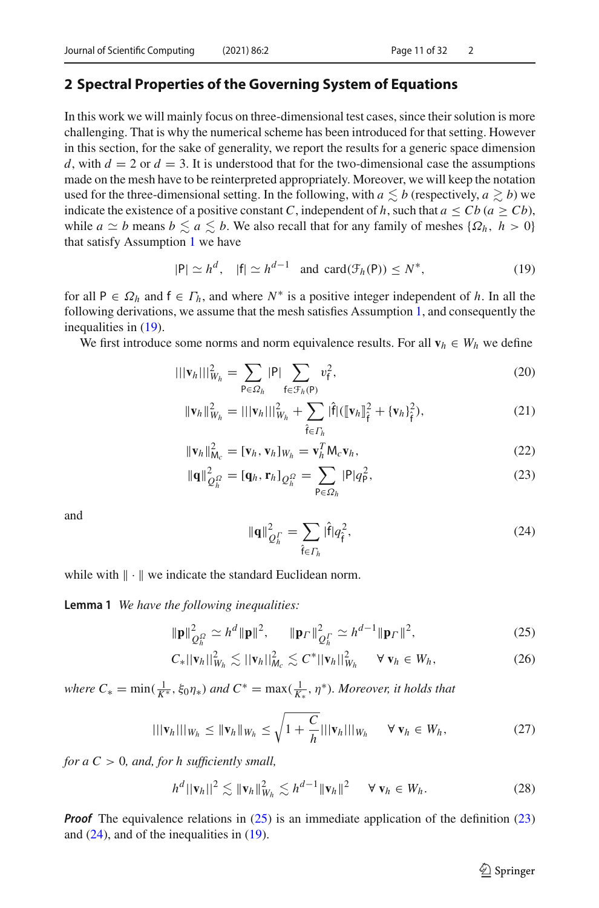## 2 Spectral Properties of the Governing System of Equations

In this work we will mainly focus on three-dimensional test cases, since their solution is more challenging. That is why the numerical scheme has been introduced for that setting. However in this section, for the sake of generality, we report the results for a generic space dimension $d$, with $d = 2$ or $d = 3$. It is understood that for the two-dimensional case the assumptions made on the mesh have to be reinterpreted appropriately. Moreover, we will keep the notation used for the three-dimensional setting. In the following, with $a \lesssim b$ (respectively, $a \gtrsim b$) we indicate the existence of a positive constant $C$, independent of $h$, such that $a \leq Cb$ ($a \geq Cb$), while $a \simeq b$ means $b \lesssim a \lesssim b$. We also recall that for any family of meshes $\{\Omega_h,\ h > 0\}$ that satisfy Assumption 1 we have

$$|\mathsf{P}| \simeq h^d, \quad |\mathsf{f}| \simeq h^{d-1} \quad \text{and } \operatorname{card}(\mathcal{F}_h(\mathsf{P})) \leq N^*, \tag{19}$$

for all $\mathsf{P} \in \Omega_h$ and $\mathsf{f} \in \Gamma_h$, and where $N^*$ is a positive integer independent of $h$. In all the following derivations, we assume that the mesh satisfies Assumption 1, and consequently the inequalities in (19).

We first introduce some norms and norm equivalence results. For all $\mathbf{v}_h \in W_h$ we define

$$|||\mathbf{v}_h|||^2_{W_h} = \sum_{\mathsf{P}\in\Omega_h} |\mathsf{P}| \sum_{\mathsf{f}\in\mathcal{F}_h(\mathsf{P})} v_{\mathsf{f}}^2, \tag{20}$$

$$\|\mathbf{v}_h\|^2_{W_h} = |||\mathbf{v}_h|||^2_{W_h} + \sum_{\hat{\mathsf{f}}\in\Gamma_h} |\hat{\mathsf{f}}|([\![\mathbf{v}_h]\!]^2_{\hat{\mathsf{f}}} + \{\mathbf{v}_h\}^2_{\hat{\mathsf{f}}}), \tag{21}$$

$$\|\mathbf{v}_h\|^2_{\mathsf{M}_c} = [\mathbf{v}_h, \mathbf{v}_h]_{W_h} = \mathbf{v}_h^T \mathsf{M}_c \mathbf{v}_h, \tag{22}$$

$$\|\mathbf{q}\|^2_{Q_h^\Omega} = [\mathbf{q}_h, \mathbf{r}_h]_{Q_h^\Omega} = \sum_{\mathsf{P}\in\Omega_h} |\mathsf{P}| q_{\mathsf{P}}^2, \tag{23}$$

and

$$\|\mathbf{q}\|^2_{Q_h^\Gamma} = \sum_{\hat{\mathsf{f}}\in\Gamma_h} |\hat{\mathsf{f}}| q_{\hat{\mathsf{f}}}^2, \tag{24}$$

while with $\|\cdot\|$ we indicate the standard Euclidean norm.

**Lemma 1** *We have the following inequalities:*

$$\|\mathbf{p}\|^2_{Q_h^\Omega} \simeq h^d \|\mathbf{p}\|^2, \qquad \|\mathbf{p}_\Gamma\|^2_{Q_h^\Gamma} \simeq h^{d-1} \|\mathbf{p}_\Gamma\|^2, \tag{25}$$

$$C_* ||\mathbf{v}_h||^2_{W_h} \lesssim ||\mathbf{v}_h||^2_{\mathsf{M}_c} \lesssim C^* ||\mathbf{v}_h||^2_{W_h} \qquad \forall\ \mathbf{v}_h \in W_h, \tag{26}$$

*where* $C_* = \min(\frac{1}{K^*}, \xi_0 \eta_*)$ *and* $C^* = \max(\frac{1}{K_*}, \eta^*)$. *Moreover, it holds that*

$$|||\mathbf{v}_h|||_{W_h} \leq \|\mathbf{v}_h\|_{W_h} \leq \sqrt{1 + \frac{C}{h}} |||\mathbf{v}_h|||_{W_h} \qquad \forall\ \mathbf{v}_h \in W_h, \tag{27}$$

*for a* $C > 0$, *and, for h sufficiently small,*

$$h^d ||\mathbf{v}_h||^2 \lesssim \|\mathbf{v}_h\|^2_{W_h} \lesssim h^{d-1} \|\mathbf{v}_h\|^2 \qquad \forall\ \mathbf{v}_h \in W_h. \tag{28}$$

***Proof*** The equivalence relations in (25) is an immediate application of the definition (23) and (24), and of the inequalities in (19).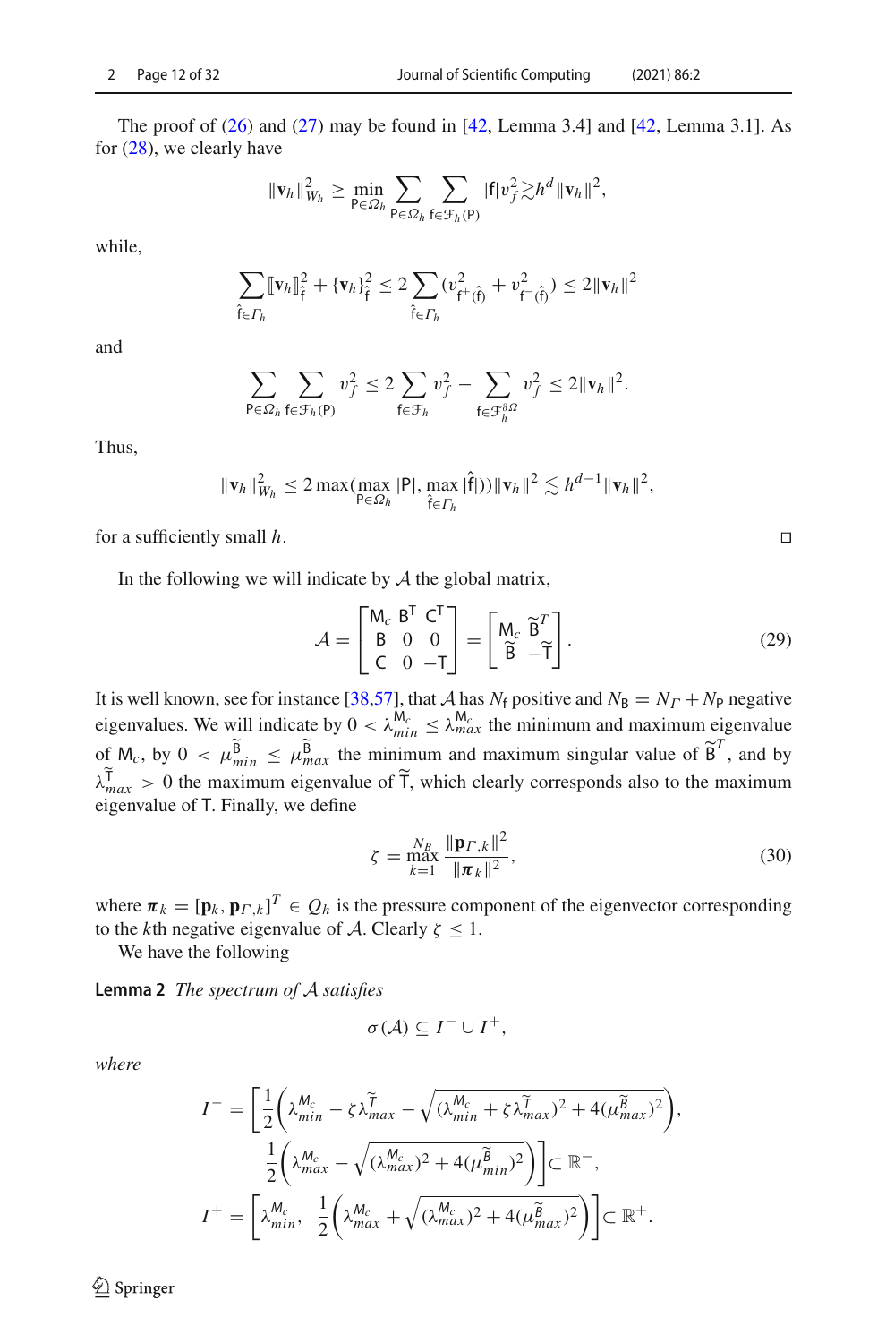The proof of (26) and (27) may be found in [42, Lemma 3.4] and [42, Lemma 3.1]. As for (28), we clearly have

$$\|\mathbf{v}_h\|^2_{W_h} \geq \min_{\mathsf{P}\in\Omega_h} \sum_{\mathsf{P}\in\Omega_h} \sum_{\mathsf{f}\in\mathcal{F}_h(\mathsf{P})} |\mathsf{f}| v_f^2 \gtrsim h^d \|\mathbf{v}_h\|^2,$$

while,

$$\sum_{\hat{\mathsf{f}}\in\Gamma_h} [\![\mathbf{v}_h]\!]^2_{\hat{\mathsf{f}}} + \{\mathbf{v}_h\}^2_{\hat{\mathsf{f}}} \leq 2 \sum_{\hat{\mathsf{f}}\in\Gamma_h} (v^2_{\mathsf{f}^+(\hat{\mathsf{f}})} + v^2_{\mathsf{f}^-(\hat{\mathsf{f}})}) \leq 2\|\mathbf{v}_h\|^2$$

and

$$\sum_{\mathsf{P}\in\Omega_h} \sum_{\mathsf{f}\in\mathcal{F}_h(\mathsf{P})} v_f^2 \leq 2 \sum_{\mathsf{f}\in\mathcal{F}_h} v_f^2 - \sum_{\mathsf{f}\in\mathcal{F}_h^{\partial\Omega}} v_f^2 \leq 2\|\mathbf{v}_h\|^2.$$

Thus,

$$\|\mathbf{v}_h\|^2_{W_h} \leq 2\max(\max_{\mathsf{P}\in\Omega_h} |\mathsf{P}|, \max_{\hat{\mathsf{f}}\in\Gamma_h} |\hat{\mathsf{f}}|)\|\mathbf{v}_h\|^2 \lesssim h^{d-1}\|\mathbf{v}_h\|^2,$$

for a sufficiently small $h$. □

In the following we will indicate by $\mathcal{A}$ the global matrix,

$$\mathcal{A} = \begin{bmatrix} \mathsf{M}_c & \mathsf{B}^\mathsf{T} & \mathsf{C}^\mathsf{T} \\ \mathsf{B} & 0 & 0 \\ \mathsf{C} & 0 & -\mathsf{T} \end{bmatrix} = \begin{bmatrix} \mathsf{M}_c & \widetilde{\mathsf{B}}^T \\ \widetilde{\mathsf{B}} & -\widetilde{\mathsf{T}} \end{bmatrix}. \tag{29}$$

It is well known, see for instance [38,57], that $\mathcal{A}$ has $N_\mathsf{f}$ positive and $N_\mathsf{B} = N_\Gamma + N_\mathsf{P}$ negative eigenvalues. We will indicate by $0 < \lambda^{\mathsf{M}_c}_{min} \leq \lambda^{\mathsf{M}_c}_{max}$ the minimum and maximum eigenvalue of $\mathsf{M}_c$, by $0 < \mu^{\widetilde{\mathsf{B}}}_{min} \leq \mu^{\widetilde{\mathsf{B}}}_{max}$ the minimum and maximum singular value of $\widetilde{\mathsf{B}}^T$, and by $\lambda^{\widetilde{\mathsf{T}}}_{max} > 0$ the maximum eigenvalue of $\widetilde{\mathsf{T}}$, which clearly corresponds also to the maximum eigenvalue of $\mathsf{T}$. Finally, we define

$$\zeta = \max_{k=1}^{N_B} \frac{\|\mathbf{p}_{\Gamma,k}\|^2}{\|\boldsymbol{\pi}_k\|^2}, \tag{30}$$

where $\boldsymbol{\pi}_k = [\mathbf{p}_k, \mathbf{p}_{\Gamma,k}]^T \in Q_h$ is the pressure component of the eigenvector corresponding to the $k$th negative eigenvalue of $\mathcal{A}$. Clearly $\zeta \leq 1$.

We have the following

**Lemma 2** *The spectrum of* $\mathcal{A}$ *satisfies*

$$\sigma(\mathcal{A}) \subseteq I^- \cup I^+,$$

*where*

$$I^- = \left[\frac{1}{2}\left(\lambda^{M_c}_{min} - \zeta\lambda^{\widetilde{T}}_{max} - \sqrt{(\lambda^{M_c}_{min} + \zeta\lambda^{\widetilde{T}}_{max})^2 + 4(\mu^{\widetilde{B}}_{max})^2}\right),\right.$$
$$\left.\frac{1}{2}\left(\lambda^{M_c}_{max} - \sqrt{(\lambda^{M_c}_{max})^2 + 4(\mu^{\widetilde{B}}_{min})^2}\right)\right] \subset \mathbb{R}^-,$$

$$I^+ = \left[\lambda^{M_c}_{min},\ \frac{1}{2}\left(\lambda^{M_c}_{max} + \sqrt{(\lambda^{M_c}_{max})^2 + 4(\mu^{\widetilde{B}}_{max})^2}\right)\right] \subset \mathbb{R}^+.$$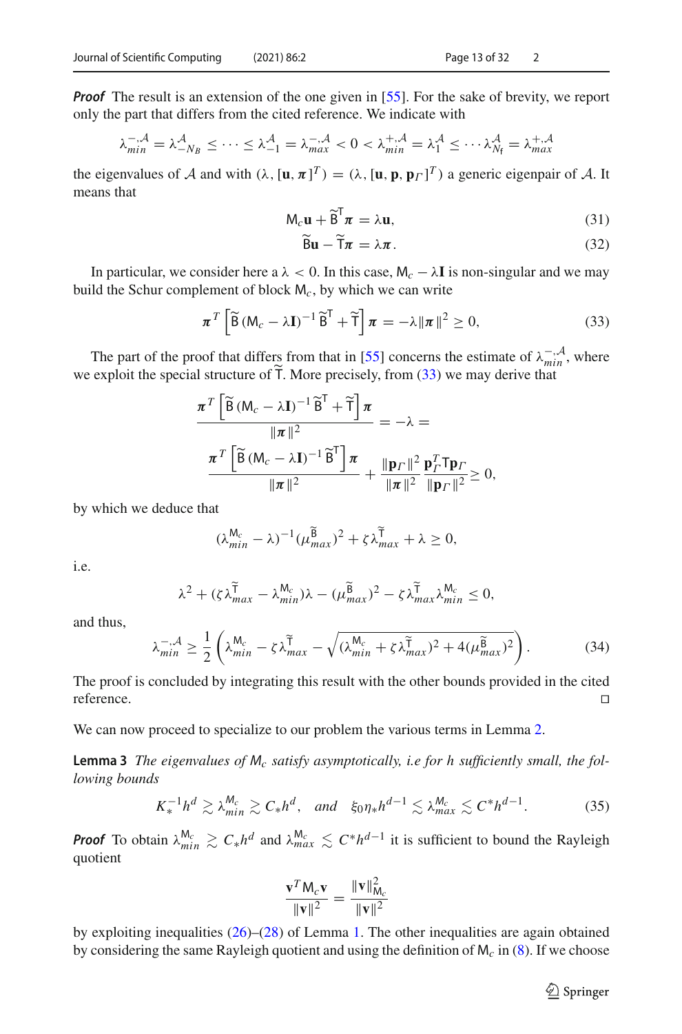***Proof*** The result is an extension of the one given in [55]. For the sake of brevity, we report only the part that differs from the cited reference. We indicate with

$$\lambda_{min}^{-,\mathcal{A}} = \lambda_{-N_B}^{\mathcal{A}} \leq \cdots \leq \lambda_{-1}^{\mathcal{A}} = \lambda_{max}^{-,\mathcal{A}} < 0 < \lambda_{min}^{+,\mathcal{A}} = \lambda_1^{\mathcal{A}} \leq \cdots \lambda_{N_f}^{\mathcal{A}} = \lambda_{max}^{+,\mathcal{A}}$$

the eigenvalues of $\mathcal{A}$ and with $(\lambda, [\mathbf{u}, \boldsymbol{\pi}]^T) = (\lambda, [\mathbf{u}, \mathbf{p}, \mathbf{p}_\Gamma]^T)$ a generic eigenpair of $\mathcal{A}$. It means that

$$\mathsf{M}_c\mathbf{u} + \widetilde{\mathsf{B}}^{\mathsf{T}}\boldsymbol{\pi} = \lambda\mathbf{u}, \tag{31}$$

$$\widetilde{\mathsf{B}}\mathbf{u} - \widetilde{\mathsf{T}}\boldsymbol{\pi} = \lambda\boldsymbol{\pi}. \tag{32}$$

In particular, we consider here a $\lambda < 0$. In this case, $\mathsf{M}_c - \lambda\mathbf{I}$ is non-singular and we may build the Schur complement of block $\mathsf{M}_c$, by which we can write

$$\boldsymbol{\pi}^T\left[\widetilde{\mathsf{B}}\,(\mathsf{M}_c - \lambda\mathbf{I})^{-1}\,\widetilde{\mathsf{B}}^{\mathsf{T}} + \widetilde{\mathsf{T}}\right]\boldsymbol{\pi} = -\lambda\|\boldsymbol{\pi}\|^2 \geq 0, \tag{33}$$

The part of the proof that differs from that in [55] concerns the estimate of $\lambda_{min}^{-,\mathcal{A}}$, where we exploit the special structure of $\widetilde{\mathsf{T}}$. More precisely, from (33) we may derive that

$$\frac{\boldsymbol{\pi}^T\left[\widetilde{\mathsf{B}}\,(\mathsf{M}_c - \lambda\mathbf{I})^{-1}\,\widetilde{\mathsf{B}}^{\mathsf{T}} + \widetilde{\mathsf{T}}\right]\boldsymbol{\pi}}{\|\boldsymbol{\pi}\|^2} = -\lambda =$$

$$\frac{\boldsymbol{\pi}^T\left[\widetilde{\mathsf{B}}\,(\mathsf{M}_c - \lambda\mathbf{I})^{-1}\,\widetilde{\mathsf{B}}^{\mathsf{T}}\right]\boldsymbol{\pi}}{\|\boldsymbol{\pi}\|^2} + \frac{\|\mathbf{p}_\Gamma\|^2}{\|\boldsymbol{\pi}\|^2}\frac{\mathbf{p}_\Gamma^T\mathsf{T}\mathbf{p}_\Gamma}{\|\mathbf{p}_\Gamma\|^2} \geq 0,$$

by which we deduce that

$$(\lambda_{min}^{\mathsf{M}_c} - \lambda)^{-1}(\mu_{max}^{\widetilde{\mathsf{B}}})^2 + \zeta\lambda_{max}^{\widetilde{\mathsf{T}}} + \lambda \geq 0,$$

i.e.

$$\lambda^2 + (\zeta\lambda_{max}^{\widetilde{\mathsf{T}}} - \lambda_{min}^{\mathsf{M}_c})\lambda - (\mu_{max}^{\widetilde{\mathsf{B}}})^2 - \zeta\lambda_{max}^{\widetilde{\mathsf{T}}}\lambda_{min}^{\mathsf{M}_c} \leq 0,$$

and thus,

$$\lambda_{min}^{-,\mathcal{A}} \geq \frac{1}{2}\left(\lambda_{min}^{\mathsf{M}_c} - \zeta\lambda_{max}^{\widetilde{\mathsf{T}}} - \sqrt{(\lambda_{min}^{\mathsf{M}_c} + \zeta\lambda_{max}^{\widetilde{\mathsf{T}}})^2 + 4(\mu_{max}^{\widetilde{\mathsf{B}}})^2}\right). \tag{34}$$

The proof is concluded by integrating this result with the other bounds provided in the cited reference. □

We can now proceed to specialize to our problem the various terms in Lemma 2.

**Lemma 3** *The eigenvalues of $\mathsf{M}_c$ satisfy asymptotically, i.e for h sufficiently small, the following bounds*

$$K_*^{-1}h^d \gtrsim \lambda_{min}^{\mathsf{M}_c} \gtrsim C_*h^d, \quad \text{and} \quad \xi_0\eta_*h^{d-1} \lesssim \lambda_{max}^{\mathsf{M}_c} \lesssim C^*h^{d-1}. \tag{35}$$

***Proof*** To obtain $\lambda_{min}^{\mathsf{M}_c} \gtrsim C_*h^d$ and $\lambda_{max}^{\mathsf{M}_c} \lesssim C^*h^{d-1}$ it is sufficient to bound the Rayleigh quotient

$$\frac{\mathbf{v}^T\mathsf{M}_c\mathbf{v}}{\|\mathbf{v}\|^2} = \frac{\|\mathbf{v}\|_{\mathsf{M}_c}^2}{\|\mathbf{v}\|^2}$$

by exploiting inequalities (26)–(28) of Lemma 1. The other inequalities are again obtained by considering the same Rayleigh quotient and using the definition of $\mathsf{M}_c$ in (8). If we choose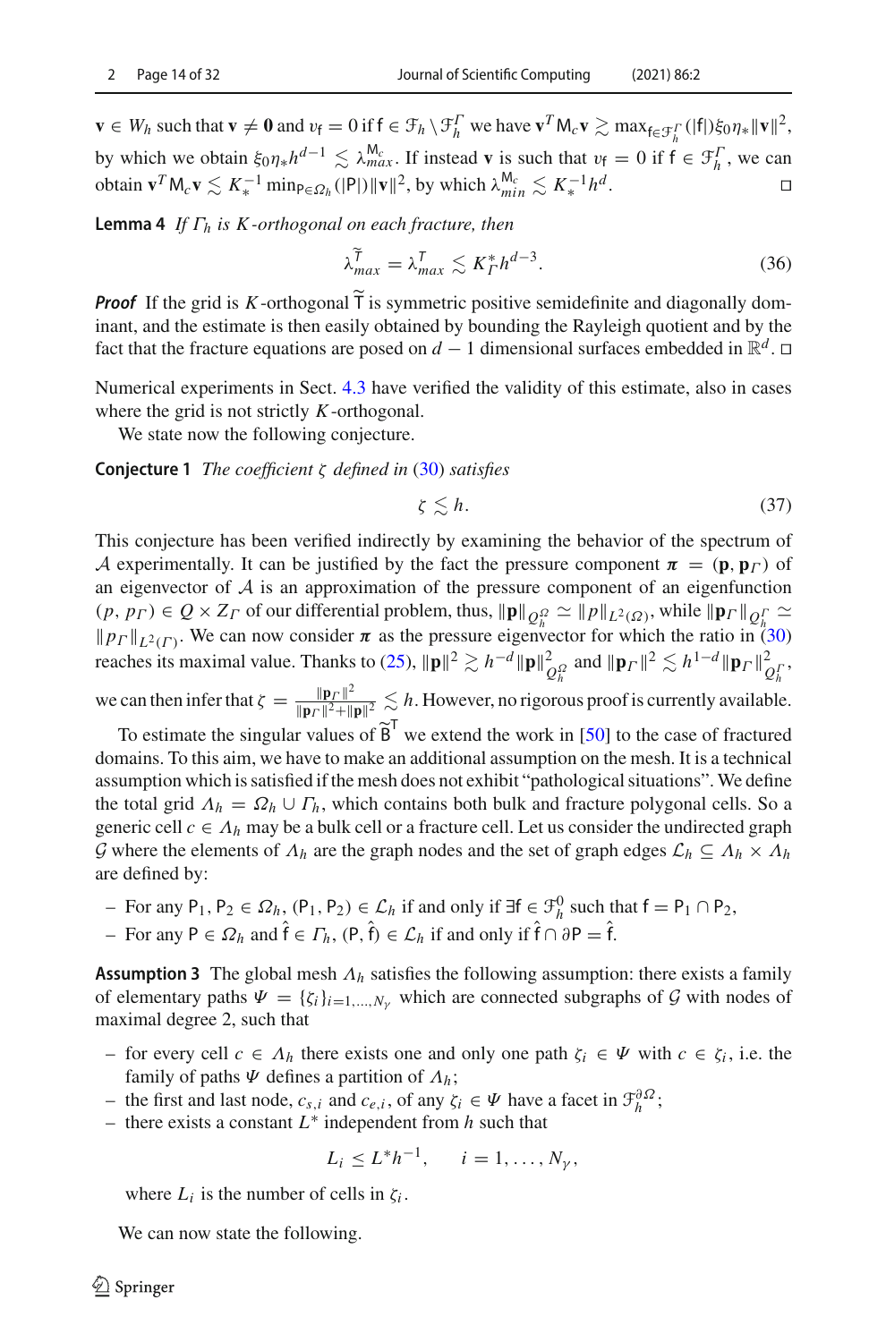$\mathbf{v} \in W_h$ such that $\mathbf{v} \neq \mathbf{0}$ and $v_\mathsf{f} = 0$ if $\mathsf{f} \in \mathcal{F}_h \setminus \mathcal{F}_h^\Gamma$ we have $\mathbf{v}^T \mathsf{M}_c \mathbf{v} \gtrsim \max_{\mathsf{f} \in \mathcal{F}_h^\Gamma}(|\mathsf{f}|)\xi_0 \eta_* \|\mathbf{v}\|^2$, by which we obtain $\xi_0 \eta_* h^{d-1} \lesssim \lambda_{max}^{\mathsf{M}_c}$. If instead $\mathbf{v}$ is such that $v_\mathsf{f} = 0$ if $\mathsf{f} \in \mathcal{F}_h^\Gamma$, we can obtain $\mathbf{v}^T \mathsf{M}_c \mathbf{v} \lesssim K_*^{-1} \min_{\mathsf{P} \in \Omega_h}(|\mathsf{P}|)\|\mathbf{v}\|^2$, by which $\lambda_{min}^{\mathsf{M}_c} \lesssim K_*^{-1} h^d$. □

**Lemma 4** *If $\Gamma_h$ is $K$-orthogonal on each fracture, then*

$$
\lambda_{max}^{\widetilde{\mathsf{T}}} = \lambda_{max}^{\mathsf{T}} \lesssim K_\Gamma^* h^{d-3}. \tag{36}
$$

***Proof*** If the grid is $K$-orthogonal $\widetilde{\mathsf{T}}$ is symmetric positive semidefinite and diagonally dominant, and the estimate is then easily obtained by bounding the Rayleigh quotient and by the fact that the fracture equations are posed on $d-1$ dimensional surfaces embedded in $\mathbb{R}^d$. □

Numerical experiments in Sect. 4.3 have verified the validity of this estimate, also in cases where the grid is not strictly $K$-orthogonal.

We state now the following conjecture.

**Conjecture 1** *The coefficient $\zeta$ defined in (30) satisfies*

$$
\zeta \lesssim h. \tag{37}
$$

This conjecture has been verified indirectly by examining the behavior of the spectrum of $\mathcal{A}$ experimentally. It can be justified by the fact the pressure component $\boldsymbol{\pi} = (\mathbf{p}, \mathbf{p}_\Gamma)$ of an eigenvector of $\mathcal{A}$ is an approximation of the pressure component of an eigenfunction $(p, p_\Gamma) \in Q \times Z_\Gamma$ of our differential problem, thus, $\|\mathbf{p}\|_{Q_h^\Omega} \simeq \|p\|_{L^2(\Omega)}$, while $\|\mathbf{p}_\Gamma\|_{Q_h^\Gamma} \simeq \|p_\Gamma\|_{L^2(\Gamma)}$. We can now consider $\boldsymbol{\pi}$ as the pressure eigenvector for which the ratio in (30) reaches its maximal value. Thanks to (25), $\|\mathbf{p}\|^2 \gtrsim h^{-d}\|\mathbf{p}\|^2_{Q_h^\Omega}$ and $\|\mathbf{p}_\Gamma\|^2 \lesssim h^{1-d}\|\mathbf{p}_\Gamma\|^2_{Q_h^\Gamma}$, we can then infer that $\zeta = \frac{\|\mathbf{p}_\Gamma\|^2}{\|\mathbf{p}_\Gamma\|^2 + \|\mathbf{p}\|^2} \lesssim h$. However, no rigorous proof is currently available.

To estimate the singular values of $\widetilde{\mathsf{B}}^\mathsf{T}$ we extend the work in [50] to the case of fractured domains. To this aim, we have to make an additional assumption on the mesh. It is a technical assumption which is satisfied if the mesh does not exhibit "pathological situations". We define the total grid $\Lambda_h = \Omega_h \cup \Gamma_h$, which contains both bulk and fracture polygonal cells. So a generic cell $c \in \Lambda_h$ may be a bulk cell or a fracture cell. Let us consider the undirected graph $\mathcal{G}$ where the elements of $\Lambda_h$ are the graph nodes and the set of graph edges $\mathcal{L}_h \subseteq \Lambda_h \times \Lambda_h$ are defined by:

- For any $\mathsf{P}_1, \mathsf{P}_2 \in \Omega_h$, $(\mathsf{P}_1, \mathsf{P}_2) \in \mathcal{L}_h$ if and only if $\exists \mathsf{f} \in \mathcal{F}_h^0$ such that $\mathsf{f} = \mathsf{P}_1 \cap \mathsf{P}_2$,
- For any $\mathsf{P} \in \Omega_h$ and $\hat{\mathsf{f}} \in \Gamma_h$, $(\mathsf{P}, \hat{\mathsf{f}}) \in \mathcal{L}_h$ if and only if $\hat{\mathsf{f}} \cap \partial\mathsf{P} = \hat{\mathsf{f}}$.

**Assumption 3** The global mesh $\Lambda_h$ satisfies the following assumption: there exists a family of elementary paths $\Psi = \{\zeta_i\}_{i=1,\ldots,N_\gamma}$ which are connected subgraphs of $\mathcal{G}$ with nodes of maximal degree 2, such that

- for every cell $c \in \Lambda_h$ there exists one and only one path $\zeta_i \in \Psi$ with $c \in \zeta_i$, i.e. the family of paths $\Psi$ defines a partition of $\Lambda_h$;
- the first and last node, $c_{s,i}$ and $c_{e,i}$, of any $\zeta_i \in \Psi$ have a facet in $\mathcal{F}_h^{\partial\Omega}$;
- there exists a constant $L^*$ independent from $h$ such that

$$
L_i \leq L^* h^{-1}, \qquad i = 1, \ldots, N_\gamma,
$$

  where $L_i$ is the number of cells in $\zeta_i$.

We can now state the following.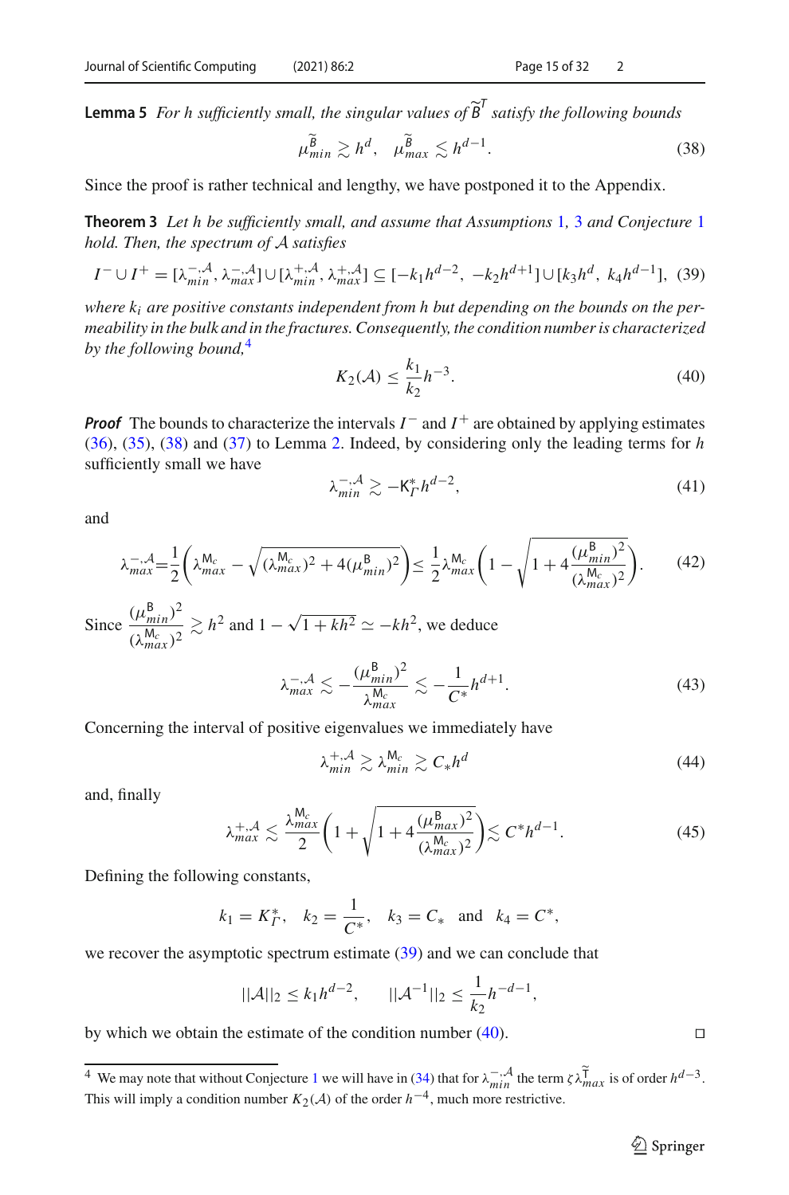**Lemma 5** *For h sufficiently small, the singular values of $\widetilde{B}^T$ satisfy the following bounds*

$$\mu_{min}^{\widetilde{B}} \gtrsim h^d, \quad \mu_{max}^{\widetilde{B}} \lesssim h^{d-1}. \tag{38}$$

Since the proof is rather technical and lengthy, we have postponed it to the Appendix.

**Theorem 3** *Let h be sufficiently small, and assume that Assumptions 1, 3 and Conjecture 1 hold. Then, the spectrum of $\mathcal{A}$ satisfies*

$$I^- \cup I^+ = [\lambda_{min}^{-,\mathcal{A}}, \lambda_{max}^{-,\mathcal{A}}] \cup [\lambda_{min}^{+,\mathcal{A}}, \lambda_{max}^{+,\mathcal{A}}] \subseteq [-k_1 h^{d-2}, \; -k_2 h^{d+1}] \cup [k_3 h^d, \; k_4 h^{d-1}], \tag{39}$$

*where $k_i$ are positive constants independent from h but depending on the bounds on the permeability in the bulk and in the fractures. Consequently, the condition number is characterized by the following bound,*[4]

$$K_2(\mathcal{A}) \leq \frac{k_1}{k_2} h^{-3}. \tag{40}$$

***Proof*** The bounds to characterize the intervals $I^-$ and $I^+$ are obtained by applying estimates (36), (35), (38) and (37) to Lemma 2. Indeed, by considering only the leading terms for $h$ sufficiently small we have

$$\lambda_{min}^{-,\mathcal{A}} \gtrsim -\mathsf{K}_{\Gamma}^{*} h^{d-2}, \tag{41}$$

and

$$\lambda_{max}^{-,\mathcal{A}} = \frac{1}{2}\left(\lambda_{max}^{\mathsf{M}_c} - \sqrt{(\lambda_{max}^{\mathsf{M}_c})^2 + 4(\mu_{min}^{\mathsf{B}})^2}\right) \leq \frac{1}{2}\lambda_{max}^{\mathsf{M}_c}\left(1 - \sqrt{1 + 4\frac{(\mu_{min}^{\mathsf{B}})^2}{(\lambda_{max}^{\mathsf{M}_c})^2}}\right). \tag{42}$$

Since $\dfrac{(\mu_{min}^{\mathsf{B}})^2}{(\lambda_{max}^{\mathsf{M}_c})^2} \gtrsim h^2$ and $1 - \sqrt{1 + kh^2} \simeq -kh^2$, we deduce

$$\lambda_{max}^{-,\mathcal{A}} \lesssim -\frac{(\mu_{min}^{\mathsf{B}})^2}{\lambda_{max}^{\mathsf{M}_c}} \lesssim -\frac{1}{C^*} h^{d+1}. \tag{43}$$

Concerning the interval of positive eigenvalues we immediately have

$$\lambda_{min}^{+,\mathcal{A}} \gtrsim \lambda_{min}^{\mathsf{M}_c} \gtrsim C_* h^d \tag{44}$$

and, finally

$$\lambda_{max}^{+,\mathcal{A}} \lesssim \frac{\lambda_{max}^{\mathsf{M}_c}}{2}\left(1 + \sqrt{1 + 4\frac{(\mu_{max}^{\mathsf{B}})^2}{(\lambda_{max}^{\mathsf{M}_c})^2}}\right) \lesssim C^* h^{d-1}. \tag{45}$$

Defining the following constants,

$$k_1 = K_{\Gamma}^{*}, \quad k_2 = \frac{1}{C^*}, \quad k_3 = C_* \quad \text{and} \quad k_4 = C^*,$$

we recover the asymptotic spectrum estimate (39) and we can conclude that

$$||\mathcal{A}||_2 \leq k_1 h^{d-2}, \qquad ||\mathcal{A}^{-1}||_2 \leq \frac{1}{k_2} h^{-d-1},$$

by which we obtain the estimate of the condition number (40). □

[4] We may note that without Conjecture 1 we will have in (34) that for $\lambda_{min}^{-,\mathcal{A}}$ the term $\zeta \lambda_{max}^{\widetilde{\mathsf{T}}}$ is of order $h^{d-3}$. This will imply a condition number $K_2(\mathcal{A})$ of the order $h^{-4}$, much more restrictive.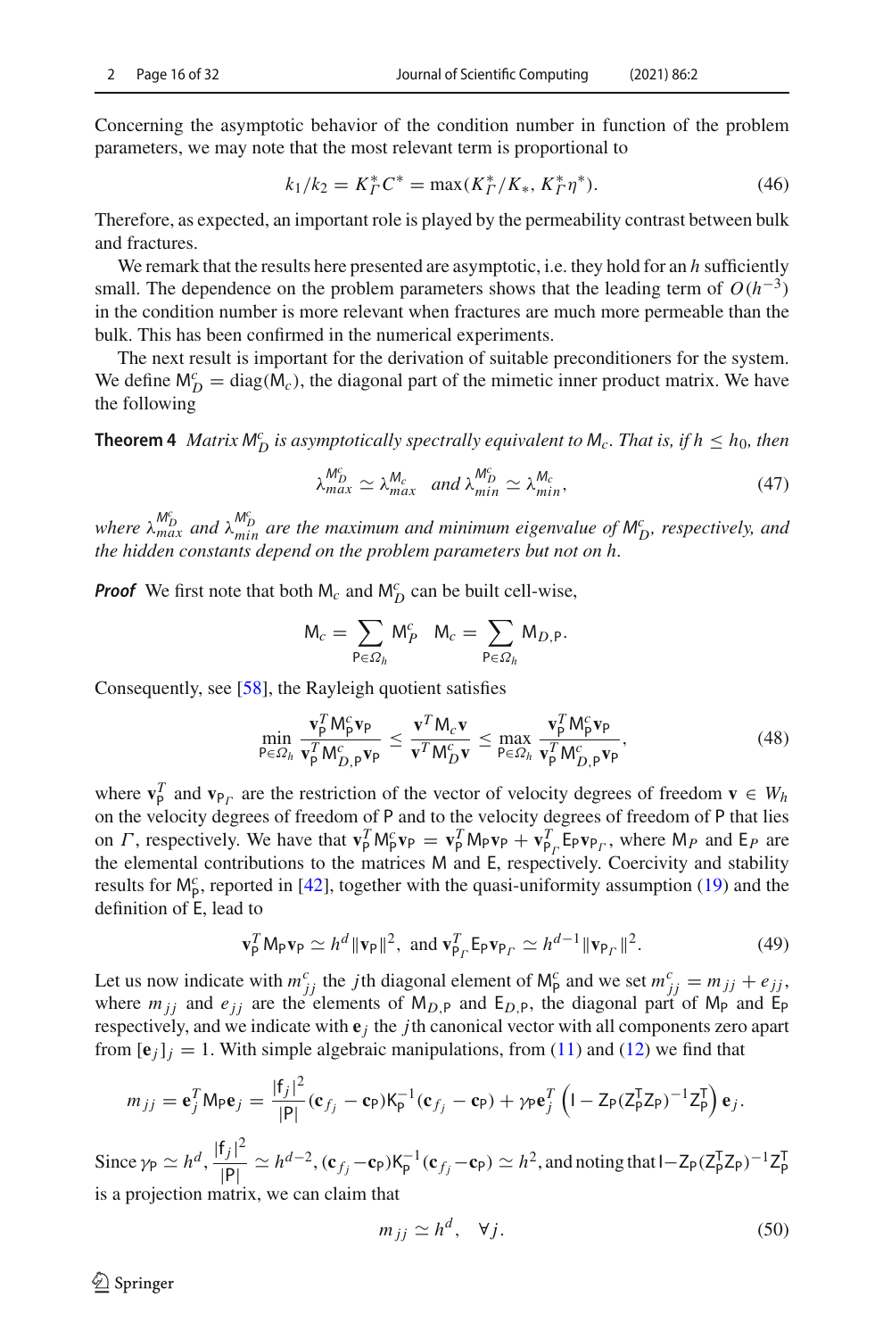Concerning the asymptotic behavior of the condition number in function of the problem parameters, we may note that the most relevant term is proportional to

$$k_1/k_2 = K_\Gamma^* C^* = \max(K_\Gamma^*/K_*, K_\Gamma^* \eta^*). \tag{46}$$

Therefore, as expected, an important role is played by the permeability contrast between bulk and fractures.

We remark that the results here presented are asymptotic, i.e. they hold for an $h$ sufficiently small. The dependence on the problem parameters shows that the leading term of $O(h^{-3})$ in the condition number is more relevant when fractures are much more permeable than the bulk. This has been confirmed in the numerical experiments.

The next result is important for the derivation of suitable preconditioners for the system. We define $\mathsf{M}_D^c = \text{diag}(\mathsf{M}_c)$, the diagonal part of the mimetic inner product matrix. We have the following

**Theorem 4** *Matrix $\mathsf{M}_D^c$ is asymptotically spectrally equivalent to $\mathsf{M}_c$. That is, if $h \le h_0$, then*

$$\lambda_{max}^{\mathsf{M}_D^c} \simeq \lambda_{max}^{\mathsf{M}_c} \quad \text{and } \lambda_{min}^{\mathsf{M}_D^c} \simeq \lambda_{min}^{\mathsf{M}_c}, \tag{47}$$

*where $\lambda_{max}^{\mathsf{M}_D^c}$ and $\lambda_{min}^{\mathsf{M}_D^c}$ are the maximum and minimum eigenvalue of $\mathsf{M}_D^c$, respectively, and the hidden constants depend on the problem parameters but not on $h$.*

***Proof*** We first note that both $\mathsf{M}_c$ and $\mathsf{M}_D^c$ can be built cell-wise,

$$\mathsf{M}_c = \sum_{\mathsf{P}\in\Omega_h} \mathsf{M}_P^c \quad \mathsf{M}_c = \sum_{\mathsf{P}\in\Omega_h} \mathsf{M}_{D,\mathsf{P}}.$$

Consequently, see [58], the Rayleigh quotient satisfies

$$\min_{\mathsf{P}\in\Omega_h} \frac{\mathbf{v}_\mathsf{P}^T \mathsf{M}_\mathsf{P}^c \mathbf{v}_\mathsf{P}}{\mathbf{v}_\mathsf{P}^T \mathsf{M}_{D,\mathsf{P}}^c \mathbf{v}_\mathsf{P}} \le \frac{\mathbf{v}^T \mathsf{M}_c \mathbf{v}}{\mathbf{v}^T \mathsf{M}_D^c \mathbf{v}} \le \max_{\mathsf{P}\in\Omega_h} \frac{\mathbf{v}_\mathsf{P}^T \mathsf{M}_\mathsf{P}^c \mathbf{v}_\mathsf{P}}{\mathbf{v}_\mathsf{P}^T \mathsf{M}_{D,\mathsf{P}}^c \mathbf{v}_\mathsf{P}}, \tag{48}$$

where $\mathbf{v}_\mathsf{P}^T$ and $\mathbf{v}_{\mathsf{P}_\Gamma}$ are the restriction of the vector of velocity degrees of freedom $\mathbf{v} \in W_h$ on the velocity degrees of freedom of $\mathsf{P}$ and to the velocity degrees of freedom of $\mathsf{P}$ that lies on $\Gamma$, respectively. We have that $\mathbf{v}_\mathsf{P}^T \mathsf{M}_\mathsf{P}^c \mathbf{v}_\mathsf{P} = \mathbf{v}_\mathsf{P}^T \mathsf{M}_\mathsf{P} \mathbf{v}_\mathsf{P} + \mathbf{v}_{\mathsf{P}_\Gamma}^T \mathsf{E}_\mathsf{P} \mathbf{v}_{\mathsf{P}_\Gamma}$, where $\mathsf{M}_P$ and $\mathsf{E}_P$ are the elemental contributions to the matrices $\mathsf{M}$ and $\mathsf{E}$, respectively. Coercivity and stability results for $\mathsf{M}_\mathsf{P}^c$, reported in [42], together with the quasi-uniformity assumption (19) and the definition of $\mathsf{E}$, lead to

$$\mathbf{v}_\mathsf{P}^T \mathsf{M}_\mathsf{P} \mathbf{v}_\mathsf{P} \simeq h^d \|\mathbf{v}_\mathsf{P}\|^2, \text{ and } \mathbf{v}_{\mathsf{P}_\Gamma}^T \mathsf{E}_\mathsf{P} \mathbf{v}_{\mathsf{P}_\Gamma} \simeq h^{d-1} \|\mathbf{v}_{\mathsf{P}_\Gamma}\|^2. \tag{49}$$

Let us now indicate with $m_{jj}^c$ the $j$th diagonal element of $\mathsf{M}_\mathsf{P}^c$ and we set $m_{jj}^c = m_{jj} + e_{jj}$, where $m_{jj}$ and $e_{jj}$ are the elements of $\mathsf{M}_{D,\mathsf{P}}$ and $\mathsf{E}_{D,\mathsf{P}}$, the diagonal part of $\mathsf{M}_\mathsf{P}$ and $\mathsf{E}_\mathsf{P}$ respectively, and we indicate with $\mathbf{e}_j$ the $j$th canonical vector with all components zero apart from $[\mathbf{e}_j]_j = 1$. With simple algebraic manipulations, from (11) and (12) we find that

$$m_{jj} = \mathbf{e}_j^T \mathsf{M}_\mathsf{P} \mathbf{e}_j = \frac{|\mathsf{f}_j|^2}{|\mathsf{P}|} (\mathbf{c}_{f_j} - \mathbf{c}_\mathsf{P}) \mathsf{K}_\mathsf{P}^{-1} (\mathbf{c}_{f_j} - \mathbf{c}_\mathsf{P}) + \gamma_\mathsf{P} \mathbf{e}_j^T \left( \mathsf{I} - \mathsf{Z}_\mathsf{P} (\mathsf{Z}_\mathsf{P}^\mathsf{T} \mathsf{Z}_\mathsf{P})^{-1} \mathsf{Z}_\mathsf{P}^\mathsf{T} \right) \mathbf{e}_j.$$

Since $\gamma_\mathsf{P} \simeq h^d$, $\dfrac{|\mathsf{f}_j|^2}{|\mathsf{P}|} \simeq h^{d-2}$, $(\mathbf{c}_{f_j} - \mathbf{c}_\mathsf{P}) \mathsf{K}_\mathsf{P}^{-1} (\mathbf{c}_{f_j} - \mathbf{c}_\mathsf{P}) \simeq h^2$, and noting that $\mathsf{I} - \mathsf{Z}_\mathsf{P} (\mathsf{Z}_\mathsf{P}^\mathsf{T} \mathsf{Z}_\mathsf{P})^{-1} \mathsf{Z}_\mathsf{P}^\mathsf{T}$ is a projection matrix, we can claim that

$$m_{jj} \simeq h^d, \quad \forall j. \tag{50}$$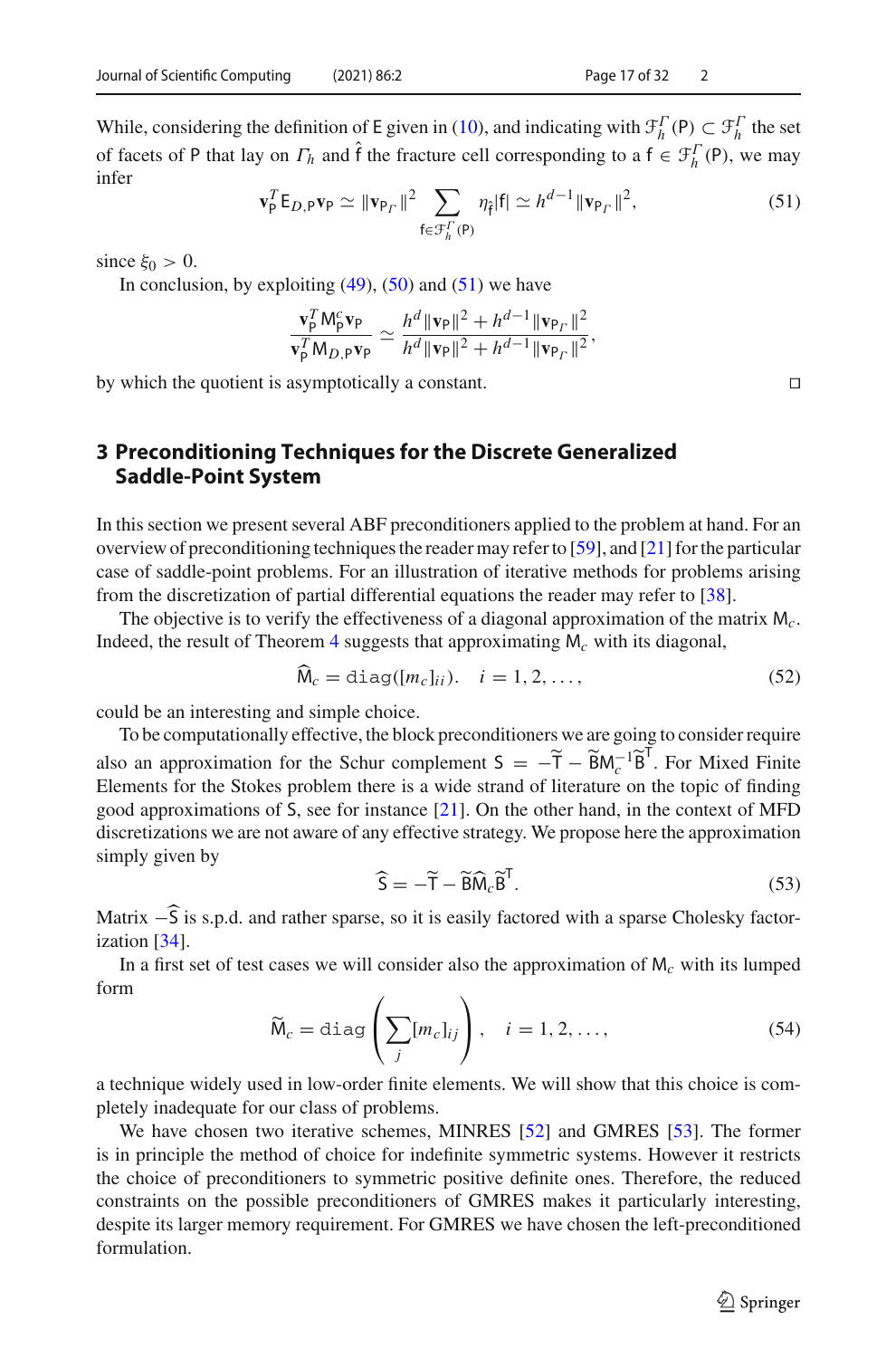While, considering the definition of $\mathsf{E}$ given in (10), and indicating with $\mathcal{F}_h^\Gamma(\mathsf{P}) \subset \mathcal{F}_h^\Gamma$ the set of facets of $\mathsf{P}$ that lay on $\Gamma_h$ and $\hat{\mathsf{f}}$ the fracture cell corresponding to a $\mathsf{f} \in \mathcal{F}_h^\Gamma(\mathsf{P})$, we may infer

$$\mathbf{v}_\mathsf{P}^T \mathsf{E}_{D,\mathsf{P}} \mathbf{v}_\mathsf{P} \simeq \|\mathbf{v}_{\mathsf{P}_\Gamma}\|^2 \sum_{\mathsf{f} \in \mathcal{F}_h^\Gamma(\mathsf{P})} \eta_{\hat{\mathsf{f}}} |\mathsf{f}| \simeq h^{d-1} \|\mathbf{v}_{\mathsf{P}_\Gamma}\|^2, \tag{51}$$

since $\xi_0 > 0$.

In conclusion, by exploiting (49), (50) and (51) we have

$$\frac{\mathbf{v}_\mathsf{P}^T \mathsf{M}_\mathsf{P}^c \mathbf{v}_\mathsf{P}}{\mathbf{v}_\mathsf{P}^T \mathsf{M}_{D,\mathsf{P}} \mathbf{v}_\mathsf{P}} \simeq \frac{h^d \|\mathbf{v}_\mathsf{P}\|^2 + h^{d-1} \|\mathbf{v}_{\mathsf{P}_\Gamma}\|^2}{h^d \|\mathbf{v}_\mathsf{P}\|^2 + h^{d-1} \|\mathbf{v}_{\mathsf{P}_\Gamma}\|^2},$$

by which the quotient is asymptotically a constant. □

## 3 Preconditioning Techniques for the Discrete Generalized Saddle-Point System

In this section we present several ABF preconditioners applied to the problem at hand. For an overview of preconditioning techniques the reader may refer to [59], and [21] for the particular case of saddle-point problems. For an illustration of iterative methods for problems arising from the discretization of partial differential equations the reader may refer to [38].

The objective is to verify the effectiveness of a diagonal approximation of the matrix $\mathsf{M}_c$. Indeed, the result of Theorem 4 suggests that approximating $\mathsf{M}_c$ with its diagonal,

$$\widehat{\mathsf{M}}_c = \mathtt{diag}([m_c]_{ii}). \quad i = 1, 2, \ldots, \tag{52}$$

could be an interesting and simple choice.

To be computationally effective, the block preconditioners we are going to consider require also an approximation for the Schur complement $\mathsf{S} = -\widetilde{\mathsf{T}} - \widetilde{\mathsf{B}}\mathsf{M}_c^{-1}\widetilde{\mathsf{B}}^\mathsf{T}$. For Mixed Finite Elements for the Stokes problem there is a wide strand of literature on the topic of finding good approximations of $\mathsf{S}$, see for instance [21]. On the other hand, in the context of MFD discretizations we are not aware of any effective strategy. We propose here the approximation simply given by

$$\widehat{\mathsf{S}} = -\widetilde{\mathsf{T}} - \widetilde{\mathsf{B}}\widehat{\mathsf{M}}_c\widetilde{\mathsf{B}}^\mathsf{T}. \tag{53}$$

Matrix $-\widehat{\mathsf{S}}$ is s.p.d. and rather sparse, so it is easily factored with a sparse Cholesky factorization [34].

In a first set of test cases we will consider also the approximation of $\mathsf{M}_c$ with its lumped form

$$\widetilde{\mathsf{M}}_c = \mathtt{diag}\left(\sum_j [m_c]_{ij}\right), \quad i = 1, 2, \ldots, \tag{54}$$

a technique widely used in low-order finite elements. We will show that this choice is completely inadequate for our class of problems.

We have chosen two iterative schemes, MINRES [52] and GMRES [53]. The former is in principle the method of choice for indefinite symmetric systems. However it restricts the choice of preconditioners to symmetric positive definite ones. Therefore, the reduced constraints on the possible preconditioners of GMRES makes it particularly interesting, despite its larger memory requirement. For GMRES we have chosen the left-preconditioned formulation.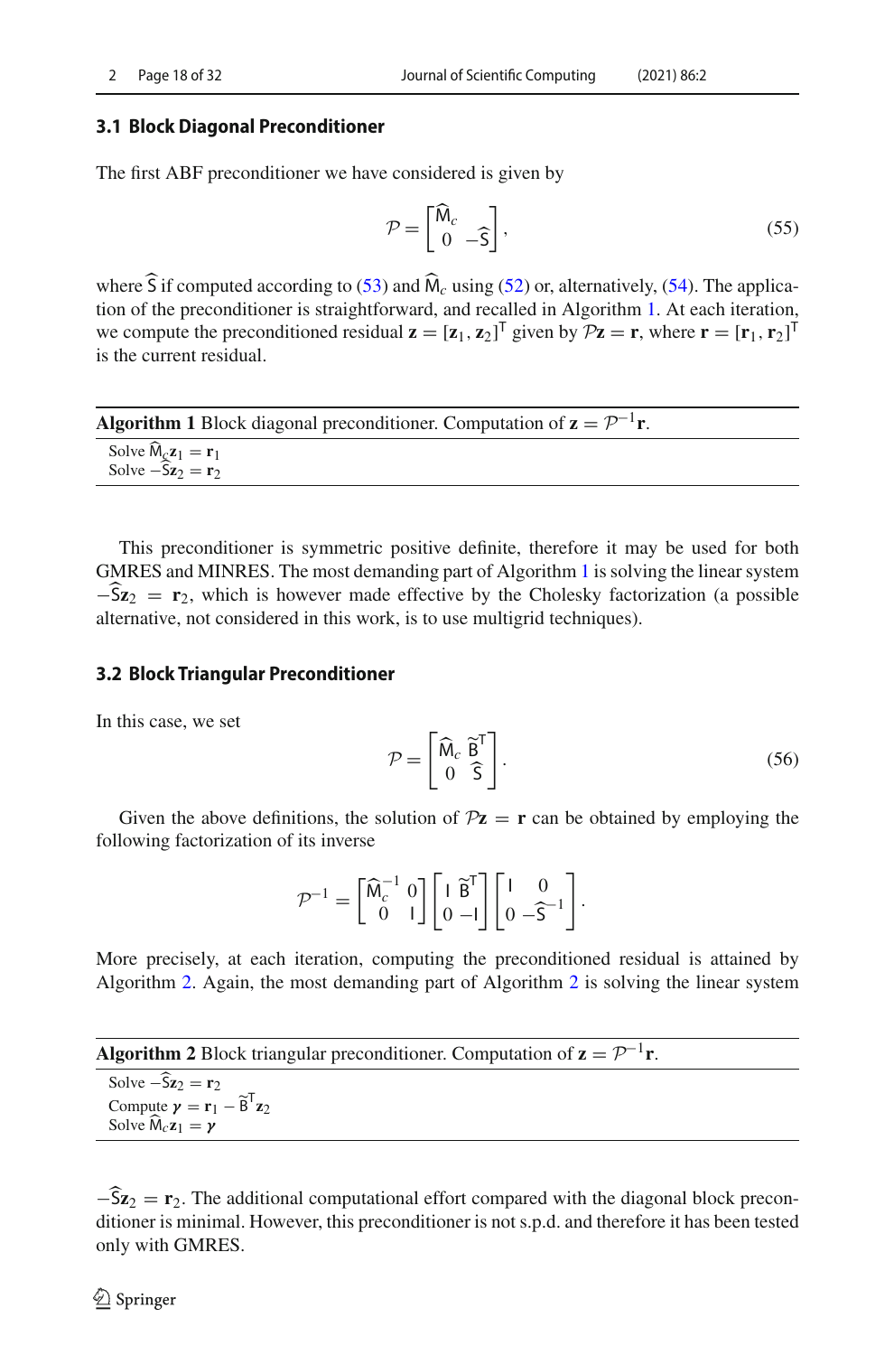### 3.1 Block Diagonal Preconditioner

The first ABF preconditioner we have considered is given by

$$\mathcal{P} = \begin{bmatrix} \widehat{\mathsf{M}}_c & \\ 0 & -\widehat{\mathsf{S}} \end{bmatrix}, \tag{55}$$

where $\widehat{\mathsf{S}}$ if computed according to (53) and $\widehat{\mathsf{M}}_c$ using (52) or, alternatively, (54). The application of the preconditioner is straightforward, and recalled in Algorithm 1. At each iteration, we compute the preconditioned residual $\mathbf{z} = [\mathbf{z}_1, \mathbf{z}_2]^\mathsf{T}$ given by $\mathcal{P}\mathbf{z} = \mathbf{r}$, where $\mathbf{r} = [\mathbf{r}_1, \mathbf{r}_2]^\mathsf{T}$ is the current residual.

**Algorithm 1** Block diagonal preconditioner. Computation of $\mathbf{z} = \mathcal{P}^{-1}\mathbf{r}$.

Solve $\widehat{\mathsf{M}}_c\mathbf{z}_1 = \mathbf{r}_1$
Solve $-\widehat{\mathsf{S}}\mathbf{z}_2 = \mathbf{r}_2$

This preconditioner is symmetric positive definite, therefore it may be used for both GMRES and MINRES. The most demanding part of Algorithm 1 is solving the linear system $-\widehat{\mathsf{S}}\mathbf{z}_2 = \mathbf{r}_2$, which is however made effective by the Cholesky factorization (a possible alternative, not considered in this work, is to use multigrid techniques).

### 3.2 Block Triangular Preconditioner

In this case, we set

$$\mathcal{P} = \begin{bmatrix} \widehat{\mathsf{M}}_c & \widetilde{\mathsf{B}}^\mathsf{T} \\ 0 & \widehat{\mathsf{S}} \end{bmatrix}. \tag{56}$$

Given the above definitions, the solution of $\mathcal{P}\mathbf{z} = \mathbf{r}$ can be obtained by employing the following factorization of its inverse

$$\mathcal{P}^{-1} = \begin{bmatrix} \widehat{\mathsf{M}}_c^{-1} & 0 \\ 0 & \mathsf{I} \end{bmatrix} \begin{bmatrix} \mathsf{I} & \widetilde{\mathsf{B}}^\mathsf{T} \\ 0 & -\mathsf{I} \end{bmatrix} \begin{bmatrix} \mathsf{I} & 0 \\ 0 & -\widehat{\mathsf{S}}^{-1} \end{bmatrix}.$$

More precisely, at each iteration, computing the preconditioned residual is attained by Algorithm 2. Again, the most demanding part of Algorithm 2 is solving the linear system $-\widehat{\mathsf{S}}\mathbf{z}_2 = \mathbf{r}_2$. The additional computational effort compared with the diagonal block preconditioner is minimal. However, this preconditioner is not s.p.d. and therefore it has been tested only with GMRES.

**Algorithm 2** Block triangular preconditioner. Computation of $\mathbf{z} = \mathcal{P}^{-1}\mathbf{r}$.

Solve $-\widehat{\mathsf{S}}\mathbf{z}_2 = \mathbf{r}_2$
Compute $\boldsymbol{\gamma} = \mathbf{r}_1 - \widetilde{\mathsf{B}}^\mathsf{T}\mathbf{z}_2$
Solve $\widehat{\mathsf{M}}_c\mathbf{z}_1 = \boldsymbol{\gamma}$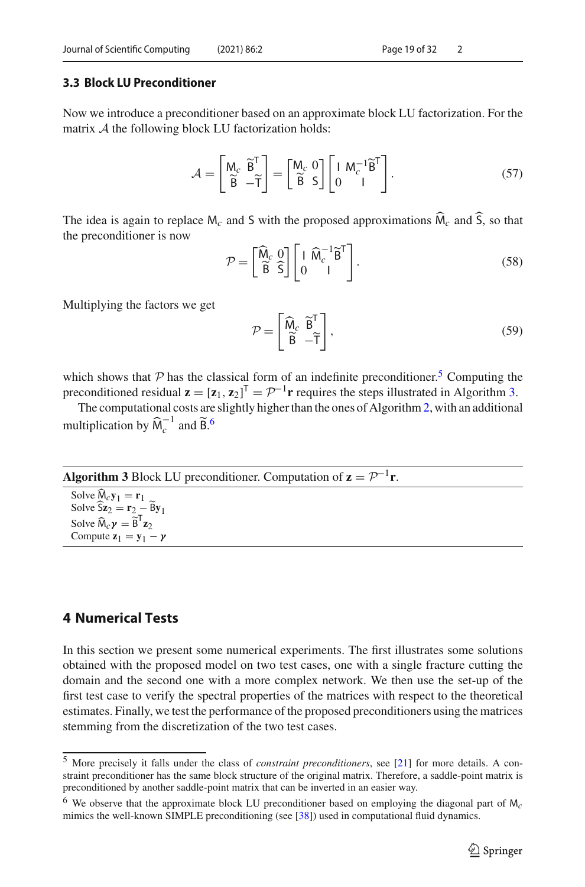### 3.3 Block LU Preconditioner

Now we introduce a preconditioner based on an approximate block LU factorization. For the matrix $\mathcal{A}$ the following block LU factorization holds:

$$
\mathcal{A} = \begin{bmatrix} \mathsf{M}_c & \widetilde{\mathsf{B}}^\mathsf{T} \\ \widetilde{\mathsf{B}} & -\widetilde{\mathsf{T}} \end{bmatrix} = \begin{bmatrix} \mathsf{M}_c & 0 \\ \widetilde{\mathsf{B}} & \mathsf{S} \end{bmatrix} \begin{bmatrix} \mathsf{I} & \mathsf{M}_c^{-1}\widetilde{\mathsf{B}}^\mathsf{T} \\ 0 & \mathsf{I} \end{bmatrix}. \tag{57}
$$

The idea is again to replace $\mathsf{M}_c$ and $\mathsf{S}$ with the proposed approximations $\widehat{\mathsf{M}}_c$ and $\widehat{\mathsf{S}}$, so that the preconditioner is now

$$
\mathcal{P} = \begin{bmatrix} \widehat{\mathsf{M}}_c & 0 \\ \widetilde{\mathsf{B}} & \widehat{\mathsf{S}} \end{bmatrix} \begin{bmatrix} \mathsf{I} & \widehat{\mathsf{M}}_c^{-1}\widetilde{\mathsf{B}}^\mathsf{T} \\ 0 & \mathsf{I} \end{bmatrix}. \tag{58}
$$

Multiplying the factors we get

$$
\mathcal{P} = \begin{bmatrix} \widehat{\mathsf{M}}_c & \widetilde{\mathsf{B}}^\mathsf{T} \\ \widetilde{\mathsf{B}} & -\widetilde{\mathsf{T}} \end{bmatrix}, \tag{59}
$$

which shows that $\mathcal{P}$ has the classical form of an indefinite preconditioner.[5] Computing the preconditioned residual $\mathbf{z} = [\mathbf{z}_1, \mathbf{z}_2]^\mathsf{T} = \mathcal{P}^{-1}\mathbf{r}$ requires the steps illustrated in Algorithm 3.

The computational costs are slightly higher than the ones of Algorithm 2, with an additional multiplication by $\widehat{\mathsf{M}}_c^{-1}$ and $\widetilde{\mathsf{B}}$.[6]

**Algorithm 3** Block LU preconditioner. Computation of $\mathbf{z} = \mathcal{P}^{-1}\mathbf{r}$.

Solve $\widehat{\mathsf{M}}_c \mathbf{y}_1 = \mathbf{r}_1$
Solve $\widehat{\mathsf{S}}\mathbf{z}_2 = \mathbf{r}_2 - \widetilde{\mathsf{B}}\mathbf{y}_1$
Solve $\widehat{\mathsf{M}}_c \boldsymbol{\gamma} = \widetilde{\mathsf{B}}^\mathsf{T}\mathbf{z}_2$
Compute $\mathbf{z}_1 = \mathbf{y}_1 - \boldsymbol{\gamma}$

## 4 Numerical Tests

In this section we present some numerical experiments. The first illustrates some solutions obtained with the proposed model on two test cases, one with a single fracture cutting the domain and the second one with a more complex network. We then use the set-up of the first test case to verify the spectral properties of the matrices with respect to the theoretical estimates. Finally, we test the performance of the proposed preconditioners using the matrices stemming from the discretization of the two test cases.

---

[5] More precisely it falls under the class of *constraint preconditioners*, see [21] for more details. A constraint preconditioner has the same block structure of the original matrix. Therefore, a saddle-point matrix is preconditioned by another saddle-point matrix that can be inverted in an easier way.

[6] We observe that the approximate block LU preconditioner based on employing the diagonal part of $\mathsf{M}_c$ mimics the well-known SIMPLE preconditioning (see [38]) used in computational fluid dynamics.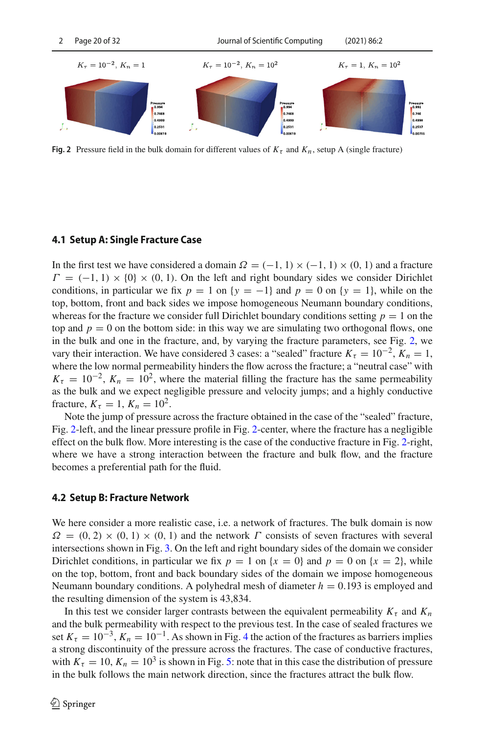Fig. 2 Pressure field in the bulk domain for different values of $K_\tau$ and $K_n$, setup A (single fracture)

### 4.1 Setup A: Single Fracture Case

In the first test we have considered a domain $\Omega = (-1, 1) \times (-1, 1) \times (0, 1)$ and a fracture $\Gamma = (-1, 1) \times \{0\} \times (0, 1)$. On the left and right boundary sides we consider Dirichlet conditions, in particular we fix $p = 1$ on $\{y = -1\}$ and $p = 0$ on $\{y = 1\}$, while on the top, bottom, front and back sides we impose homogeneous Neumann boundary conditions, whereas for the fracture we consider full Dirichlet boundary conditions setting $p = 1$ on the top and $p = 0$ on the bottom side: in this way we are simulating two orthogonal flows, one in the bulk and one in the fracture, and, by varying the fracture parameters, see Fig. 2, we vary their interaction. We have considered 3 cases: a "sealed" fracture $K_\tau = 10^{-2}$, $K_n = 1$, where the low normal permeability hinders the flow across the fracture; a "neutral case" with $K_\tau = 10^{-2}$, $K_n = 10^2$, where the material filling the fracture has the same permeability as the bulk and we expect negligible pressure and velocity jumps; and a highly conductive fracture, $K_\tau = 1$, $K_n = 10^2$.

Note the jump of pressure across the fracture obtained in the case of the "sealed" fracture, Fig. 2-left, and the linear pressure profile in Fig. 2-center, where the fracture has a negligible effect on the bulk flow. More interesting is the case of the conductive fracture in Fig. 2-right, where we have a strong interaction between the fracture and bulk flow, and the fracture becomes a preferential path for the fluid.

### 4.2 Setup B: Fracture Network

We here consider a more realistic case, i.e. a network of fractures. The bulk domain is now $\Omega = (0, 2) \times (0, 1) \times (0, 1)$ and the network $\Gamma$ consists of seven fractures with several intersections shown in Fig. 3. On the left and right boundary sides of the domain we consider Dirichlet conditions, in particular we fix $p = 1$ on $\{x = 0\}$ and $p = 0$ on $\{x = 2\}$, while on the top, bottom, front and back boundary sides of the domain we impose homogeneous Neumann boundary conditions. A polyhedral mesh of diameter $h = 0.193$ is employed and the resulting dimension of the system is 43,834.

In this test we consider larger contrasts between the equivalent permeability $K_\tau$ and $K_n$ and the bulk permeability with respect to the previous test. In the case of sealed fractures we set $K_\tau = 10^{-3}$, $K_n = 10^{-1}$. As shown in Fig. 4 the action of the fractures as barriers implies a strong discontinuity of the pressure across the fractures. The case of conductive fractures, with $K_\tau = 10$, $K_n = 10^3$ is shown in Fig. 5: note that in this case the distribution of pressure in the bulk follows the main network direction, since the fractures attract the bulk flow.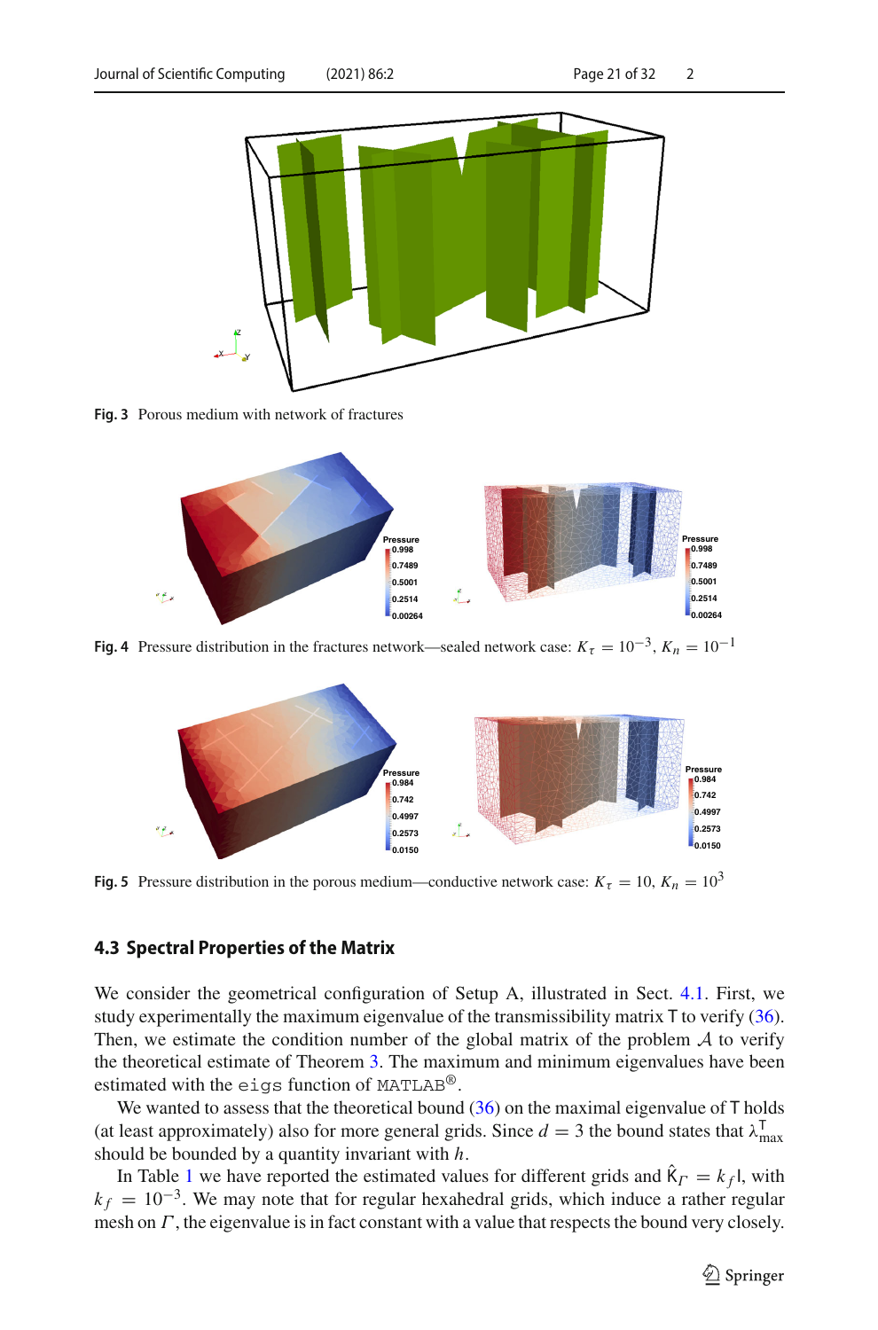Fig. 3 Porous medium with network of fractures

Fig. 4 Pressure distribution in the fractures network—sealed network case: $K_\tau = 10^{-3}$, $K_n = 10^{-1}$

Fig. 5 Pressure distribution in the porous medium—conductive network case: $K_\tau = 10$, $K_n = 10^3$

### 4.3 Spectral Properties of the Matrix

We consider the geometrical configuration of Setup A, illustrated in Sect. 4.1. First, we study experimentally the maximum eigenvalue of the transmissibility matrix $\mathsf{T}$ to verify (36). Then, we estimate the condition number of the global matrix of the problem $\mathcal{A}$ to verify the theoretical estimate of Theorem 3. The maximum and minimum eigenvalues have been estimated with the `eigs` function of `MATLAB`®.

We wanted to assess that the theoretical bound (36) on the maximal eigenvalue of $\mathsf{T}$ holds (at least approximately) also for more general grids. Since $d = 3$ the bound states that $\lambda^{\mathsf{T}}_{\max}$ should be bounded by a quantity invariant with $h$.

In Table 1 we have reported the estimated values for different grids and $\hat{\mathsf{K}}_\Gamma = k_f \mathsf{I}$, with $k_f = 10^{-3}$. We may note that for regular hexahedral grids, which induce a rather regular mesh on $\Gamma$, the eigenvalue is in fact constant with a value that respects the bound very closely.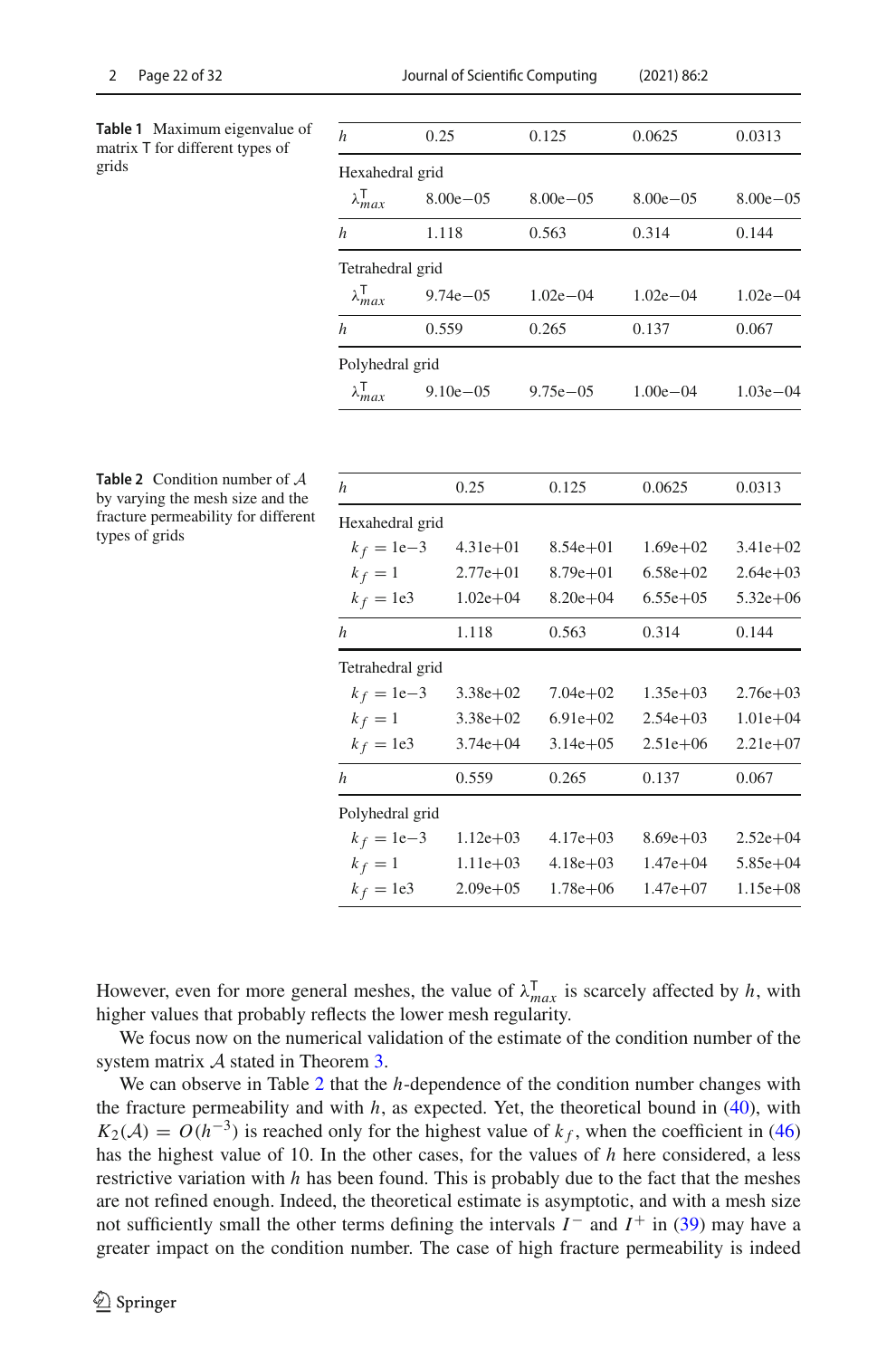**Table 1** Maximum eigenvalue of matrix $\mathsf{T}$ for different types of grids

| $h$ | 0.25 | 0.125 | 0.0625 | 0.0313 |
|---|---|---|---|---|
| Hexahedral grid | | | | |
| $\lambda^{\mathsf{T}}_{max}$ | 8.00e−05 | 8.00e−05 | 8.00e−05 | 8.00e−05 |
| $h$ | 1.118 | 0.563 | 0.314 | 0.144 |
| Tetrahedral grid | | | | |
| $\lambda^{\mathsf{T}}_{max}$ | 9.74e−05 | 1.02e−04 | 1.02e−04 | 1.02e−04 |
| $h$ | 0.559 | 0.265 | 0.137 | 0.067 |
| Polyhedral grid | | | | |
| $\lambda^{\mathsf{T}}_{max}$ | 9.10e−05 | 9.75e−05 | 1.00e−04 | 1.03e−04 |

**Table 2** Condition number of $\mathcal{A}$ by varying the mesh size and the fracture permeability for different types of grids

| $h$ | 0.25 | 0.125 | 0.0625 | 0.0313 |
|---|---|---|---|---|
| Hexahedral grid | | | | |
| $k_f = 1\text{e}{-3}$ | 4.31e+01 | 8.54e+01 | 1.69e+02 | 3.41e+02 |
| $k_f = 1$ | 2.77e+01 | 8.79e+01 | 6.58e+02 | 2.64e+03 |
| $k_f = 1\text{e}3$ | 1.02e+04 | 8.20e+04 | 6.55e+05 | 5.32e+06 |
| $h$ | 1.118 | 0.563 | 0.314 | 0.144 |
| Tetrahedral grid | | | | |
| $k_f = 1\text{e}{-3}$ | 3.38e+02 | 7.04e+02 | 1.35e+03 | 2.76e+03 |
| $k_f = 1$ | 3.38e+02 | 6.91e+02 | 2.54e+03 | 1.01e+04 |
| $k_f = 1\text{e}3$ | 3.74e+04 | 3.14e+05 | 2.51e+06 | 2.21e+07 |
| $h$ | 0.559 | 0.265 | 0.137 | 0.067 |
| Polyhedral grid | | | | |
| $k_f = 1\text{e}{-3}$ | 1.12e+03 | 4.17e+03 | 8.69e+03 | 2.52e+04 |
| $k_f = 1$ | 1.11e+03 | 4.18e+03 | 1.47e+04 | 5.85e+04 |
| $k_f = 1\text{e}3$ | 2.09e+05 | 1.78e+06 | 1.47e+07 | 1.15e+08 |

However, even for more general meshes, the value of $\lambda^{\mathsf{T}}_{max}$ is scarcely affected by $h$, with higher values that probably reflects the lower mesh regularity.

We focus now on the numerical validation of the estimate of the condition number of the system matrix $\mathcal{A}$ stated in Theorem 3.

We can observe in Table 2 that the $h$-dependence of the condition number changes with the fracture permeability and with $h$, as expected. Yet, the theoretical bound in (40), with $K_2(\mathcal{A}) = O(h^{-3})$ is reached only for the highest value of $k_f$, when the coefficient in (46) has the highest value of 10. In the other cases, for the values of $h$ here considered, a less restrictive variation with $h$ has been found. This is probably due to the fact that the meshes are not refined enough. Indeed, the theoretical estimate is asymptotic, and with a mesh size not sufficiently small the other terms defining the intervals $I^-$ and $I^+$ in (39) may have a greater impact on the condition number. The case of high fracture permeability is indeed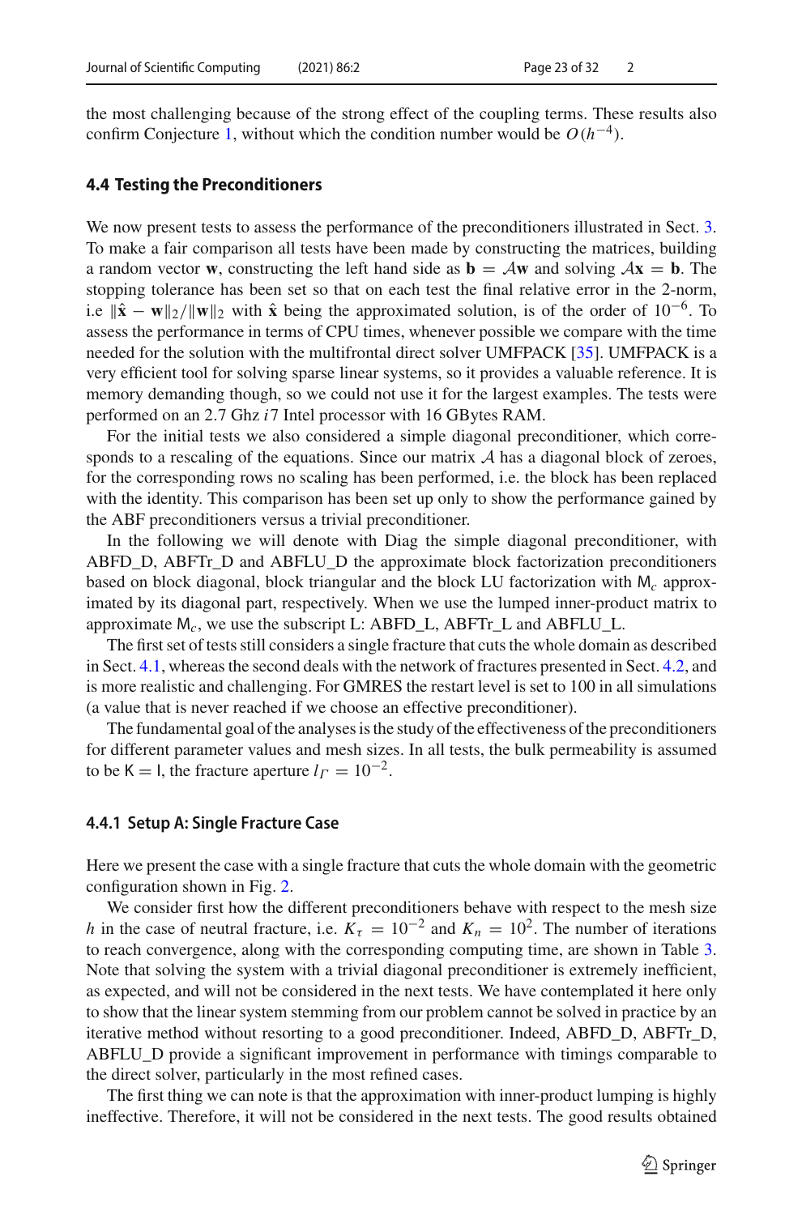the most challenging because of the strong effect of the coupling terms. These results also confirm Conjecture 1, without which the condition number would be $O(h^{-4})$.

### 4.4 Testing the Preconditioners

We now present tests to assess the performance of the preconditioners illustrated in Sect. 3. To make a fair comparison all tests have been made by constructing the matrices, building a random vector $\mathbf{w}$, constructing the left hand side as $\mathbf{b} = \mathcal{A}\mathbf{w}$ and solving $\mathcal{A}\mathbf{x} = \mathbf{b}$. The stopping tolerance has been set so that on each test the final relative error in the 2-norm, i.e $\|\hat{\mathbf{x}} - \mathbf{w}\|_2/\|\mathbf{w}\|_2$ with $\hat{\mathbf{x}}$ being the approximated solution, is of the order of $10^{-6}$. To assess the performance in terms of CPU times, whenever possible we compare with the time needed for the solution with the multifrontal direct solver UMFPACK [35]. UMFPACK is a very efficient tool for solving sparse linear systems, so it provides a valuable reference. It is memory demanding though, so we could not use it for the largest examples. The tests were performed on an 2.7 Ghz $i7$ Intel processor with 16 GBytes RAM.

For the initial tests we also considered a simple diagonal preconditioner, which corresponds to a rescaling of the equations. Since our matrix $\mathcal{A}$ has a diagonal block of zeroes, for the corresponding rows no scaling has been performed, i.e. the block has been replaced with the identity. This comparison has been set up only to show the performance gained by the ABF preconditioners versus a trivial preconditioner.

In the following we will denote with Diag the simple diagonal preconditioner, with ABFD_D, ABFTr_D and ABFLU_D the approximate block factorization preconditioners based on block diagonal, block triangular and the block LU factorization with $\mathsf{M}_c$ approximated by its diagonal part, respectively. When we use the lumped inner-product matrix to approximate $\mathsf{M}_c$, we use the subscript L: ABFD_L, ABFTr_L and ABFLU_L.

The first set of tests still considers a single fracture that cuts the whole domain as described in Sect. 4.1, whereas the second deals with the network of fractures presented in Sect. 4.2, and is more realistic and challenging. For GMRES the restart level is set to 100 in all simulations (a value that is never reached if we choose an effective preconditioner).

The fundamental goal of the analyses is the study of the effectiveness of the preconditioners for different parameter values and mesh sizes. In all tests, the bulk permeability is assumed to be $\mathsf{K} = \mathsf{I}$, the fracture aperture $l_\Gamma = 10^{-2}$.

#### 4.4.1 Setup A: Single Fracture Case

Here we present the case with a single fracture that cuts the whole domain with the geometric configuration shown in Fig. 2.

We consider first how the different preconditioners behave with respect to the mesh size $h$ in the case of neutral fracture, i.e. $K_\tau = 10^{-2}$ and $K_n = 10^2$. The number of iterations to reach convergence, along with the corresponding computing time, are shown in Table 3. Note that solving the system with a trivial diagonal preconditioner is extremely inefficient, as expected, and will not be considered in the next tests. We have contemplated it here only to show that the linear system stemming from our problem cannot be solved in practice by an iterative method without resorting to a good preconditioner. Indeed, ABFD_D, ABFTr_D, ABFLU_D provide a significant improvement in performance with timings comparable to the direct solver, particularly in the most refined cases.

The first thing we can note is that the approximation with inner-product lumping is highly ineffective. Therefore, it will not be considered in the next tests. The good results obtained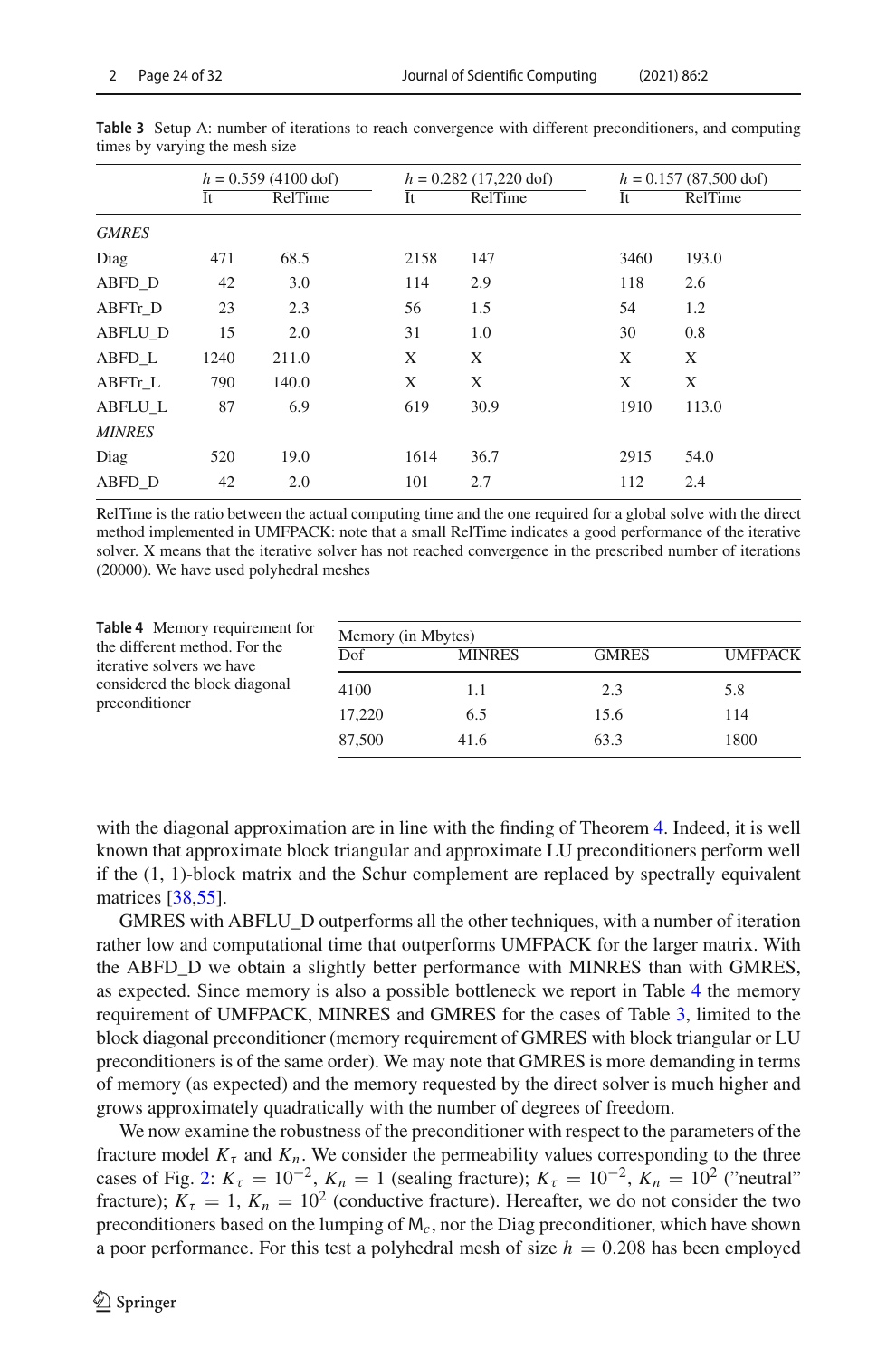**Table 3** Setup A: number of iterations to reach convergence with different preconditioners, and computing times by varying the mesh size

| | $h = 0.559$ (4100 dof) | | $h = 0.282$ (17,220 dof) | | $h = 0.157$ (87,500 dof) | |
|---|---|---|---|---|---|---|
| | It | RelTime | It | RelTime | It | RelTime |
| *GMRES* | | | | | | |
| Diag | 471 | 68.5 | 2158 | 147 | 3460 | 193.0 |
| ABFD_D | 42 | 3.0 | 114 | 2.9 | 118 | 2.6 |
| ABFTr_D | 23 | 2.3 | 56 | 1.5 | 54 | 1.2 |
| ABFLU_D | 15 | 2.0 | 31 | 1.0 | 30 | 0.8 |
| ABFD_L | 1240 | 211.0 | X | X | X | X |
| ABFTr_L | 790 | 140.0 | X | X | X | X |
| ABFLU_L | 87 | 6.9 | 619 | 30.9 | 1910 | 113.0 |
| *MINRES* | | | | | | |
| Diag | 520 | 19.0 | 1614 | 36.7 | 2915 | 54.0 |
| ABFD_D | 42 | 2.0 | 101 | 2.7 | 112 | 2.4 |

RelTime is the ratio between the actual computing time and the one required for a global solve with the direct method implemented in UMFPACK: note that a small RelTime indicates a good performance of the iterative solver. X means that the iterative solver has not reached convergence in the prescribed number of iterations (20000). We have used polyhedral meshes

**Table 4** Memory requirement for the different method. For the iterative solvers we have considered the block diagonal preconditioner

| Memory (in Mbytes) | | | |
|---|---|---|---|
| Dof | MINRES | GMRES | UMFPACK |
| 4100 | 1.1 | 2.3 | 5.8 |
| 17,220 | 6.5 | 15.6 | 114 |
| 87,500 | 41.6 | 63.3 | 1800 |

with the diagonal approximation are in line with the finding of Theorem 4. Indeed, it is well known that approximate block triangular and approximate LU preconditioners perform well if the (1, 1)-block matrix and the Schur complement are replaced by spectrally equivalent matrices [38,55].

GMRES with ABFLU_D outperforms all the other techniques, with a number of iteration rather low and computational time that outperforms UMFPACK for the larger matrix. With the ABFD_D we obtain a slightly better performance with MINRES than with GMRES, as expected. Since memory is also a possible bottleneck we report in Table 4 the memory requirement of UMFPACK, MINRES and GMRES for the cases of Table 3, limited to the block diagonal preconditioner (memory requirement of GMRES with block triangular or LU preconditioners is of the same order). We may note that GMRES is more demanding in terms of memory (as expected) and the memory requested by the direct solver is much higher and grows approximately quadratically with the number of degrees of freedom.

We now examine the robustness of the preconditioner with respect to the parameters of the fracture model $K_\tau$ and $K_n$. We consider the permeability values corresponding to the three cases of Fig. 2: $K_\tau = 10^{-2}$, $K_n = 1$ (sealing fracture); $K_\tau = 10^{-2}$, $K_n = 10^2$ ("neutral" fracture); $K_\tau = 1$, $K_n = 10^2$ (conductive fracture). Hereafter, we do not consider the two preconditioners based on the lumping of $\mathsf{M}_c$, nor the Diag preconditioner, which have shown a poor performance. For this test a polyhedral mesh of size $h = 0.208$ has been employed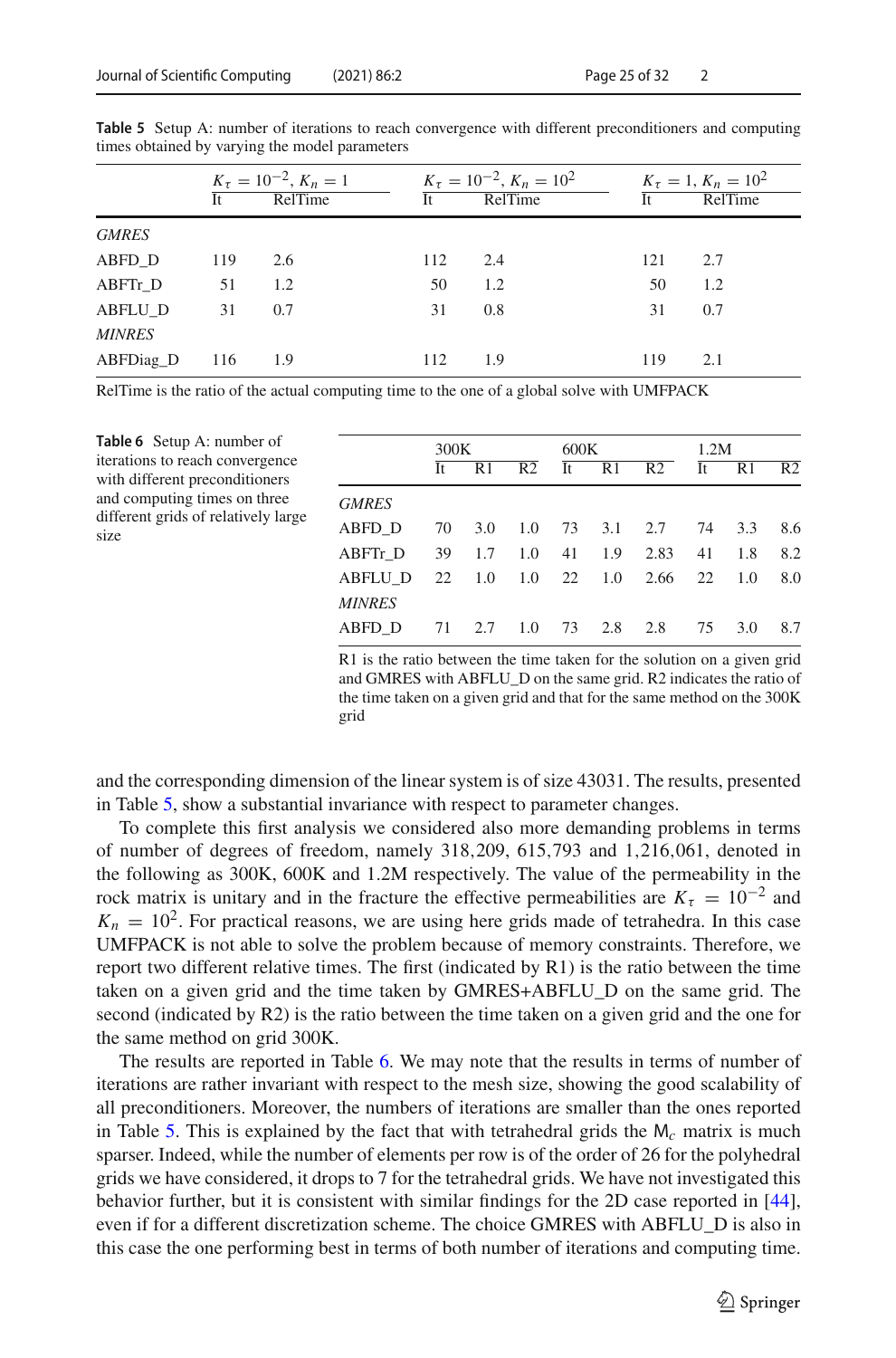**Table 5** Setup A: number of iterations to reach convergence with different preconditioners and computing times obtained by varying the model parameters

| | $K_\tau = 10^{-2}$, $K_n = 1$ | | $K_\tau = 10^{-2}$, $K_n = 10^2$ | | $K_\tau = 1$, $K_n = 10^2$ | |
|---|---|---|---|---|---|---|
| | It | RelTime | It | RelTime | It | RelTime |
| *GMRES* | | | | | | |
| ABFD_D | 119 | 2.6 | 112 | 2.4 | 121 | 2.7 |
| ABFTr_D | 51 | 1.2 | 50 | 1.2 | 50 | 1.2 |
| ABFLU_D | 31 | 0.7 | 31 | 0.8 | 31 | 0.7 |
| *MINRES* | | | | | | |
| ABFDiag_D | 116 | 1.9 | 112 | 1.9 | 119 | 2.1 |

RelTime is the ratio of the actual computing time to the one of a global solve with UMFPACK

**Table 6** Setup A: number of iterations to reach convergence with different preconditioners and computing times on three different grids of relatively large size

| | 300K | | | 600K | | | 1.2M | | |
|---|---|---|---|---|---|---|---|---|---|
| | It | R1 | R2 | It | R1 | R2 | It | R1 | R2 |
| *GMRES* | | | | | | | | | |
| ABFD_D | 70 | 3.0 | 1.0 | 73 | 3.1 | 2.7 | 74 | 3.3 | 8.6 |
| ABFTr_D | 39 | 1.7 | 1.0 | 41 | 1.9 | 2.83 | 41 | 1.8 | 8.2 |
| ABFLU_D | 22 | 1.0 | 1.0 | 22 | 1.0 | 2.66 | 22 | 1.0 | 8.0 |
| *MINRES* | | | | | | | | | |
| ABFD_D | 71 | 2.7 | 1.0 | 73 | 2.8 | 2.8 | 75 | 3.0 | 8.7 |

R1 is the ratio between the time taken for the solution on a given grid and GMRES with ABFLU_D on the same grid. R2 indicates the ratio of the time taken on a given grid and that for the same method on the 300K grid

and the corresponding dimension of the linear system is of size 43031. The results, presented in Table 5, show a substantial invariance with respect to parameter changes.

To complete this first analysis we considered also more demanding problems in terms of number of degrees of freedom, namely 318,209, 615,793 and 1,216,061, denoted in the following as 300K, 600K and 1.2M respectively. The value of the permeability in the rock matrix is unitary and in the fracture the effective permeabilities are $K_\tau = 10^{-2}$ and $K_n = 10^2$. For practical reasons, we are using here grids made of tetrahedra. In this case UMFPACK is not able to solve the problem because of memory constraints. Therefore, we report two different relative times. The first (indicated by R1) is the ratio between the time taken on a given grid and the time taken by GMRES+ABFLU_D on the same grid. The second (indicated by R2) is the ratio between the time taken on a given grid and the one for the same method on grid 300K.

The results are reported in Table 6. We may note that the results in terms of number of iterations are rather invariant with respect to the mesh size, showing the good scalability of all preconditioners. Moreover, the numbers of iterations are smaller than the ones reported in Table 5. This is explained by the fact that with tetrahedral grids the $\mathsf{M}_c$ matrix is much sparser. Indeed, while the number of elements per row is of the order of 26 for the polyhedral grids we have considered, it drops to 7 for the tetrahedral grids. We have not investigated this behavior further, but it is consistent with similar findings for the 2D case reported in [44], even if for a different discretization scheme. The choice GMRES with ABFLU_D is also in this case the one performing best in terms of both number of iterations and computing time.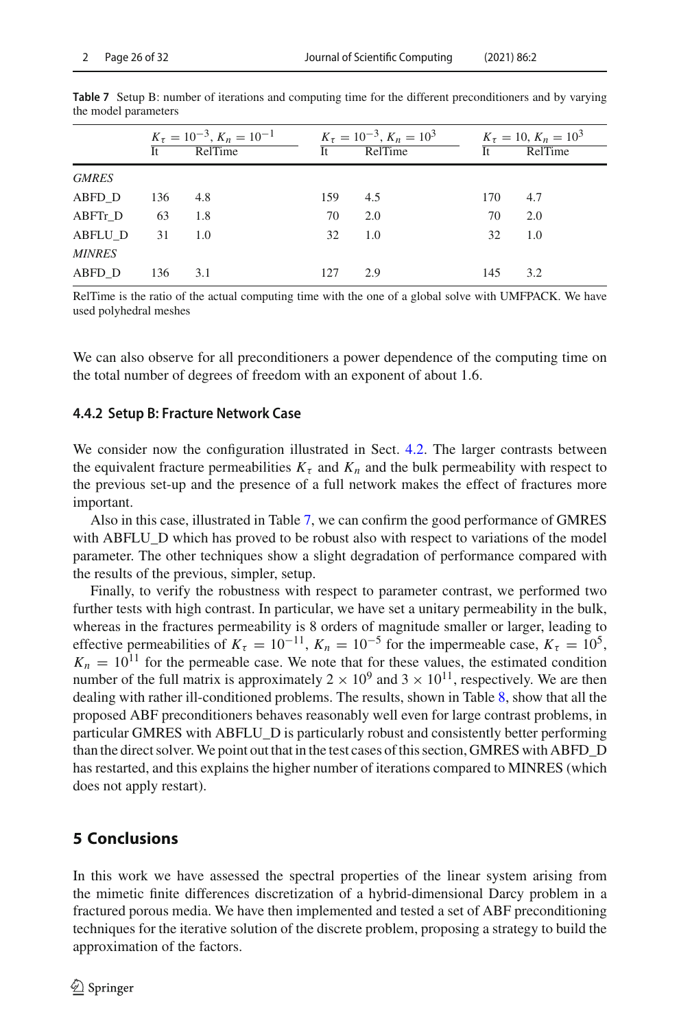**Table 7** Setup B: number of iterations and computing time for the different preconditioners and by varying the model parameters

| | $K_\tau = 10^{-3}$, $K_n = 10^{-1}$ | | $K_\tau = 10^{-3}$, $K_n = 10^{3}$ | | $K_\tau = 10$, $K_n = 10^{3}$ | |
|---|---|---|---|---|---|---|
| | It | RelTime | It | RelTime | It | RelTime |
| *GMRES* | | | | | | |
| ABFD_D | 136 | 4.8 | 159 | 4.5 | 170 | 4.7 |
| ABFTr_D | 63 | 1.8 | 70 | 2.0 | 70 | 2.0 |
| ABFLU_D | 31 | 1.0 | 32 | 1.0 | 32 | 1.0 |
| *MINRES* | | | | | | |
| ABFD_D | 136 | 3.1 | 127 | 2.9 | 145 | 3.2 |

RelTime is the ratio of the actual computing time with the one of a global solve with UMFPACK. We have used polyhedral meshes

We can also observe for all preconditioners a power dependence of the computing time on the total number of degrees of freedom with an exponent of about 1.6.

#### 4.4.2 Setup B: Fracture Network Case

We consider now the configuration illustrated in Sect. 4.2. The larger contrasts between the equivalent fracture permeabilities $K_\tau$ and $K_n$ and the bulk permeability with respect to the previous set-up and the presence of a full network makes the effect of fractures more important.

Also in this case, illustrated in Table 7, we can confirm the good performance of GMRES with ABFLU_D which has proved to be robust also with respect to variations of the model parameter. The other techniques show a slight degradation of performance compared with the results of the previous, simpler, setup.

Finally, to verify the robustness with respect to parameter contrast, we performed two further tests with high contrast. In particular, we have set a unitary permeability in the bulk, whereas in the fractures permeability is 8 orders of magnitude smaller or larger, leading to effective permeabilities of $K_\tau = 10^{-11}$, $K_n = 10^{-5}$ for the impermeable case, $K_\tau = 10^{5}$, $K_n = 10^{11}$ for the permeable case. We note that for these values, the estimated condition number of the full matrix is approximately $2 \times 10^{9}$ and $3 \times 10^{11}$, respectively. We are then dealing with rather ill-conditioned problems. The results, shown in Table 8, show that all the proposed ABF preconditioners behaves reasonably well even for large contrast problems, in particular GMRES with ABFLU_D is particularly robust and consistently better performing than the direct solver. We point out that in the test cases of this section, GMRES with ABFD_D has restarted, and this explains the higher number of iterations compared to MINRES (which does not apply restart).

## 5 Conclusions

In this work we have assessed the spectral properties of the linear system arising from the mimetic finite differences discretization of a hybrid-dimensional Darcy problem in a fractured porous media. We have then implemented and tested a set of ABF preconditioning techniques for the iterative solution of the discrete problem, proposing a strategy to build the approximation of the factors.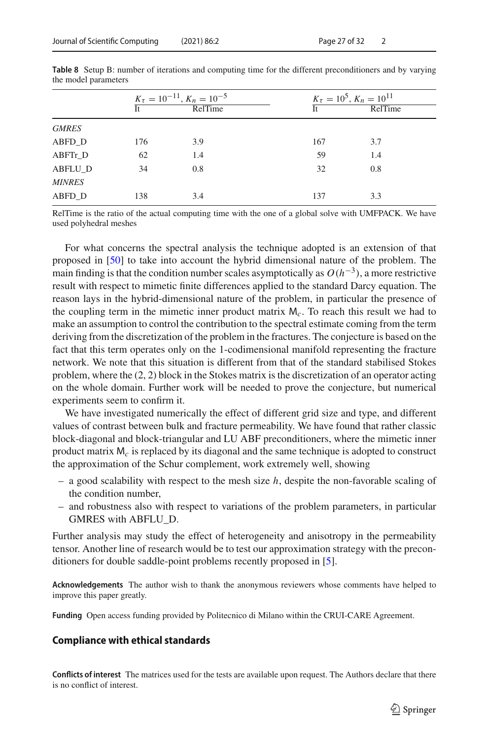**Table 8** Setup B: number of iterations and computing time for the different preconditioners and by varying the model parameters

| | $K_\tau = 10^{-11}$, $K_n = 10^{-5}$ | | $K_\tau = 10^{5}$, $K_n = 10^{11}$ | |
|---|---|---|---|---|
| | It | RelTime | It | RelTime |
| *GMRES* | | | | |
| ABFD_D | 176 | 3.9 | 167 | 3.7 |
| ABFTr_D | 62 | 1.4 | 59 | 1.4 |
| ABFLU_D | 34 | 0.8 | 32 | 0.8 |
| *MINRES* | | | | |
| ABFD_D | 138 | 3.4 | 137 | 3.3 |

RelTime is the ratio of the actual computing time with the one of a global solve with UMFPACK. We have used polyhedral meshes

For what concerns the spectral analysis the technique adopted is an extension of that proposed in [50] to take into account the hybrid dimensional nature of the problem. The main finding is that the condition number scales asymptotically as $O(h^{-3})$, a more restrictive result with respect to mimetic finite differences applied to the standard Darcy equation. The reason lays in the hybrid-dimensional nature of the problem, in particular the presence of the coupling term in the mimetic inner product matrix $\mathsf{M}_c$. To reach this result we had to make an assumption to control the contribution to the spectral estimate coming from the term deriving from the discretization of the problem in the fractures. The conjecture is based on the fact that this term operates only on the 1-codimensional manifold representing the fracture network. We note that this situation is different from that of the standard stabilised Stokes problem, where the (2, 2) block in the Stokes matrix is the discretization of an operator acting on the whole domain. Further work will be needed to prove the conjecture, but numerical experiments seem to confirm it.

We have investigated numerically the effect of different grid size and type, and different values of contrast between bulk and fracture permeability. We have found that rather classic block-diagonal and block-triangular and LU ABF preconditioners, where the mimetic inner product matrix $\mathsf{M}_c$ is replaced by its diagonal and the same technique is adopted to construct the approximation of the Schur complement, work extremely well, showing

- a good scalability with respect to the mesh size $h$, despite the non-favorable scaling of the condition number,
- and robustness also with respect to variations of the problem parameters, in particular GMRES with ABFLU_D.

Further analysis may study the effect of heterogeneity and anisotropy in the permeability tensor. Another line of research would be to test our approximation strategy with the preconditioners for double saddle-point problems recently proposed in [5].

**Acknowledgements** The author wish to thank the anonymous reviewers whose comments have helped to improve this paper greatly.

**Funding** Open access funding provided by Politecnico di Milano within the CRUI-CARE Agreement.

## Compliance with ethical standards

**Conflicts of interest** The matrices used for the tests are available upon request. The Authors declare that there is no conflict of interest.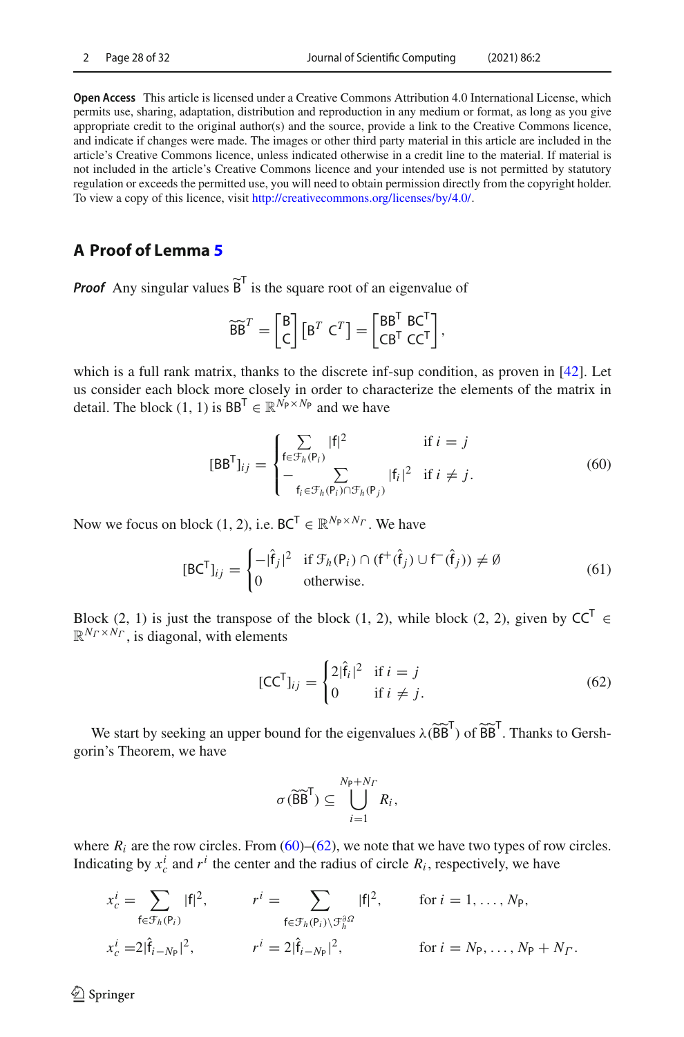**Open Access** This article is licensed under a Creative Commons Attribution 4.0 International License, which permits use, sharing, adaptation, distribution and reproduction in any medium or format, as long as you give appropriate credit to the original author(s) and the source, provide a link to the Creative Commons licence, and indicate if changes were made. The images or other third party material in this article are included in the article's Creative Commons licence, unless indicated otherwise in a credit line to the material. If material is not included in the article's Creative Commons licence and your intended use is not permitted by statutory regulation or exceeds the permitted use, you will need to obtain permission directly from the copyright holder. To view a copy of this licence, visit http://creativecommons.org/licenses/by/4.0/.

## A Proof of Lemma 5

***Proof*** Any singular values $\widetilde{\mathsf{B}}^\mathsf{T}$ is the square root of an eigenvalue of

$$\widetilde{\mathsf{B}}\widetilde{\mathsf{B}}^T = \begin{bmatrix} \mathsf{B} \\ \mathsf{C} \end{bmatrix} \begin{bmatrix} \mathsf{B}^T & \mathsf{C}^T \end{bmatrix} = \begin{bmatrix} \mathsf{B}\mathsf{B}^\mathsf{T} & \mathsf{B}\mathsf{C}^\mathsf{T} \\ \mathsf{C}\mathsf{B}^\mathsf{T} & \mathsf{C}\mathsf{C}^\mathsf{T} \end{bmatrix},$$

which is a full rank matrix, thanks to the discrete inf-sup condition, as proven in [42]. Let us consider each block more closely in order to characterize the elements of the matrix in detail. The block (1, 1) is $\mathsf{B}\mathsf{B}^\mathsf{T} \in \mathbb{R}^{N_\mathsf{P} \times N_\mathsf{P}}$ and we have

$$[\mathsf{B}\mathsf{B}^\mathsf{T}]_{ij} = \begin{cases} \sum\limits_{\mathsf{f} \in \mathcal{F}_h(\mathsf{P}_i)} |\mathsf{f}|^2 & \text{if } i = j \\ -\sum\limits_{\mathsf{f}_i \in \mathcal{F}_h(\mathsf{P}_i) \cap \mathcal{F}_h(\mathsf{P}_j)} |\mathsf{f}_i|^2 & \text{if } i \neq j. \end{cases} \tag{60}$$

Now we focus on block (1, 2), i.e. $\mathsf{B}\mathsf{C}^\mathsf{T} \in \mathbb{R}^{N_\mathsf{P} \times N_\Gamma}$. We have

$$[\mathsf{B}\mathsf{C}^\mathsf{T}]_{ij} = \begin{cases} -|\hat{\mathsf{f}}_j|^2 & \text{if } \mathcal{F}_h(\mathsf{P}_i) \cap (\mathsf{f}^+(\hat{\mathsf{f}}_j) \cup \mathsf{f}^-(\hat{\mathsf{f}}_j)) \neq \emptyset \\ 0 & \text{otherwise.} \end{cases} \tag{61}$$

Block (2, 1) is just the transpose of the block (1, 2), while block (2, 2), given by $\mathsf{C}\mathsf{C}^\mathsf{T} \in \mathbb{R}^{N_\Gamma \times N_\Gamma}$, is diagonal, with elements

$$[\mathsf{C}\mathsf{C}^\mathsf{T}]_{ij} = \begin{cases} 2|\hat{\mathsf{f}}_i|^2 & \text{if } i = j \\ 0 & \text{if } i \neq j. \end{cases} \tag{62}$$

We start by seeking an upper bound for the eigenvalues $\lambda(\widetilde{\mathsf{B}}\widetilde{\mathsf{B}}^\mathsf{T})$ of $\widetilde{\mathsf{B}}\widetilde{\mathsf{B}}^\mathsf{T}$. Thanks to Gershgorin's Theorem, we have

$$\sigma(\widetilde{\mathsf{B}}\widetilde{\mathsf{B}}^\mathsf{T}) \subseteq \bigcup_{i=1}^{N_\mathsf{P}+N_\Gamma} R_i,$$

where $R_i$ are the row circles. From (60)–(62), we note that we have two types of row circles. Indicating by $x_c^i$ and $r^i$ the center and the radius of circle $R_i$, respectively, we have

$$x_c^i = \sum_{\mathsf{f} \in \mathcal{F}_h(\mathsf{P}_i)} |\mathsf{f}|^2, \qquad r^i = \sum_{\mathsf{f} \in \mathcal{F}_h(\mathsf{P}_i) \setminus \mathcal{F}_h^{\partial \Omega}} |\mathsf{f}|^2, \qquad \text{for } i = 1, \ldots, N_\mathsf{P},$$

$$x_c^i = 2|\hat{\mathsf{f}}_{i-N_\mathsf{P}}|^2, \qquad r^i = 2|\hat{\mathsf{f}}_{i-N_\mathsf{P}}|^2, \qquad \text{for } i = N_\mathsf{P}, \ldots, N_\mathsf{P} + N_\Gamma.$$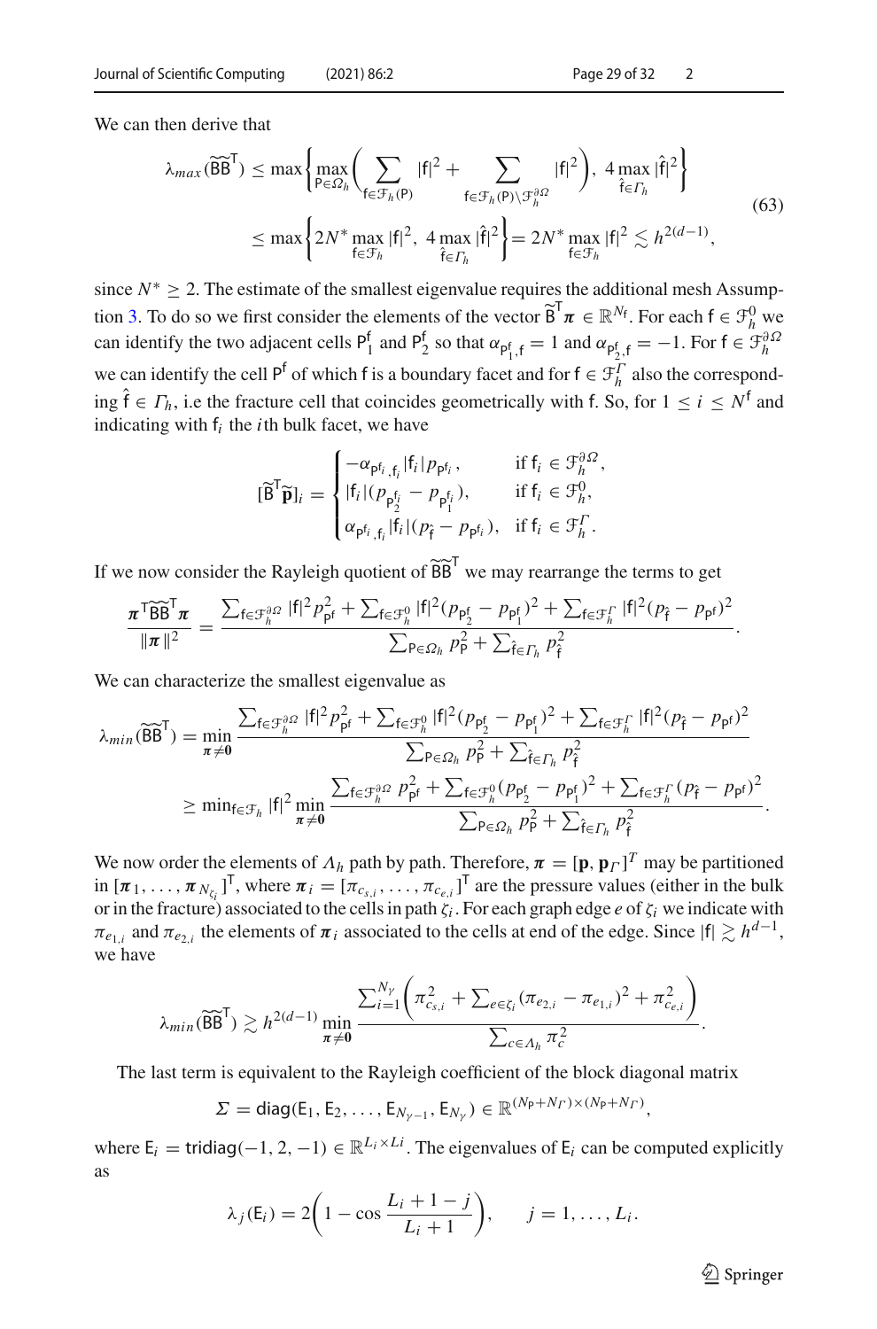We can then derive that

$$
\begin{aligned}
\lambda_{max}(\widetilde{\mathsf{B}}\widetilde{\mathsf{B}}^{\mathsf{T}}) &\leq \max\left\{\max_{\mathsf{P}\in\Omega_h}\left(\sum_{\mathsf{f}\in\mathcal{F}_h(\mathsf{P})}|\mathsf{f}|^2 + \sum_{\mathsf{f}\in\mathcal{F}_h(\mathsf{P})\setminus\mathcal{F}_h^{\partial\Omega}}|\mathsf{f}|^2\right),\ 4\max_{\hat{\mathsf{f}}\in\Gamma_h}|\hat{\mathsf{f}}|^2\right\} \\
&\leq \max\left\{2N^*\max_{\mathsf{f}\in\mathcal{F}_h}|\mathsf{f}|^2,\ 4\max_{\hat{\mathsf{f}}\in\Gamma_h}|\hat{\mathsf{f}}|^2\right\} = 2N^*\max_{\mathsf{f}\in\mathcal{F}_h}|\mathsf{f}|^2 \lesssim h^{2(d-1)},
\end{aligned}
\tag{63}
$$

since $N^* \geq 2$. The estimate of the smallest eigenvalue requires the additional mesh Assumption 3. To do so we first consider the elements of the vector $\widetilde{\mathsf{B}}^{\mathsf{T}}\boldsymbol{\pi} \in \mathbb{R}^{N_{\mathsf{f}}}$. For each $\mathsf{f} \in \mathcal{F}_h^0$ we can identify the two adjacent cells $\mathsf{P}_1^{\mathsf{f}}$ and $\mathsf{P}_2^{\mathsf{f}}$ so that $\alpha_{\mathsf{P}_1^{\mathsf{f}},\mathsf{f}} = 1$ and $\alpha_{\mathsf{P}_2^{\mathsf{f}},\mathsf{f}} = -1$. For $\mathsf{f} \in \mathcal{F}_h^{\partial\Omega}$ we can identify the cell $\mathsf{P}^{\mathsf{f}}$ of which $\mathsf{f}$ is a boundary facet and for $\mathsf{f} \in \mathcal{F}_h^{\Gamma}$ also the corresponding $\hat{\mathsf{f}} \in \Gamma_h$, i.e the fracture cell that coincides geometrically with $\mathsf{f}$. So, for $1 \leq i \leq N^{\mathsf{f}}$ and indicating with $\mathsf{f}_i$ the $i$th bulk facet, we have

$$
[\widetilde{\mathsf{B}}^{\mathsf{T}}\widetilde{\mathbf{p}}]_i = \begin{cases} -\alpha_{\mathsf{P}^{\mathsf{f}_i},\mathsf{f}_i}|\mathsf{f}_i|p_{\mathsf{P}^{\mathsf{f}_i}}, & \text{if } \mathsf{f}_i \in \mathcal{F}_h^{\partial\Omega}, \\ |\mathsf{f}_i|(p_{\mathsf{P}_2^{\mathsf{f}_i}} - p_{\mathsf{P}_1^{\mathsf{f}_i}}), & \text{if } \mathsf{f}_i \in \mathcal{F}_h^0, \\ \alpha_{\mathsf{P}^{\mathsf{f}_i},\mathsf{f}_i}|\mathsf{f}_i|(p_{\hat{\mathsf{f}}} - p_{\mathsf{P}^{\mathsf{f}_i}}), & \text{if } \mathsf{f}_i \in \mathcal{F}_h^{\Gamma}. \end{cases}
$$

If we now consider the Rayleigh quotient of $\widetilde{\mathsf{B}}\widetilde{\mathsf{B}}^{\mathsf{T}}$ we may rearrange the terms to get

$$
\frac{\boldsymbol{\pi}^{\mathsf{T}}\widetilde{\mathsf{B}}\widetilde{\mathsf{B}}^{\mathsf{T}}\boldsymbol{\pi}}{\|\boldsymbol{\pi}\|^2} = \frac{\sum_{\mathsf{f}\in\mathcal{F}_h^{\partial\Omega}}|\mathsf{f}|^2p_{\mathsf{P}^{\mathsf{f}}}^2 + \sum_{\mathsf{f}\in\mathcal{F}_h^0}|\mathsf{f}|^2(p_{\mathsf{P}_2^{\mathsf{f}}} - p_{\mathsf{P}_1^{\mathsf{f}}})^2 + \sum_{\mathsf{f}\in\mathcal{F}_h^{\Gamma}}|\mathsf{f}|^2(p_{\hat{\mathsf{f}}} - p_{\mathsf{P}^{\mathsf{f}}})^2}{\sum_{\mathsf{P}\in\Omega_h}p_{\mathsf{P}}^2 + \sum_{\hat{\mathsf{f}}\in\Gamma_h}p_{\hat{\mathsf{f}}}^2}.
$$

We can characterize the smallest eigenvalue as

$$
\begin{aligned}
\lambda_{min}(\widetilde{\mathsf{B}}\widetilde{\mathsf{B}}^{\mathsf{T}}) &= \min_{\boldsymbol{\pi}\neq\mathbf{0}}\frac{\sum_{\mathsf{f}\in\mathcal{F}_h^{\partial\Omega}}|\mathsf{f}|^2p_{\mathsf{P}^{\mathsf{f}}}^2 + \sum_{\mathsf{f}\in\mathcal{F}_h^0}|\mathsf{f}|^2(p_{\mathsf{P}_2^{\mathsf{f}}} - p_{\mathsf{P}_1^{\mathsf{f}}})^2 + \sum_{\mathsf{f}\in\mathcal{F}_h^{\Gamma}}|\mathsf{f}|^2(p_{\hat{\mathsf{f}}} - p_{\mathsf{P}^{\mathsf{f}}})^2}{\sum_{\mathsf{P}\in\Omega_h}p_{\mathsf{P}}^2 + \sum_{\hat{\mathsf{f}}\in\Gamma_h}p_{\hat{\mathsf{f}}}^2} \\
&\geq \min_{\mathsf{f}\in\mathcal{F}_h}|\mathsf{f}|^2\min_{\boldsymbol{\pi}\neq\mathbf{0}}\frac{\sum_{\mathsf{f}\in\mathcal{F}_h^{\partial\Omega}}p_{\mathsf{P}^{\mathsf{f}}}^2 + \sum_{\mathsf{f}\in\mathcal{F}_h^0}(p_{\mathsf{P}_2^{\mathsf{f}}} - p_{\mathsf{P}_1^{\mathsf{f}}})^2 + \sum_{\mathsf{f}\in\mathcal{F}_h^{\Gamma}}(p_{\hat{\mathsf{f}}} - p_{\mathsf{P}^{\mathsf{f}}})^2}{\sum_{\mathsf{P}\in\Omega_h}p_{\mathsf{P}}^2 + \sum_{\hat{\mathsf{f}}\in\Gamma_h}p_{\hat{\mathsf{f}}}^2}.
\end{aligned}
$$

We now order the elements of $\Lambda_h$ path by path. Therefore, $\boldsymbol{\pi} = [\mathbf{p}, \mathbf{p}_\Gamma]^T$ may be partitioned in $[\boldsymbol{\pi}_1, \ldots, \boldsymbol{\pi}_{N_{\zeta_i}}]^{\mathsf{T}}$, where $\boldsymbol{\pi}_i = [\pi_{c_{s,i}}, \ldots, \pi_{c_{e,i}}]^{\mathsf{T}}$ are the pressure values (either in the bulk or in the fracture) associated to the cells in path $\zeta_i$. For each graph edge $e$ of $\zeta_i$ we indicate with $\pi_{e_{1,i}}$ and $\pi_{e_{2,i}}$ the elements of $\boldsymbol{\pi}_i$ associated to the cells at end of the edge. Since $|\mathsf{f}| \gtrsim h^{d-1}$, we have

$$
\lambda_{min}(\widetilde{\mathsf{B}}\widetilde{\mathsf{B}}^{\mathsf{T}}) \gtrsim h^{2(d-1)}\min_{\boldsymbol{\pi}\neq\mathbf{0}}\frac{\sum_{i=1}^{N_\gamma}\left(\pi_{c_{s,i}}^2 + \sum_{e\in\zeta_i}(\pi_{e_{2,i}} - \pi_{e_{1,i}})^2 + \pi_{c_{e,i}}^2\right)}{\sum_{c\in\Lambda_h}\pi_c^2}.
$$

The last term is equivalent to the Rayleigh coefficient of the block diagonal matrix

$$
\Sigma = \mathsf{diag}(\mathsf{E}_1, \mathsf{E}_2, \ldots, \mathsf{E}_{N_\gamma-1}, \mathsf{E}_{N_\gamma}) \in \mathbb{R}^{(N_{\mathsf{P}}+N_\Gamma)\times(N_{\mathsf{P}}+N_\Gamma)},
$$

where $\mathsf{E}_i = \mathsf{tridiag}(-1, 2, -1) \in \mathbb{R}^{L_i\times Li}$. The eigenvalues of $\mathsf{E}_i$ can be computed explicitly as

$$
\lambda_j(\mathsf{E}_i) = 2\left(1 - \cos\frac{L_i + 1 - j}{L_i + 1}\right), \qquad j = 1, \ldots, L_i.
$$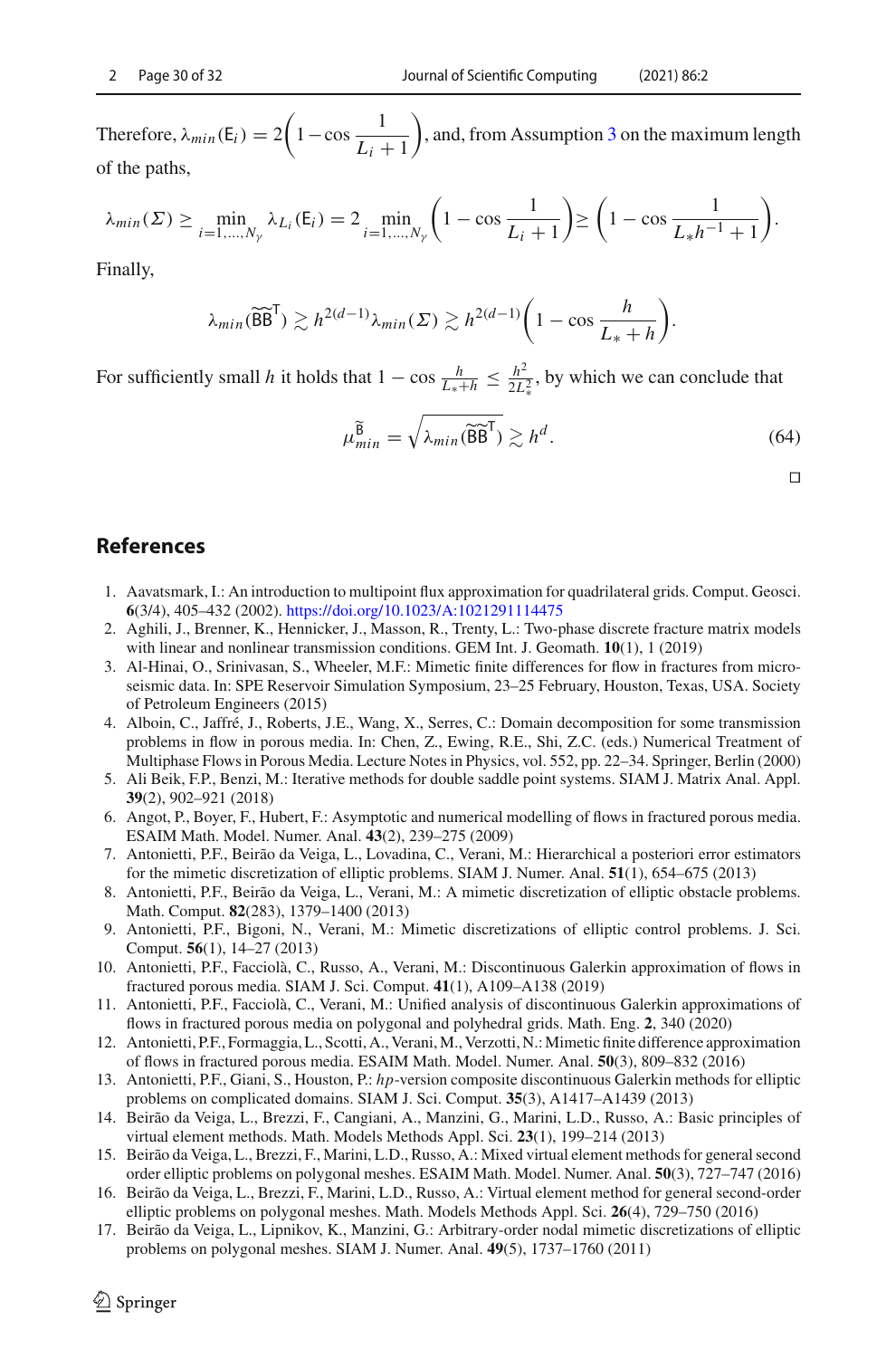Therefore, $\lambda_{min}(\mathsf{E}_i) = 2\left(1 - \cos\dfrac{1}{L_i+1}\right)$, and, from Assumption 3 on the maximum length of the paths,

$$\lambda_{min}(\Sigma) \geq \min_{i=1,\ldots,N_\gamma} \lambda_{L_i}(\mathsf{E}_i) = 2 \min_{i=1,\ldots,N_\gamma}\left(1 - \cos\frac{1}{L_i+1}\right) \geq \left(1 - \cos\frac{1}{L_* h^{-1}+1}\right).$$

Finally,

$$\lambda_{min}(\widetilde{\mathsf{B}}\widetilde{\mathsf{B}}^{\mathsf{T}}) \gtrsim h^{2(d-1)}\lambda_{min}(\Sigma) \gtrsim h^{2(d-1)}\left(1 - \cos\frac{h}{L_*+h}\right).$$

For sufficiently small $h$ it holds that $1 - \cos\frac{h}{L_*+h} \leq \frac{h^2}{2L_*^2}$, by which we can conclude that

$$\mu_{min}^{\widetilde{\mathsf{B}}} = \sqrt{\lambda_{min}(\widetilde{\mathsf{B}}\widetilde{\mathsf{B}}^{\mathsf{T}})} \gtrsim h^d. \tag{64}$$

□

## References

1. Aavatsmark, I.: An introduction to multipoint flux approximation for quadrilateral grids. Comput. Geosci. **6**(3/4), 405–432 (2002). https://doi.org/10.1023/A:1021291114475
2. Aghili, J., Brenner, K., Hennicker, J., Masson, R., Trenty, L.: Two-phase discrete fracture matrix models with linear and nonlinear transmission conditions. GEM Int. J. Geomath. **10**(1), 1 (2019)
3. Al-Hinai, O., Srinivasan, S., Wheeler, M.F.: Mimetic finite differences for flow in fractures from microseismic data. In: SPE Reservoir Simulation Symposium, 23–25 February, Houston, Texas, USA. Society of Petroleum Engineers (2015)
4. Alboin, C., Jaffré, J., Roberts, J.E., Wang, X., Serres, C.: Domain decomposition for some transmission problems in flow in porous media. In: Chen, Z., Ewing, R.E., Shi, Z.C. (eds.) Numerical Treatment of Multiphase Flows in Porous Media. Lecture Notes in Physics, vol. 552, pp. 22–34. Springer, Berlin (2000)
5. Ali Beik, F.P., Benzi, M.: Iterative methods for double saddle point systems. SIAM J. Matrix Anal. Appl. **39**(2), 902–921 (2018)
6. Angot, P., Boyer, F., Hubert, F.: Asymptotic and numerical modelling of flows in fractured porous media. ESAIM Math. Model. Numer. Anal. **43**(2), 239–275 (2009)
7. Antonietti, P.F., Beirão da Veiga, L., Lovadina, C., Verani, M.: Hierarchical a posteriori error estimators for the mimetic discretization of elliptic problems. SIAM J. Numer. Anal. **51**(1), 654–675 (2013)
8. Antonietti, P.F., Beirão da Veiga, L., Verani, M.: A mimetic discretization of elliptic obstacle problems. Math. Comput. **82**(283), 1379–1400 (2013)
9. Antonietti, P.F., Bigoni, N., Verani, M.: Mimetic discretizations of elliptic control problems. J. Sci. Comput. **56**(1), 14–27 (2013)
10. Antonietti, P.F., Facciolà, C., Russo, A., Verani, M.: Discontinuous Galerkin approximation of flows in fractured porous media. SIAM J. Sci. Comput. **41**(1), A109–A138 (2019)
11. Antonietti, P.F., Facciolà, C., Verani, M.: Unified analysis of discontinuous Galerkin approximations of flows in fractured porous media on polygonal and polyhedral grids. Math. Eng. **2**, 340 (2020)
12. Antonietti, P.F., Formaggia, L., Scotti, A., Verani, M., Verzotti, N.: Mimetic finite difference approximation of flows in fractured porous media. ESAIM Math. Model. Numer. Anal. **50**(3), 809–832 (2016)
13. Antonietti, P.F., Giani, S., Houston, P.: *hp*-version composite discontinuous Galerkin methods for elliptic problems on complicated domains. SIAM J. Sci. Comput. **35**(3), A1417–A1439 (2013)
14. Beirão da Veiga, L., Brezzi, F., Cangiani, A., Manzini, G., Marini, L.D., Russo, A.: Basic principles of virtual element methods. Math. Models Methods Appl. Sci. **23**(1), 199–214 (2013)
15. Beirão da Veiga, L., Brezzi, F., Marini, L.D., Russo, A.: Mixed virtual element methods for general second order elliptic problems on polygonal meshes. ESAIM Math. Model. Numer. Anal. **50**(3), 727–747 (2016)
16. Beirão da Veiga, L., Brezzi, F., Marini, L.D., Russo, A.: Virtual element method for general second-order elliptic problems on polygonal meshes. Math. Models Methods Appl. Sci. **26**(4), 729–750 (2016)
17. Beirão da Veiga, L., Lipnikov, K., Manzini, G.: Arbitrary-order nodal mimetic discretizations of elliptic problems on polygonal meshes. SIAM J. Numer. Anal. **49**(5), 1737–1760 (2011)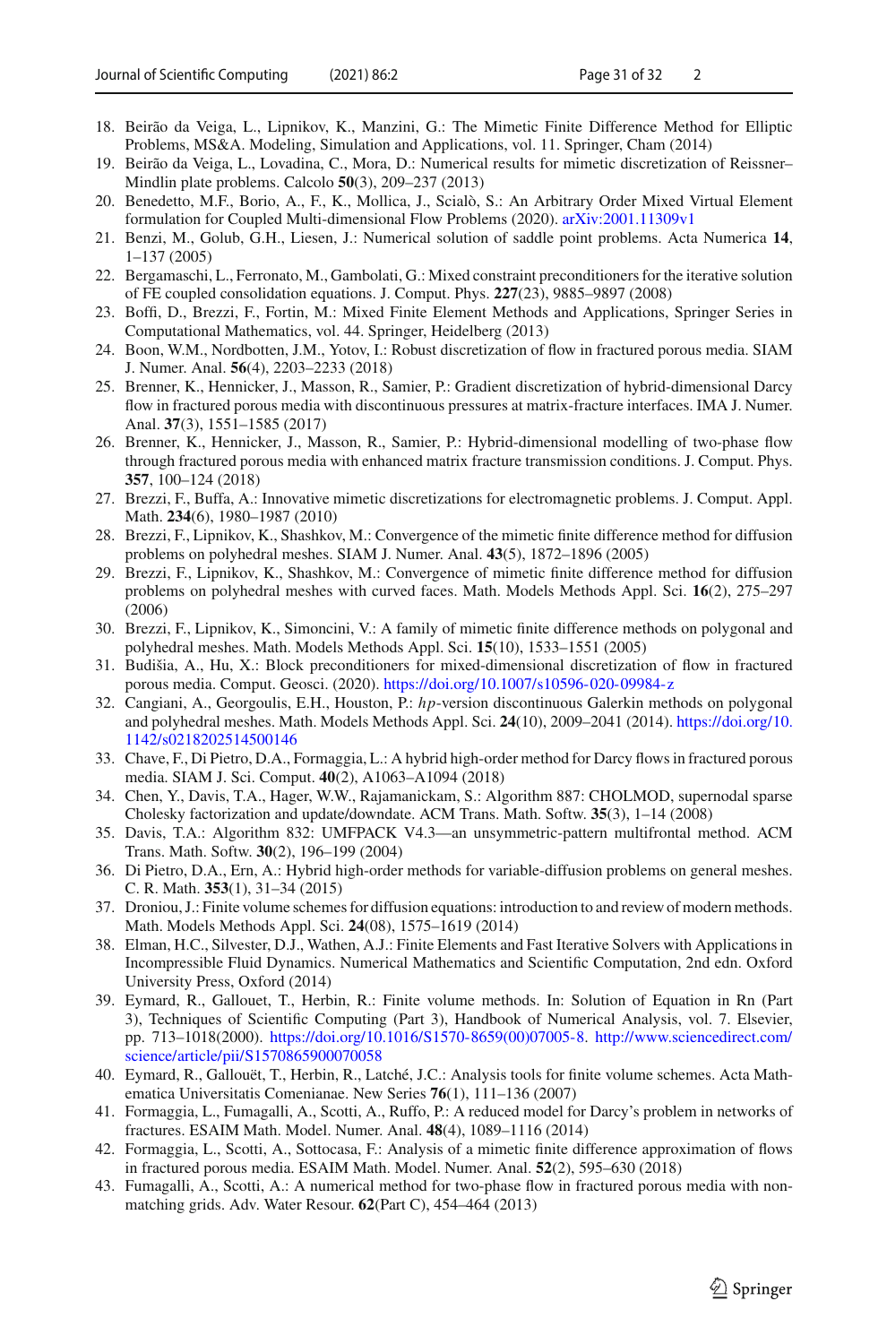18. Beirão da Veiga, L., Lipnikov, K., Manzini, G.: The Mimetic Finite Difference Method for Elliptic Problems, MS&A. Modeling, Simulation and Applications, vol. 11. Springer, Cham (2014)
19. Beirão da Veiga, L., Lovadina, C., Mora, D.: Numerical results for mimetic discretization of Reissner–Mindlin plate problems. Calcolo **50**(3), 209–237 (2013)
20. Benedetto, M.F., Borio, A., F., K., Mollica, J., Scialò, S.: An Arbitrary Order Mixed Virtual Element formulation for Coupled Multi-dimensional Flow Problems (2020). arXiv:2001.11309v1
21. Benzi, M., Golub, G.H., Liesen, J.: Numerical solution of saddle point problems. Acta Numerica **14**, 1–137 (2005)
22. Bergamaschi, L., Ferronato, M., Gambolati, G.: Mixed constraint preconditioners for the iterative solution of FE coupled consolidation equations. J. Comput. Phys. **227**(23), 9885–9897 (2008)
23. Boffi, D., Brezzi, F., Fortin, M.: Mixed Finite Element Methods and Applications, Springer Series in Computational Mathematics, vol. 44. Springer, Heidelberg (2013)
24. Boon, W.M., Nordbotten, J.M., Yotov, I.: Robust discretization of flow in fractured porous media. SIAM J. Numer. Anal. **56**(4), 2203–2233 (2018)
25. Brenner, K., Hennicker, J., Masson, R., Samier, P.: Gradient discretization of hybrid-dimensional Darcy flow in fractured porous media with discontinuous pressures at matrix-fracture interfaces. IMA J. Numer. Anal. **37**(3), 1551–1585 (2017)
26. Brenner, K., Hennicker, J., Masson, R., Samier, P.: Hybrid-dimensional modelling of two-phase flow through fractured porous media with enhanced matrix fracture transmission conditions. J. Comput. Phys. **357**, 100–124 (2018)
27. Brezzi, F., Buffa, A.: Innovative mimetic discretizations for electromagnetic problems. J. Comput. Appl. Math. **234**(6), 1980–1987 (2010)
28. Brezzi, F., Lipnikov, K., Shashkov, M.: Convergence of the mimetic finite difference method for diffusion problems on polyhedral meshes. SIAM J. Numer. Anal. **43**(5), 1872–1896 (2005)
29. Brezzi, F., Lipnikov, K., Shashkov, M.: Convergence of mimetic finite difference method for diffusion problems on polyhedral meshes with curved faces. Math. Models Methods Appl. Sci. **16**(2), 275–297 (2006)
30. Brezzi, F., Lipnikov, K., Simoncini, V.: A family of mimetic finite difference methods on polygonal and polyhedral meshes. Math. Models Methods Appl. Sci. **15**(10), 1533–1551 (2005)
31. Budišia, A., Hu, X.: Block preconditioners for mixed-dimensional discretization of flow in fractured porous media. Comput. Geosci. (2020). https://doi.org/10.1007/s10596-020-09984-z
32. Cangiani, A., Georgoulis, E.H., Houston, P.: *hp*-version discontinuous Galerkin methods on polygonal and polyhedral meshes. Math. Models Methods Appl. Sci. **24**(10), 2009–2041 (2014). https://doi.org/10.1142/s0218202514500146
33. Chave, F., Di Pietro, D.A., Formaggia, L.: A hybrid high-order method for Darcy flows in fractured porous media. SIAM J. Sci. Comput. **40**(2), A1063–A1094 (2018)
34. Chen, Y., Davis, T.A., Hager, W.W., Rajamanickam, S.: Algorithm 887: CHOLMOD, supernodal sparse Cholesky factorization and update/downdate. ACM Trans. Math. Softw. **35**(3), 1–14 (2008)
35. Davis, T.A.: Algorithm 832: UMFPACK V4.3—an unsymmetric-pattern multifrontal method. ACM Trans. Math. Softw. **30**(2), 196–199 (2004)
36. Di Pietro, D.A., Ern, A.: Hybrid high-order methods for variable-diffusion problems on general meshes. C. R. Math. **353**(1), 31–34 (2015)
37. Droniou, J.: Finite volume schemes for diffusion equations: introduction to and review of modern methods. Math. Models Methods Appl. Sci. **24**(08), 1575–1619 (2014)
38. Elman, H.C., Silvester, D.J., Wathen, A.J.: Finite Elements and Fast Iterative Solvers with Applications in Incompressible Fluid Dynamics. Numerical Mathematics and Scientific Computation, 2nd edn. Oxford University Press, Oxford (2014)
39. Eymard, R., Gallouet, T., Herbin, R.: Finite volume methods. In: Solution of Equation in Rn (Part 3), Techniques of Scientific Computing (Part 3), Handbook of Numerical Analysis, vol. 7. Elsevier, pp. 713–1018(2000). https://doi.org/10.1016/S1570-8659(00)07005-8. http://www.sciencedirect.com/science/article/pii/S1570865900070058
40. Eymard, R., Gallouët, T., Herbin, R., Latché, J.C.: Analysis tools for finite volume schemes. Acta Mathematica Universitatis Comenianae. New Series **76**(1), 111–136 (2007)
41. Formaggia, L., Fumagalli, A., Scotti, A., Ruffo, P.: A reduced model for Darcy's problem in networks of fractures. ESAIM Math. Model. Numer. Anal. **48**(4), 1089–1116 (2014)
42. Formaggia, L., Scotti, A., Sottocasa, F.: Analysis of a mimetic finite difference approximation of flows in fractured porous media. ESAIM Math. Model. Numer. Anal. **52**(2), 595–630 (2018)
43. Fumagalli, A., Scotti, A.: A numerical method for two-phase flow in fractured porous media with non-matching grids. Adv. Water Resour. **62**(Part C), 454–464 (2013)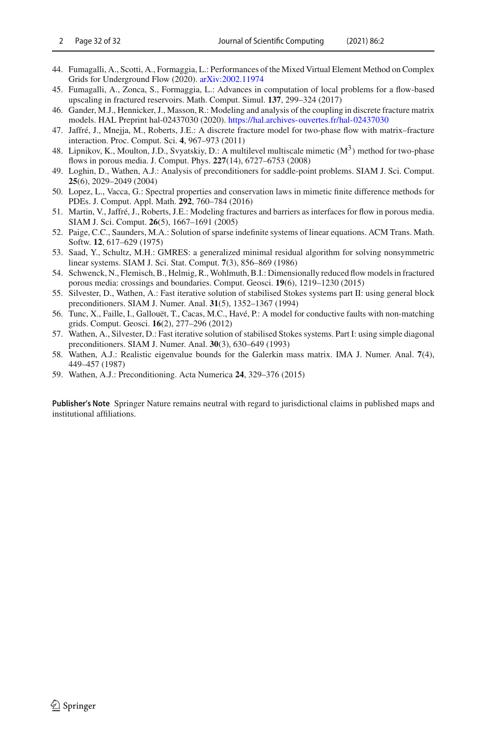44. Fumagalli, A., Scotti, A., Formaggia, L.: Performances of the Mixed Virtual Element Method on Complex Grids for Underground Flow (2020). arXiv:2002.11974
45. Fumagalli, A., Zonca, S., Formaggia, L.: Advances in computation of local problems for a flow-based upscaling in fractured reservoirs. Math. Comput. Simul. **137**, 299–324 (2017)
46. Gander, M.J., Hennicker, J., Masson, R.: Modeling and analysis of the coupling in discrete fracture matrix models. HAL Preprint hal-02437030 (2020). https://hal.archives-ouvertes.fr/hal-02437030
47. Jaffré, J., Mnejja, M., Roberts, J.E.: A discrete fracture model for two-phase flow with matrix–fracture interaction. Proc. Comput. Sci. **4**, 967–973 (2011)
48. Lipnikov, K., Moulton, J.D., Svyatskiy, D.: A multilevel multiscale mimetic ($M^3$) method for two-phase flows in porous media. J. Comput. Phys. **227**(14), 6727–6753 (2008)
49. Loghin, D., Wathen, A.J.: Analysis of preconditioners for saddle-point problems. SIAM J. Sci. Comput. **25**(6), 2029–2049 (2004)
50. Lopez, L., Vacca, G.: Spectral properties and conservation laws in mimetic finite difference methods for PDEs. J. Comput. Appl. Math. **292**, 760–784 (2016)
51. Martin, V., Jaffré, J., Roberts, J.E.: Modeling fractures and barriers as interfaces for flow in porous media. SIAM J. Sci. Comput. **26**(5), 1667–1691 (2005)
52. Paige, C.C., Saunders, M.A.: Solution of sparse indefinite systems of linear equations. ACM Trans. Math. Softw. **12**, 617–629 (1975)
53. Saad, Y., Schultz, M.H.: GMRES: a generalized minimal residual algorithm for solving nonsymmetric linear systems. SIAM J. Sci. Stat. Comput. **7**(3), 856–869 (1986)
54. Schwenck, N., Flemisch, B., Helmig, R., Wohlmuth, B.I.: Dimensionally reduced flow models in fractured porous media: crossings and boundaries. Comput. Geosci. **19**(6), 1219–1230 (2015)
55. Silvester, D., Wathen, A.: Fast iterative solution of stabilised Stokes systems part II: using general block preconditioners. SIAM J. Numer. Anal. **31**(5), 1352–1367 (1994)
56. Tunc, X., Faille, I., Gallouët, T., Cacas, M.C., Havé, P.: A model for conductive faults with non-matching grids. Comput. Geosci. **16**(2), 277–296 (2012)
57. Wathen, A., Silvester, D.: Fast iterative solution of stabilised Stokes systems. Part I: using simple diagonal preconditioners. SIAM J. Numer. Anal. **30**(3), 630–649 (1993)
58. Wathen, A.J.: Realistic eigenvalue bounds for the Galerkin mass matrix. IMA J. Numer. Anal. **7**(4), 449–457 (1987)
59. Wathen, A.J.: Preconditioning. Acta Numerica **24**, 329–376 (2015)

**Publisher's Note** Springer Nature remains neutral with regard to jurisdictional claims in published maps and institutional affiliations.